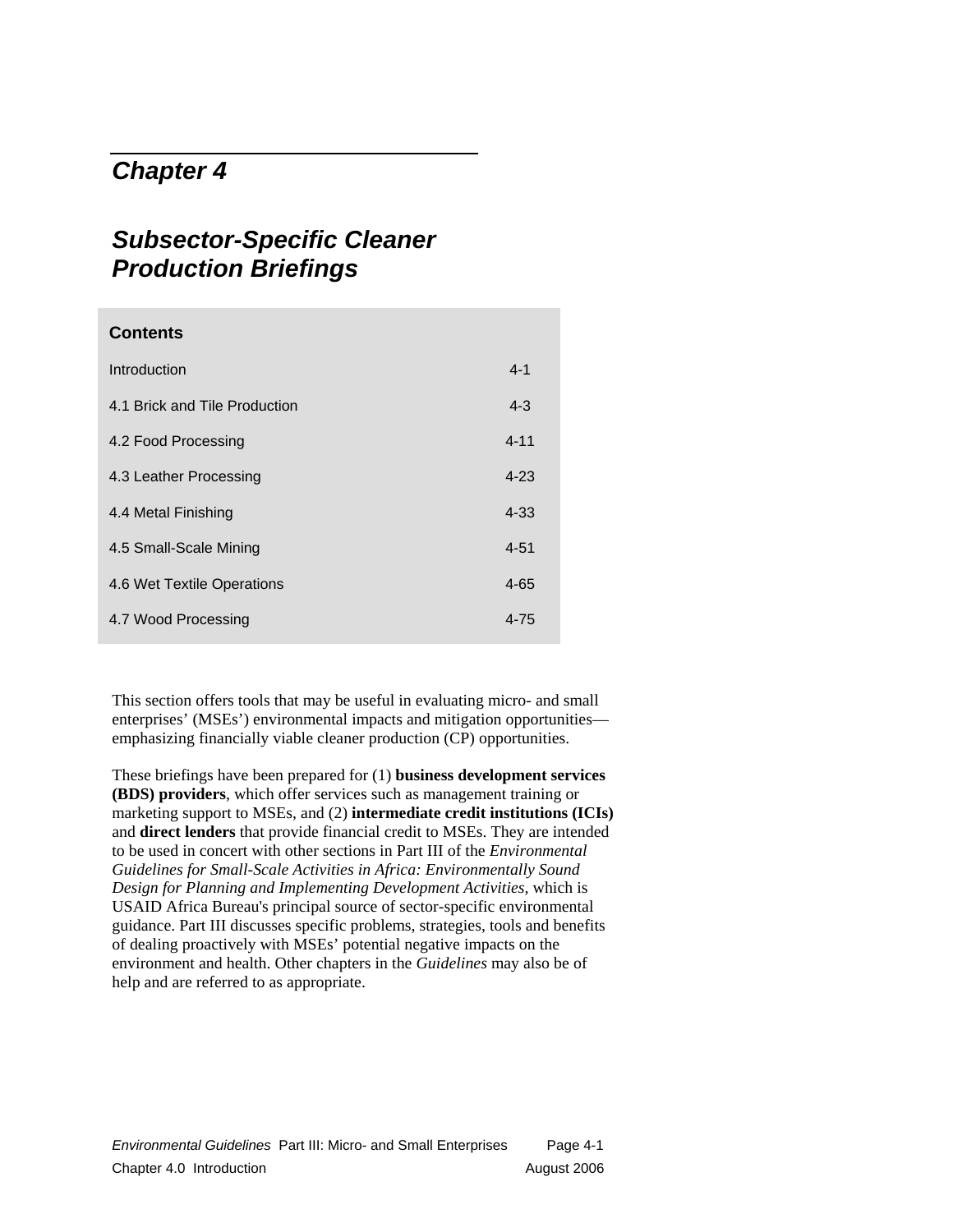# Chapter 4

## Subsector-Specific Cleaner Production Briefings

| Contents | |
|---|---|
| Introduction | 4-1 |
| 4.1 Brick and Tile Production | 4-3 |
| 4.2 Food Processing | 4-11 |
| 4.3 Leather Processing | 4-23 |
| 4.4 Metal Finishing | 4-33 |
| 4.5 Small-Scale Mining | 4-51 |
| 4.6 Wet Textile Operations | 4-65 |
| 4.7 Wood Processing | 4-75 |

This section offers tools that may be useful in evaluating micro- and small enterprises' (MSEs') environmental impacts and mitigation opportunities—emphasizing financially viable cleaner production (CP) opportunities.

These briefings have been prepared for (1) **business development services (BDS) providers**, which offer services such as management training or marketing support to MSEs, and (2) **intermediate credit institutions (ICIs)** and **direct lenders** that provide financial credit to MSEs. They are intended to be used in concert with other sections in Part III of the *Environmental Guidelines for Small-Scale Activities in Africa: Environmentally Sound Design for Planning and Implementing Development Activities,* which is USAID Africa Bureau's principal source of sector-specific environmental guidance. Part III discusses specific problems, strategies, tools and benefits of dealing proactively with MSEs' potential negative impacts on the environment and health. Other chapters in the *Guidelines* may also be of help and are referred to as appropriate.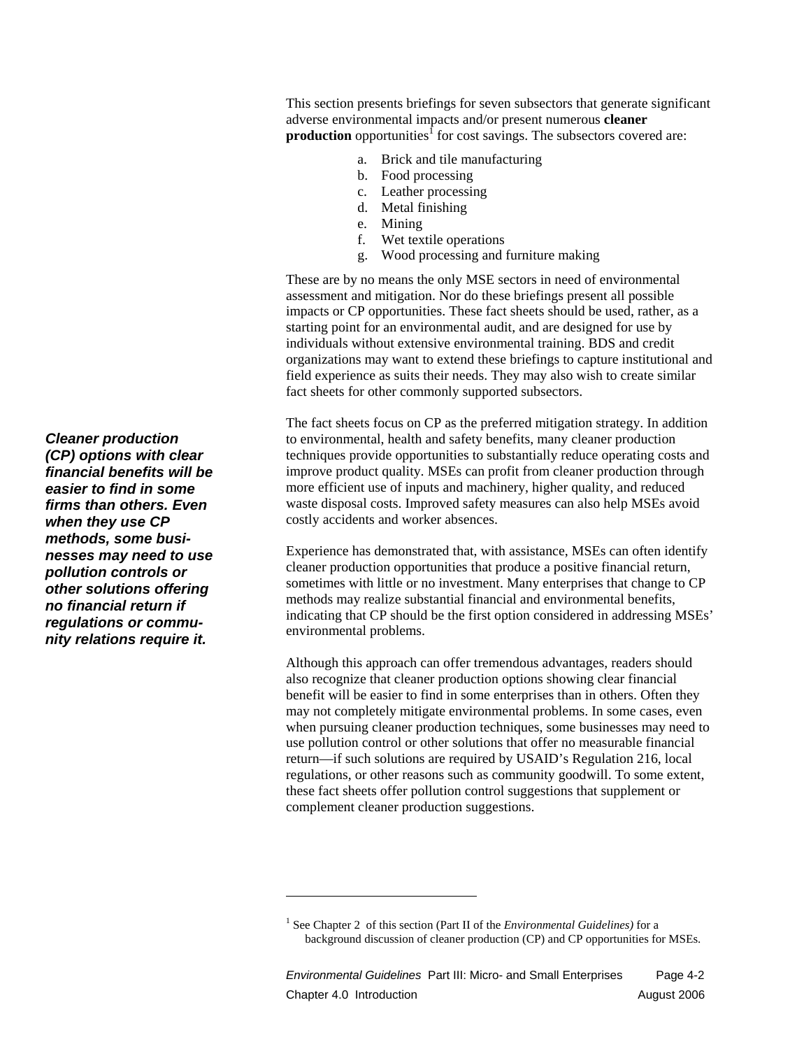This section presents briefings for seven subsectors that generate significant adverse environmental impacts and/or present numerous **cleaner production** opportunities[1] for cost savings. The subsectors covered are:

a. Brick and tile manufacturing
b. Food processing
c. Leather processing
d. Metal finishing
e. Mining
f. Wet textile operations
g. Wood processing and furniture making

These are by no means the only MSE sectors in need of environmental assessment and mitigation. Nor do these briefings present all possible impacts or CP opportunities. These fact sheets should be used, rather, as a starting point for an environmental audit, and are designed for use by individuals without extensive environmental training. BDS and credit organizations may want to extend these briefings to capture institutional and field experience as suits their needs. They may also wish to create similar fact sheets for other commonly supported subsectors.

***Cleaner production (CP) options with clear financial benefits will be easier to find in some firms than others. Even when they use CP methods, some businesses may need to use pollution controls or other solutions offering no financial return if regulations or community relations require it.***

The fact sheets focus on CP as the preferred mitigation strategy. In addition to environmental, health and safety benefits, many cleaner production techniques provide opportunities to substantially reduce operating costs and improve product quality. MSEs can profit from cleaner production through more efficient use of inputs and machinery, higher quality, and reduced waste disposal costs. Improved safety measures can also help MSEs avoid costly accidents and worker absences.

Experience has demonstrated that, with assistance, MSEs can often identify cleaner production opportunities that produce a positive financial return, sometimes with little or no investment. Many enterprises that change to CP methods may realize substantial financial and environmental benefits, indicating that CP should be the first option considered in addressing MSEs' environmental problems.

Although this approach can offer tremendous advantages, readers should also recognize that cleaner production options showing clear financial benefit will be easier to find in some enterprises than in others. Often they may not completely mitigate environmental problems. In some cases, even when pursuing cleaner production techniques, some businesses may need to use pollution control or other solutions that offer no measurable financial return—if such solutions are required by USAID's Regulation 216, local regulations, or other reasons such as community goodwill. To some extent, these fact sheets offer pollution control suggestions that supplement or complement cleaner production suggestions.

---

[1] See Chapter 2 of this section (Part II of the *Environmental Guidelines)* for a background discussion of cleaner production (CP) and CP opportunities for MSEs.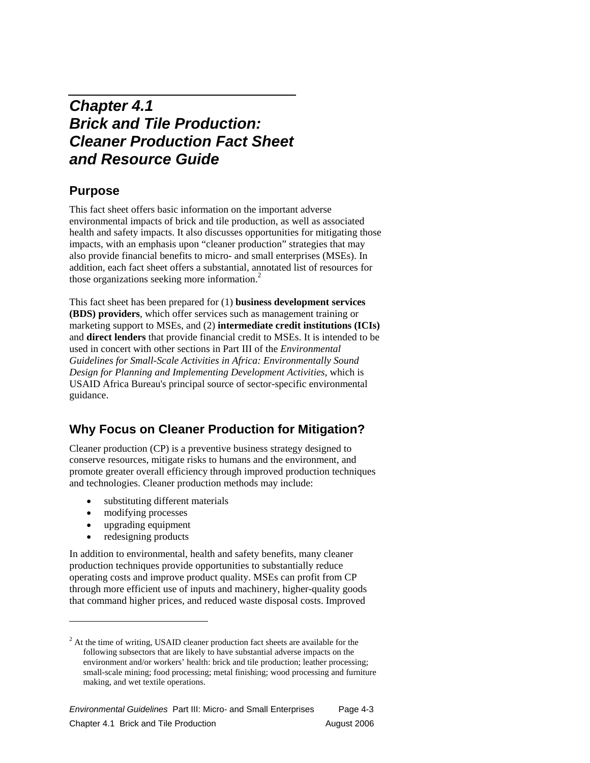# Chapter 4.1 Brick and Tile Production: Cleaner Production Fact Sheet and Resource Guide

## Purpose

This fact sheet offers basic information on the important adverse environmental impacts of brick and tile production, as well as associated health and safety impacts. It also discusses opportunities for mitigating those impacts, with an emphasis upon "cleaner production" strategies that may also provide financial benefits to micro- and small enterprises (MSEs). In addition, each fact sheet offers a substantial, annotated list of resources for those organizations seeking more information.[2]

This fact sheet has been prepared for (1) **business development services (BDS) providers**, which offer services such as management training or marketing support to MSEs, and (2) **intermediate credit institutions (ICIs)** and **direct lenders** that provide financial credit to MSEs. It is intended to be used in concert with other sections in Part III of the *Environmental Guidelines for Small-Scale Activities in Africa: Environmentally Sound Design for Planning and Implementing Development Activities,* which is USAID Africa Bureau's principal source of sector-specific environmental guidance.

## Why Focus on Cleaner Production for Mitigation?

Cleaner production (CP) is a preventive business strategy designed to conserve resources, mitigate risks to humans and the environment, and promote greater overall efficiency through improved production techniques and technologies. Cleaner production methods may include:

- substituting different materials
- modifying processes
- upgrading equipment
- redesigning products

In addition to environmental, health and safety benefits, many cleaner production techniques provide opportunities to substantially reduce operating costs and improve product quality. MSEs can profit from CP through more efficient use of inputs and machinery, higher-quality goods that command higher prices, and reduced waste disposal costs. Improved

---

[2] At the time of writing, USAID cleaner production fact sheets are available for the following subsectors that are likely to have substantial adverse impacts on the environment and/or workers' health: brick and tile production; leather processing; small-scale mining; food processing; metal finishing; wood processing and furniture making, and wet textile operations.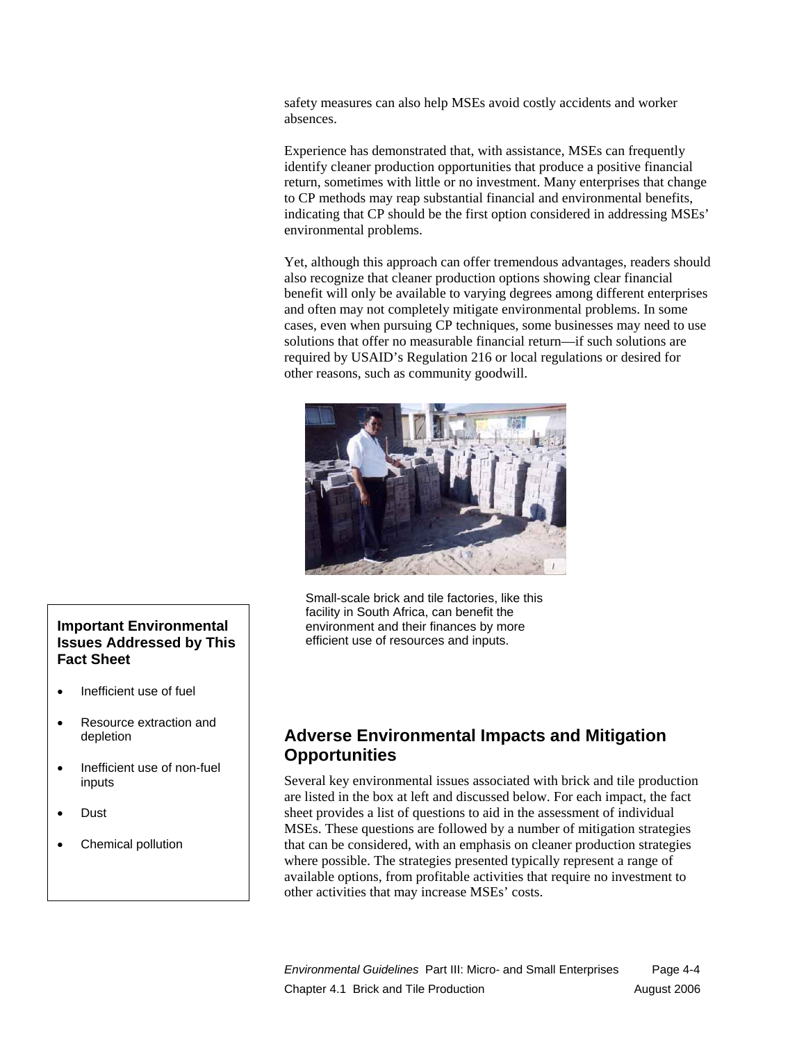safety measures can also help MSEs avoid costly accidents and worker absences.

Experience has demonstrated that, with assistance, MSEs can frequently identify cleaner production opportunities that produce a positive financial return, sometimes with little or no investment. Many enterprises that change to CP methods may reap substantial financial and environmental benefits, indicating that CP should be the first option considered in addressing MSEs' environmental problems.

Yet, although this approach can offer tremendous advantages, readers should also recognize that cleaner production options showing clear financial benefit will only be available to varying degrees among different enterprises and often may not completely mitigate environmental problems. In some cases, even when pursuing CP techniques, some businesses may need to use solutions that offer no measurable financial return—if such solutions are required by USAID's Regulation 216 or local regulations or desired for other reasons, such as community goodwill.

Small-scale brick and tile factories, like this facility in South Africa, can benefit the environment and their finances by more efficient use of resources and inputs.

**Important Environmental Issues Addressed by This Fact Sheet**

- Inefficient use of fuel
- Resource extraction and depletion
- Inefficient use of non-fuel inputs
- Dust
- Chemical pollution

## Adverse Environmental Impacts and Mitigation Opportunities

Several key environmental issues associated with brick and tile production are listed in the box at left and discussed below. For each impact, the fact sheet provides a list of questions to aid in the assessment of individual MSEs. These questions are followed by a number of mitigation strategies that can be considered, with an emphasis on cleaner production strategies where possible. The strategies presented typically represent a range of available options, from profitable activities that require no investment to other activities that may increase MSEs' costs.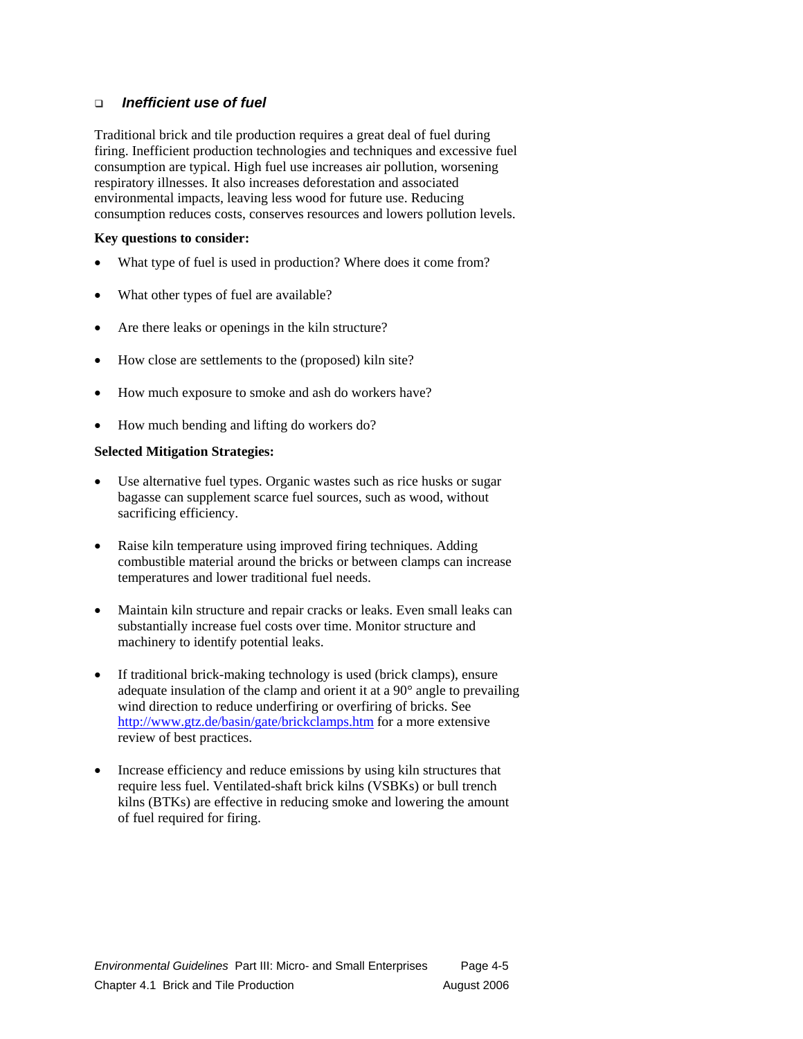### *Inefficient use of fuel*

Traditional brick and tile production requires a great deal of fuel during firing. Inefficient production technologies and techniques and excessive fuel consumption are typical. High fuel use increases air pollution, worsening respiratory illnesses. It also increases deforestation and associated environmental impacts, leaving less wood for future use. Reducing consumption reduces costs, conserves resources and lowers pollution levels.

**Key questions to consider:**

- What type of fuel is used in production? Where does it come from?
- What other types of fuel are available?
- Are there leaks or openings in the kiln structure?
- How close are settlements to the (proposed) kiln site?
- How much exposure to smoke and ash do workers have?
- How much bending and lifting do workers do?

**Selected Mitigation Strategies:**

- Use alternative fuel types. Organic wastes such as rice husks or sugar bagasse can supplement scarce fuel sources, such as wood, without sacrificing efficiency.
- Raise kiln temperature using improved firing techniques. Adding combustible material around the bricks or between clamps can increase temperatures and lower traditional fuel needs.
- Maintain kiln structure and repair cracks or leaks. Even small leaks can substantially increase fuel costs over time. Monitor structure and machinery to identify potential leaks.
- If traditional brick-making technology is used (brick clamps), ensure adequate insulation of the clamp and orient it at a 90° angle to prevailing wind direction to reduce underfiring or overfiring of bricks. See http://www.gtz.de/basin/gate/brickclamps.htm for a more extensive review of best practices.
- Increase efficiency and reduce emissions by using kiln structures that require less fuel. Ventilated-shaft brick kilns (VSBKs) or bull trench kilns (BTKs) are effective in reducing smoke and lowering the amount of fuel required for firing.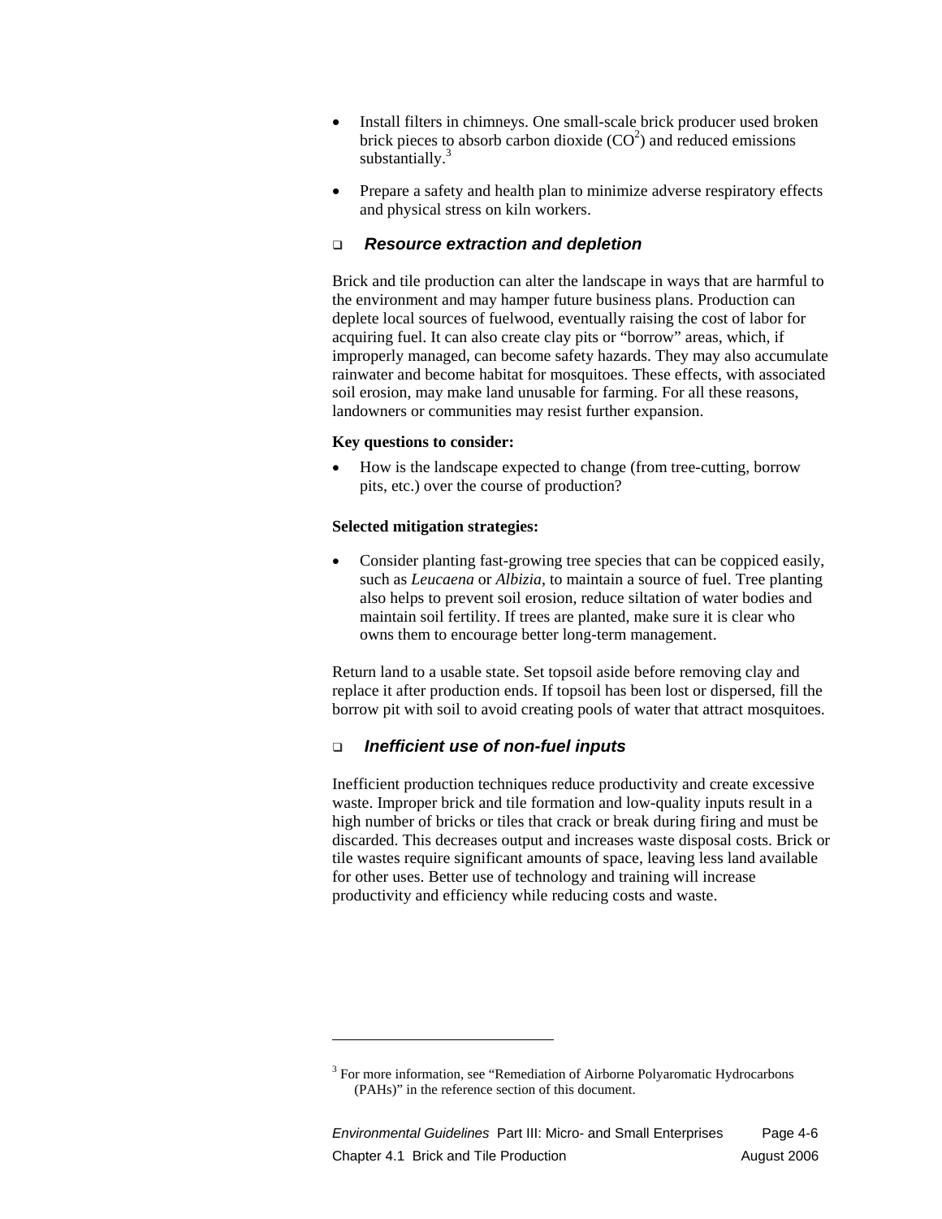- Install filters in chimneys. One small-scale brick producer used broken brick pieces to absorb carbon dioxide ($CO^2$) and reduced emissions substantially.[3]

- Prepare a safety and health plan to minimize adverse respiratory effects and physical stress on kiln workers.

### ❑ *Resource extraction and depletion*

Brick and tile production can alter the landscape in ways that are harmful to the environment and may hamper future business plans. Production can deplete local sources of fuelwood, eventually raising the cost of labor for acquiring fuel. It can also create clay pits or "borrow" areas, which, if improperly managed, can become safety hazards. They may also accumulate rainwater and become habitat for mosquitoes. These effects, with associated soil erosion, may make land unusable for farming. For all these reasons, landowners or communities may resist further expansion.

**Key questions to consider:**

- How is the landscape expected to change (from tree-cutting, borrow pits, etc.) over the course of production?

**Selected mitigation strategies:**

- Consider planting fast-growing tree species that can be coppiced easily, such as *Leucaena* or *Albizia*, to maintain a source of fuel. Tree planting also helps to prevent soil erosion, reduce siltation of water bodies and maintain soil fertility. If trees are planted, make sure it is clear who owns them to encourage better long-term management.

Return land to a usable state. Set topsoil aside before removing clay and replace it after production ends. If topsoil has been lost or dispersed, fill the borrow pit with soil to avoid creating pools of water that attract mosquitoes.

### ❑ *Inefficient use of non-fuel inputs*

Inefficient production techniques reduce productivity and create excessive waste. Improper brick and tile formation and low-quality inputs result in a high number of bricks or tiles that crack or break during firing and must be discarded. This decreases output and increases waste disposal costs. Brick or tile wastes require significant amounts of space, leaving less land available for other uses. Better use of technology and training will increase productivity and efficiency while reducing costs and waste.

---

[3] For more information, see "Remediation of Airborne Polyaromatic Hydrocarbons (PAHs)" in the reference section of this document.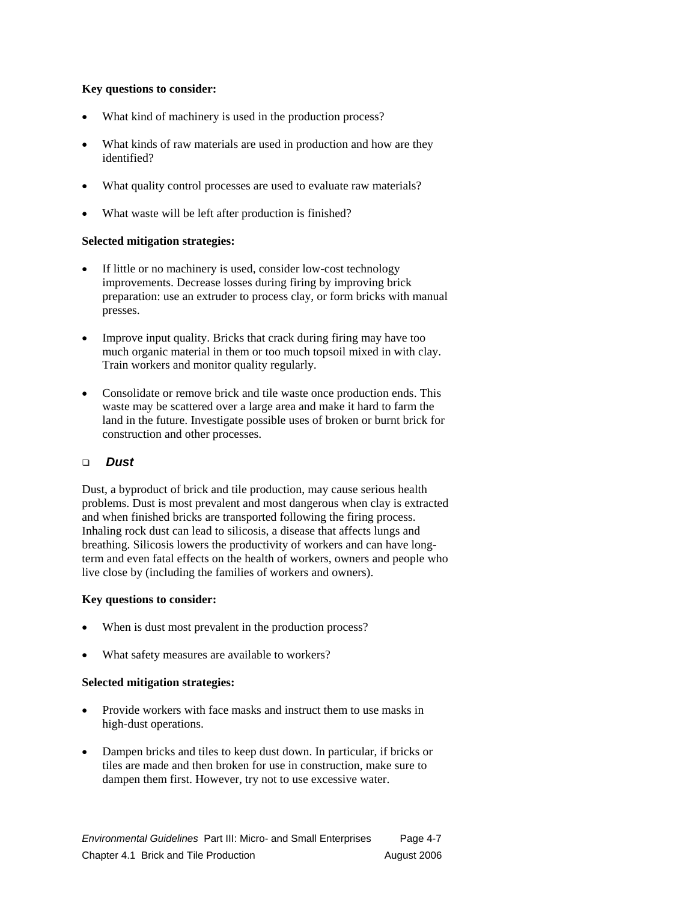**Key questions to consider:**

- What kind of machinery is used in the production process?
- What kinds of raw materials are used in production and how are they identified?
- What quality control processes are used to evaluate raw materials?
- What waste will be left after production is finished?

**Selected mitigation strategies:**

- If little or no machinery is used, consider low-cost technology improvements. Decrease losses during firing by improving brick preparation: use an extruder to process clay, or form bricks with manual presses.
- Improve input quality. Bricks that crack during firing may have too much organic material in them or too much topsoil mixed in with clay. Train workers and monitor quality regularly.
- Consolidate or remove brick and tile waste once production ends. This waste may be scattered over a large area and make it hard to farm the land in the future. Investigate possible uses of broken or burnt brick for construction and other processes.

### ❑ *Dust*

Dust, a byproduct of brick and tile production, may cause serious health problems. Dust is most prevalent and most dangerous when clay is extracted and when finished bricks are transported following the firing process. Inhaling rock dust can lead to silicosis, a disease that affects lungs and breathing. Silicosis lowers the productivity of workers and can have long-term and even fatal effects on the health of workers, owners and people who live close by (including the families of workers and owners).

**Key questions to consider:**

- When is dust most prevalent in the production process?
- What safety measures are available to workers?

**Selected mitigation strategies:**

- Provide workers with face masks and instruct them to use masks in high-dust operations.
- Dampen bricks and tiles to keep dust down. In particular, if bricks or tiles are made and then broken for use in construction, make sure to dampen them first. However, try not to use excessive water.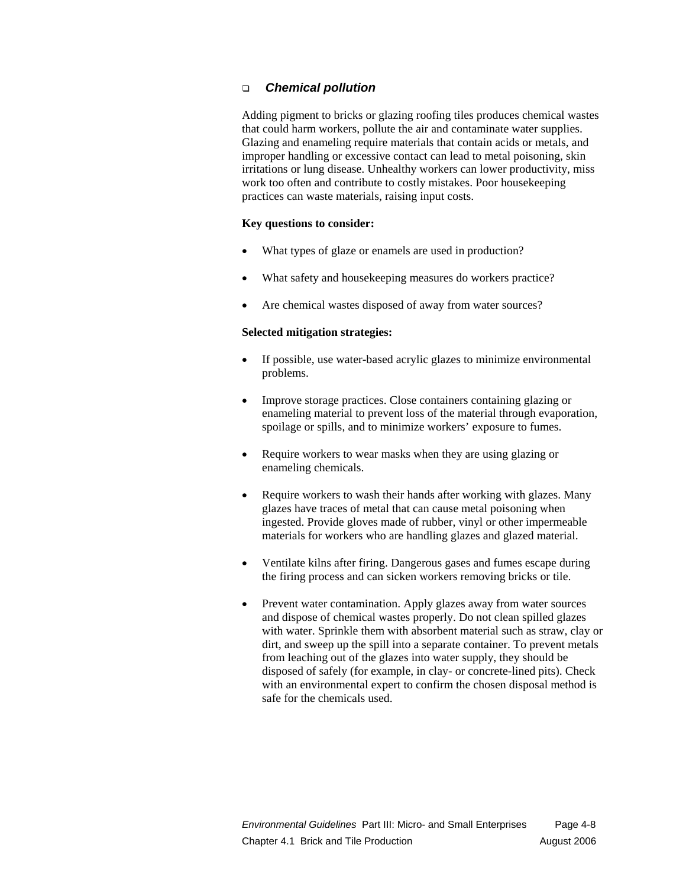### *Chemical pollution*

Adding pigment to bricks or glazing roofing tiles produces chemical wastes that could harm workers, pollute the air and contaminate water supplies. Glazing and enameling require materials that contain acids or metals, and improper handling or excessive contact can lead to metal poisoning, skin irritations or lung disease. Unhealthy workers can lower productivity, miss work too often and contribute to costly mistakes. Poor housekeeping practices can waste materials, raising input costs.

**Key questions to consider:**

- What types of glaze or enamels are used in production?
- What safety and housekeeping measures do workers practice?
- Are chemical wastes disposed of away from water sources?

**Selected mitigation strategies:**

- If possible, use water-based acrylic glazes to minimize environmental problems.
- Improve storage practices. Close containers containing glazing or enameling material to prevent loss of the material through evaporation, spoilage or spills, and to minimize workers' exposure to fumes.
- Require workers to wear masks when they are using glazing or enameling chemicals.
- Require workers to wash their hands after working with glazes. Many glazes have traces of metal that can cause metal poisoning when ingested. Provide gloves made of rubber, vinyl or other impermeable materials for workers who are handling glazes and glazed material.
- Ventilate kilns after firing. Dangerous gases and fumes escape during the firing process and can sicken workers removing bricks or tile.
- Prevent water contamination. Apply glazes away from water sources and dispose of chemical wastes properly. Do not clean spilled glazes with water. Sprinkle them with absorbent material such as straw, clay or dirt, and sweep up the spill into a separate container. To prevent metals from leaching out of the glazes into water supply, they should be disposed of safely (for example, in clay- or concrete-lined pits). Check with an environmental expert to confirm the chosen disposal method is safe for the chemicals used.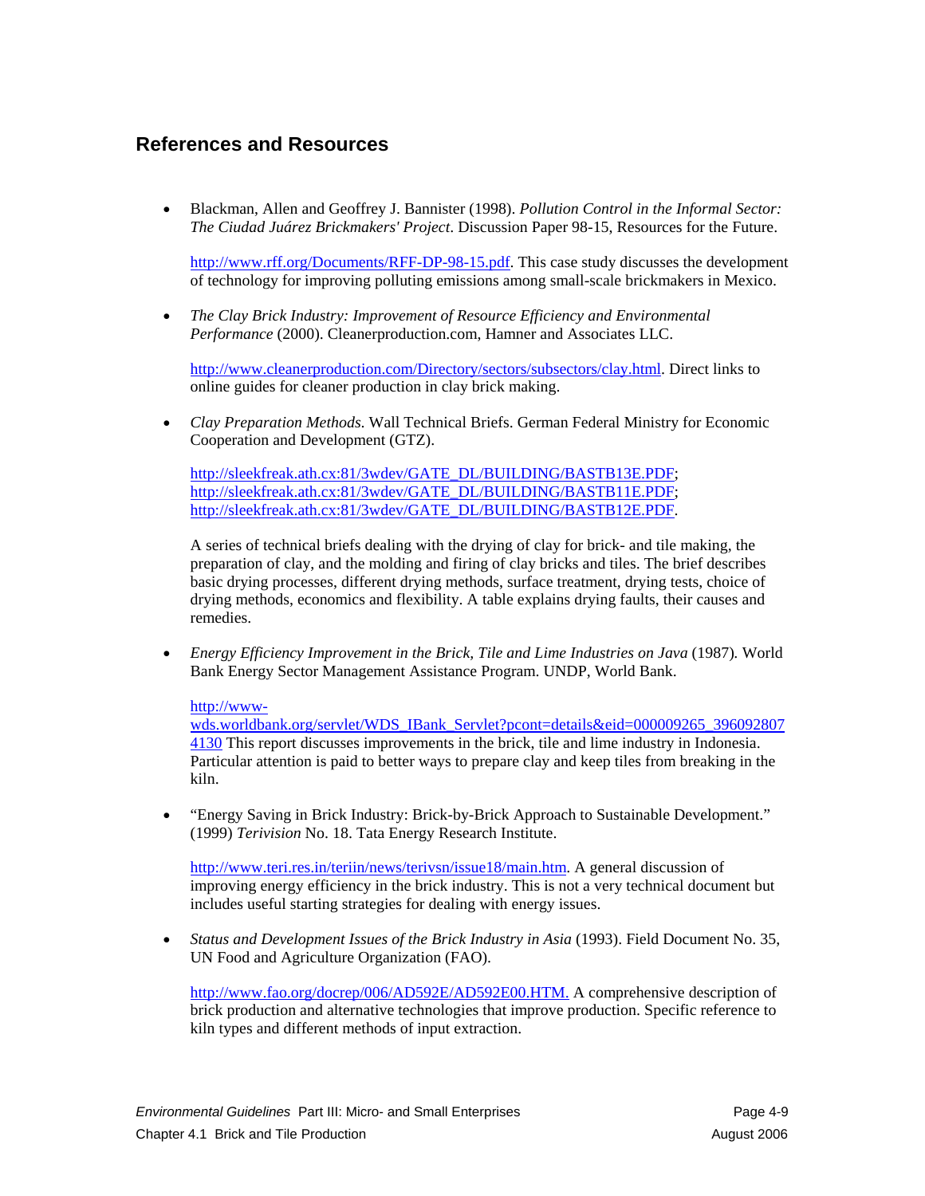## References and Resources

- Blackman, Allen and Geoffrey J. Bannister (1998). *Pollution Control in the Informal Sector: The Ciudad Juárez Brickmakers' Project*. Discussion Paper 98-15, Resources for the Future.

  http://www.rff.org/Documents/RFF-DP-98-15.pdf. This case study discusses the development of technology for improving polluting emissions among small-scale brickmakers in Mexico.

- *The Clay Brick Industry: Improvement of Resource Efficiency and Environmental Performance* (2000). Cleanerproduction.com, Hamner and Associates LLC.

  http://www.cleanerproduction.com/Directory/sectors/subsectors/clay.html. Direct links to online guides for cleaner production in clay brick making.

- *Clay Preparation Methods*. Wall Technical Briefs. German Federal Ministry for Economic Cooperation and Development (GTZ).

  http://sleekfreak.ath.cx:81/3wdev/GATE_DL/BUILDING/BASTB13E.PDF;
  http://sleekfreak.ath.cx:81/3wdev/GATE_DL/BUILDING/BASTB11E.PDF;
  http://sleekfreak.ath.cx:81/3wdev/GATE_DL/BUILDING/BASTB12E.PDF.

  A series of technical briefs dealing with the drying of clay for brick- and tile making, the preparation of clay, and the molding and firing of clay bricks and tiles. The brief describes basic drying processes, different drying methods, surface treatment, drying tests, choice of drying methods, economics and flexibility. A table explains drying faults, their causes and remedies.

- *Energy Efficiency Improvement in the Brick, Tile and Lime Industries on Java* (1987). World Bank Energy Sector Management Assistance Program. UNDP, World Bank.

  http://www-wds.worldbank.org/servlet/WDS_IBank_Servlet?pcont=details&eid=000009265_3960928074130 This report discusses improvements in the brick, tile and lime industry in Indonesia. Particular attention is paid to better ways to prepare clay and keep tiles from breaking in the kiln.

- "Energy Saving in Brick Industry: Brick-by-Brick Approach to Sustainable Development." (1999) *Terivision* No. 18. Tata Energy Research Institute.

  http://www.teri.res.in/teriin/news/terivsn/issue18/main.htm. A general discussion of improving energy efficiency in the brick industry. This is not a very technical document but includes useful starting strategies for dealing with energy issues.

- *Status and Development Issues of the Brick Industry in Asia* (1993). Field Document No. 35, UN Food and Agriculture Organization (FAO).

  http://www.fao.org/docrep/006/AD592E/AD592E00.HTM. A comprehensive description of brick production and alternative technologies that improve production. Specific reference to kiln types and different methods of input extraction.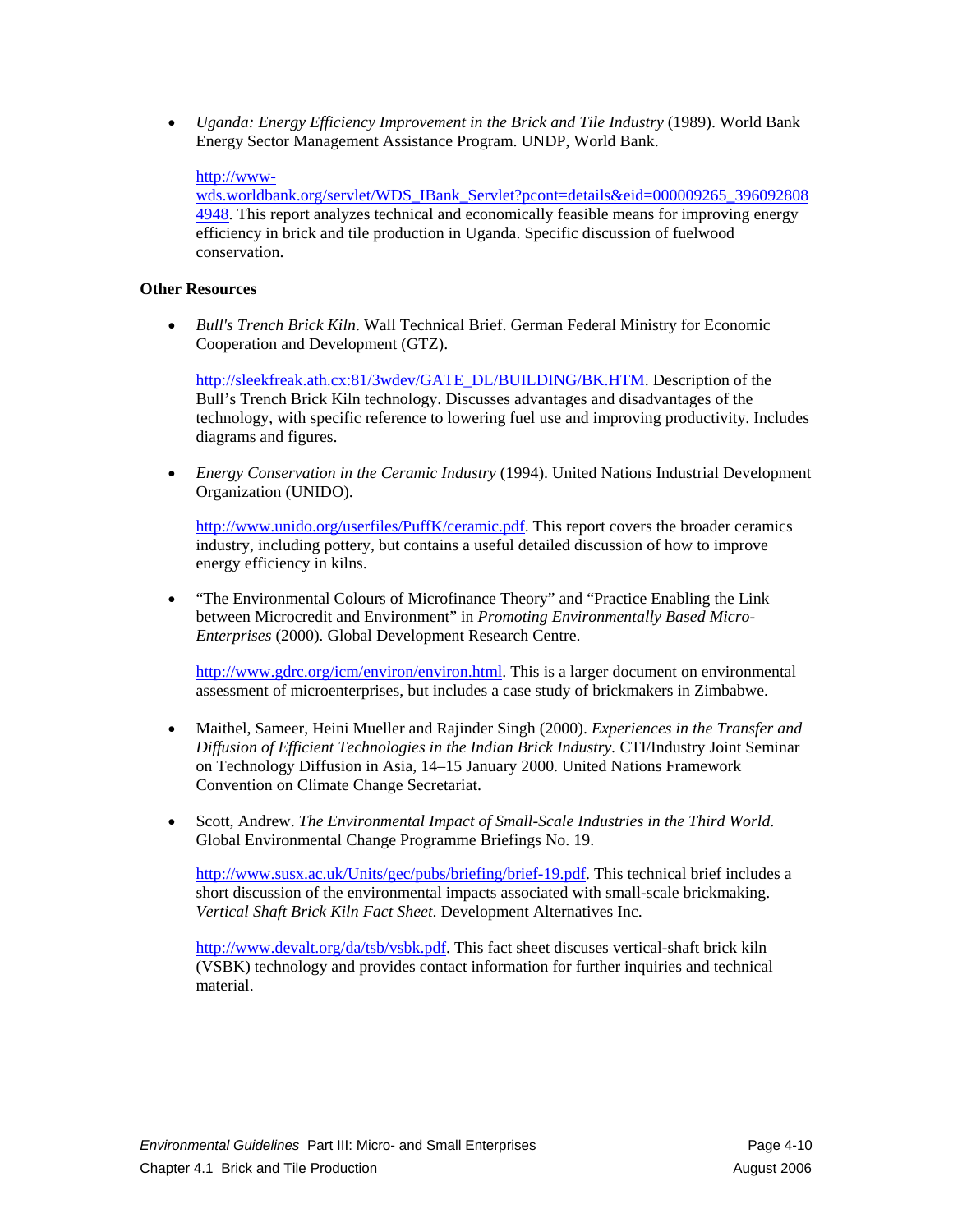- *Uganda: Energy Efficiency Improvement in the Brick and Tile Industry* (1989). World Bank Energy Sector Management Assistance Program. UNDP, World Bank.

  http://www-wds.worldbank.org/servlet/WDS_IBank_Servlet?pcont=details&eid=000009265_3960928084948. This report analyzes technical and economically feasible means for improving energy efficiency in brick and tile production in Uganda. Specific discussion of fuelwood conservation.

**Other Resources**

- *Bull's Trench Brick Kiln*. Wall Technical Brief. German Federal Ministry for Economic Cooperation and Development (GTZ).

  http://sleekfreak.ath.cx:81/3wdev/GATE_DL/BUILDING/BK.HTM. Description of the Bull's Trench Brick Kiln technology. Discusses advantages and disadvantages of the technology, with specific reference to lowering fuel use and improving productivity. Includes diagrams and figures.

- *Energy Conservation in the Ceramic Industry* (1994). United Nations Industrial Development Organization (UNIDO).

  http://www.unido.org/userfiles/PuffK/ceramic.pdf. This report covers the broader ceramics industry, including pottery, but contains a useful detailed discussion of how to improve energy efficiency in kilns.

- "The Environmental Colours of Microfinance Theory" and "Practice Enabling the Link between Microcredit and Environment" in *Promoting Environmentally Based Micro-Enterprises* (2000). Global Development Research Centre.

  http://www.gdrc.org/icm/environ/environ.html. This is a larger document on environmental assessment of microenterprises, but includes a case study of brickmakers in Zimbabwe.

- Maithel, Sameer, Heini Mueller and Rajinder Singh (2000). *Experiences in the Transfer and Diffusion of Efficient Technologies in the Indian Brick Industry*. CTI/Industry Joint Seminar on Technology Diffusion in Asia, 14–15 January 2000. United Nations Framework Convention on Climate Change Secretariat.

- Scott, Andrew. *The Environmental Impact of Small-Scale Industries in the Third World*. Global Environmental Change Programme Briefings No. 19.

  http://www.susx.ac.uk/Units/gec/pubs/briefing/brief-19.pdf. This technical brief includes a short discussion of the environmental impacts associated with small-scale brickmaking. *Vertical Shaft Brick Kiln Fact Sheet*. Development Alternatives Inc.

  http://www.devalt.org/da/tsb/vsbk.pdf. This fact sheet discuses vertical-shaft brick kiln (VSBK) technology and provides contact information for further inquiries and technical material.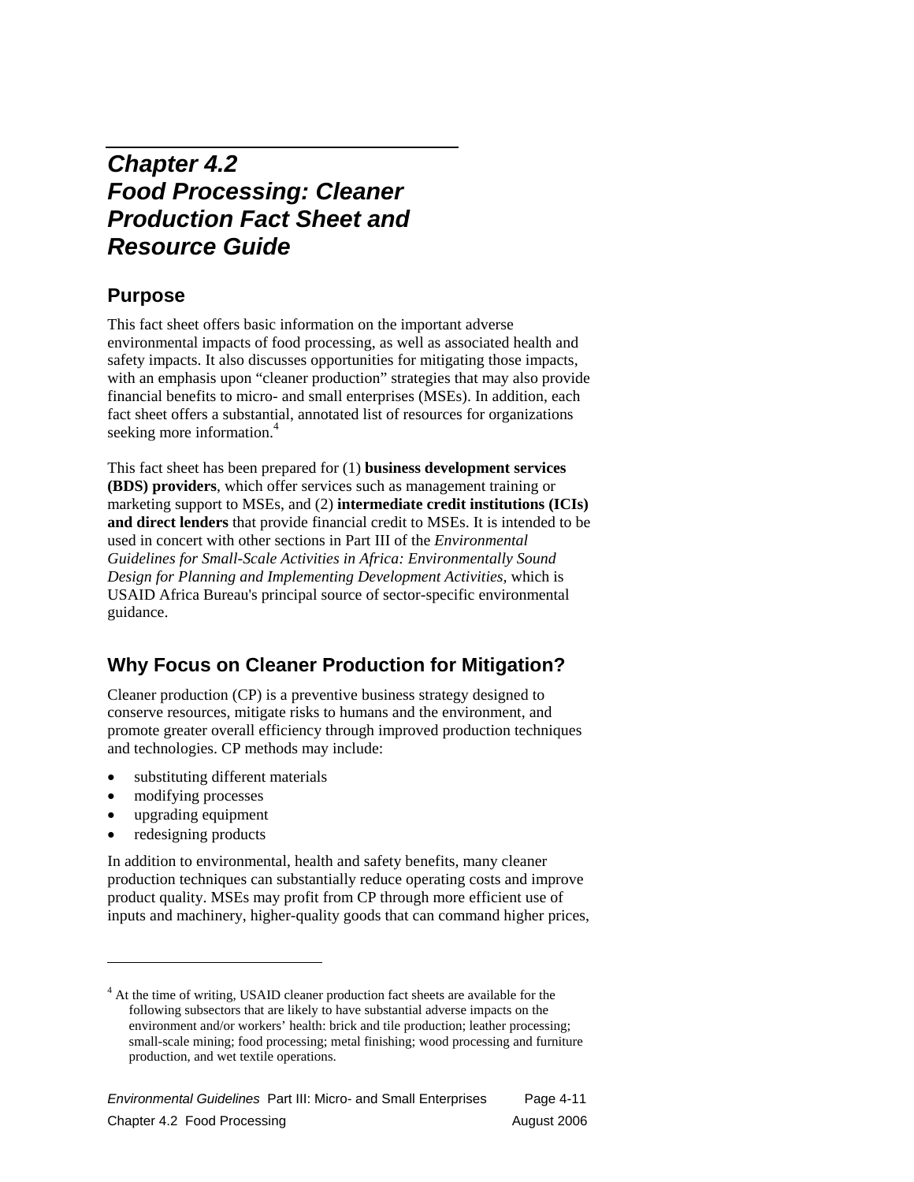# Chapter 4.2
# Food Processing: Cleaner Production Fact Sheet and Resource Guide

## Purpose

This fact sheet offers basic information on the important adverse environmental impacts of food processing, as well as associated health and safety impacts. It also discusses opportunities for mitigating those impacts, with an emphasis upon "cleaner production" strategies that may also provide financial benefits to micro- and small enterprises (MSEs). In addition, each fact sheet offers a substantial, annotated list of resources for organizations seeking more information.[4]

This fact sheet has been prepared for (1) **business development services (BDS) providers**, which offer services such as management training or marketing support to MSEs, and (2) **intermediate credit institutions (ICIs) and direct lenders** that provide financial credit to MSEs. It is intended to be used in concert with other sections in Part III of the *Environmental Guidelines for Small-Scale Activities in Africa: Environmentally Sound Design for Planning and Implementing Development Activities,* which is USAID Africa Bureau's principal source of sector-specific environmental guidance.

## Why Focus on Cleaner Production for Mitigation?

Cleaner production (CP) is a preventive business strategy designed to conserve resources, mitigate risks to humans and the environment, and promote greater overall efficiency through improved production techniques and technologies. CP methods may include:

- substituting different materials
- modifying processes
- upgrading equipment
- redesigning products

In addition to environmental, health and safety benefits, many cleaner production techniques can substantially reduce operating costs and improve product quality. MSEs may profit from CP through more efficient use of inputs and machinery, higher-quality goods that can command higher prices,

[4] At the time of writing, USAID cleaner production fact sheets are available for the following subsectors that are likely to have substantial adverse impacts on the environment and/or workers' health: brick and tile production; leather processing; small-scale mining; food processing; metal finishing; wood processing and furniture production, and wet textile operations.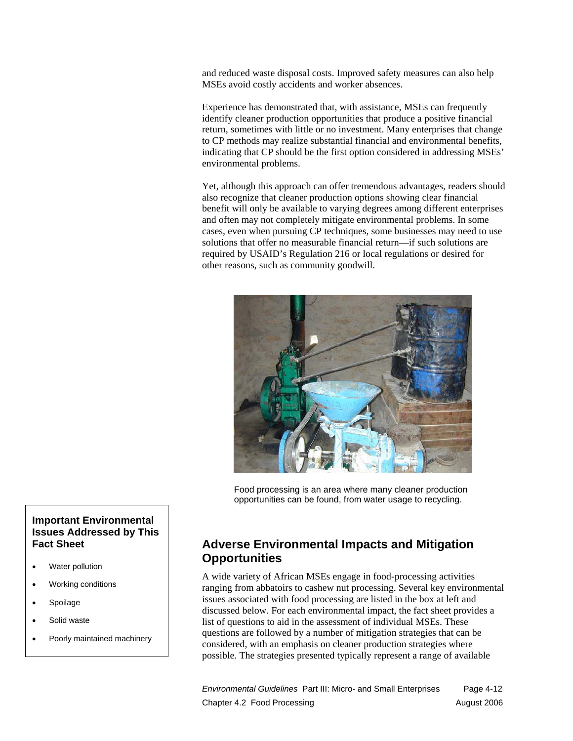and reduced waste disposal costs. Improved safety measures can also help MSEs avoid costly accidents and worker absences.

Experience has demonstrated that, with assistance, MSEs can frequently identify cleaner production opportunities that produce a positive financial return, sometimes with little or no investment. Many enterprises that change to CP methods may realize substantial financial and environmental benefits, indicating that CP should be the first option considered in addressing MSEs' environmental problems.

Yet, although this approach can offer tremendous advantages, readers should also recognize that cleaner production options showing clear financial benefit will only be available to varying degrees among different enterprises and often may not completely mitigate environmental problems. In some cases, even when pursuing CP techniques, some businesses may need to use solutions that offer no measurable financial return—if such solutions are required by USAID's Regulation 216 or local regulations or desired for other reasons, such as community goodwill.

Food processing is an area where many cleaner production opportunities can be found, from water usage to recycling.

**Important Environmental Issues Addressed by This Fact Sheet**

- Water pollution
- Working conditions
- Spoilage
- Solid waste
- Poorly maintained machinery

## Adverse Environmental Impacts and Mitigation Opportunities

A wide variety of African MSEs engage in food-processing activities ranging from abbatoirs to cashew nut processing. Several key environmental issues associated with food processing are listed in the box at left and discussed below. For each environmental impact, the fact sheet provides a list of questions to aid in the assessment of individual MSEs. These questions are followed by a number of mitigation strategies that can be considered, with an emphasis on cleaner production strategies where possible. The strategies presented typically represent a range of available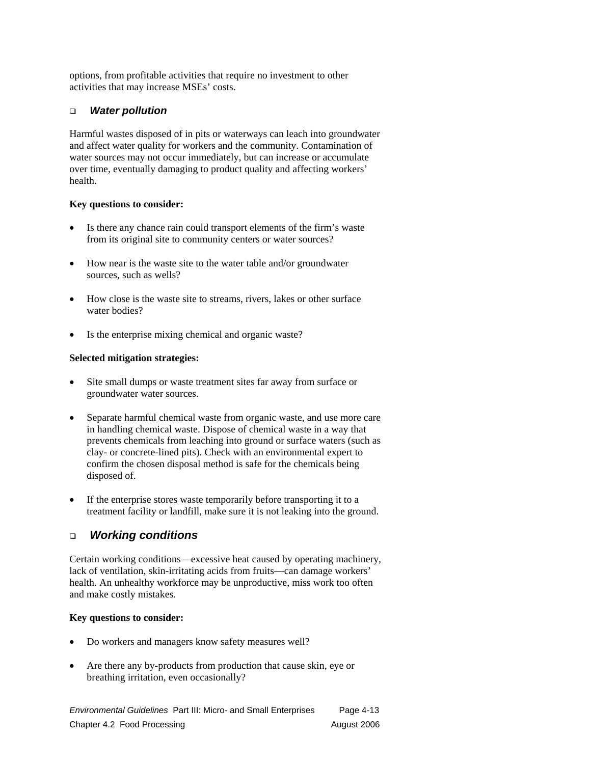options, from profitable activities that require no investment to other activities that may increase MSEs' costs.

### *Water pollution*

Harmful wastes disposed of in pits or waterways can leach into groundwater and affect water quality for workers and the community. Contamination of water sources may not occur immediately, but can increase or accumulate over time, eventually damaging to product quality and affecting workers' health.

**Key questions to consider:**

- Is there any chance rain could transport elements of the firm's waste from its original site to community centers or water sources?
- How near is the waste site to the water table and/or groundwater sources, such as wells?
- How close is the waste site to streams, rivers, lakes or other surface water bodies?
- Is the enterprise mixing chemical and organic waste?

**Selected mitigation strategies:**

- Site small dumps or waste treatment sites far away from surface or groundwater water sources.
- Separate harmful chemical waste from organic waste, and use more care in handling chemical waste. Dispose of chemical waste in a way that prevents chemicals from leaching into ground or surface waters (such as clay- or concrete-lined pits). Check with an environmental expert to confirm the chosen disposal method is safe for the chemicals being disposed of.
- If the enterprise stores waste temporarily before transporting it to a treatment facility or landfill, make sure it is not leaking into the ground.

### *Working conditions*

Certain working conditions—excessive heat caused by operating machinery, lack of ventilation, skin-irritating acids from fruits—can damage workers' health. An unhealthy workforce may be unproductive, miss work too often and make costly mistakes.

**Key questions to consider:**

- Do workers and managers know safety measures well?
- Are there any by-products from production that cause skin, eye or breathing irritation, even occasionally?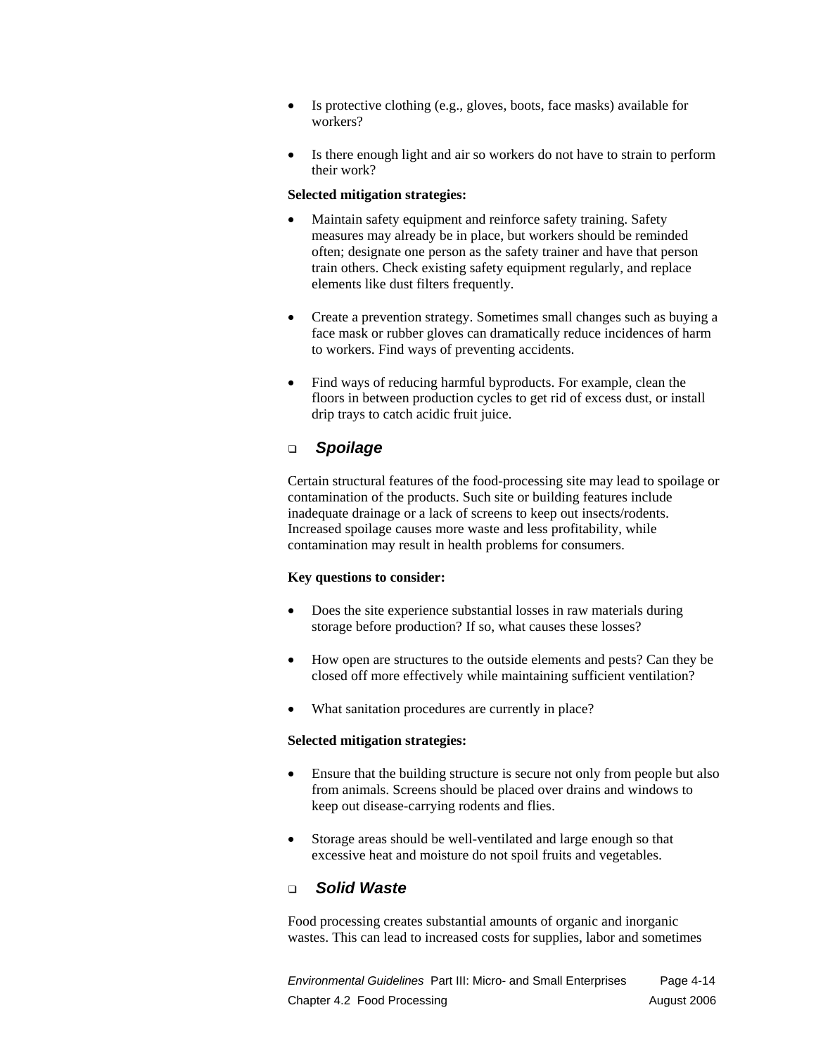- Is protective clothing (e.g., gloves, boots, face masks) available for workers?

- Is there enough light and air so workers do not have to strain to perform their work?

**Selected mitigation strategies:**

- Maintain safety equipment and reinforce safety training. Safety measures may already be in place, but workers should be reminded often; designate one person as the safety trainer and have that person train others. Check existing safety equipment regularly, and replace elements like dust filters frequently.

- Create a prevention strategy. Sometimes small changes such as buying a face mask or rubber gloves can dramatically reduce incidences of harm to workers. Find ways of preventing accidents.

- Find ways of reducing harmful byproducts. For example, clean the floors in between production cycles to get rid of excess dust, or install drip trays to catch acidic fruit juice.

### ❑ *Spoilage*

Certain structural features of the food-processing site may lead to spoilage or contamination of the products. Such site or building features include inadequate drainage or a lack of screens to keep out insects/rodents. Increased spoilage causes more waste and less profitability, while contamination may result in health problems for consumers.

**Key questions to consider:**

- Does the site experience substantial losses in raw materials during storage before production? If so, what causes these losses?

- How open are structures to the outside elements and pests? Can they be closed off more effectively while maintaining sufficient ventilation?

- What sanitation procedures are currently in place?

**Selected mitigation strategies:**

- Ensure that the building structure is secure not only from people but also from animals. Screens should be placed over drains and windows to keep out disease-carrying rodents and flies.

- Storage areas should be well-ventilated and large enough so that excessive heat and moisture do not spoil fruits and vegetables.

### ❑ *Solid Waste*

Food processing creates substantial amounts of organic and inorganic wastes. This can lead to increased costs for supplies, labor and sometimes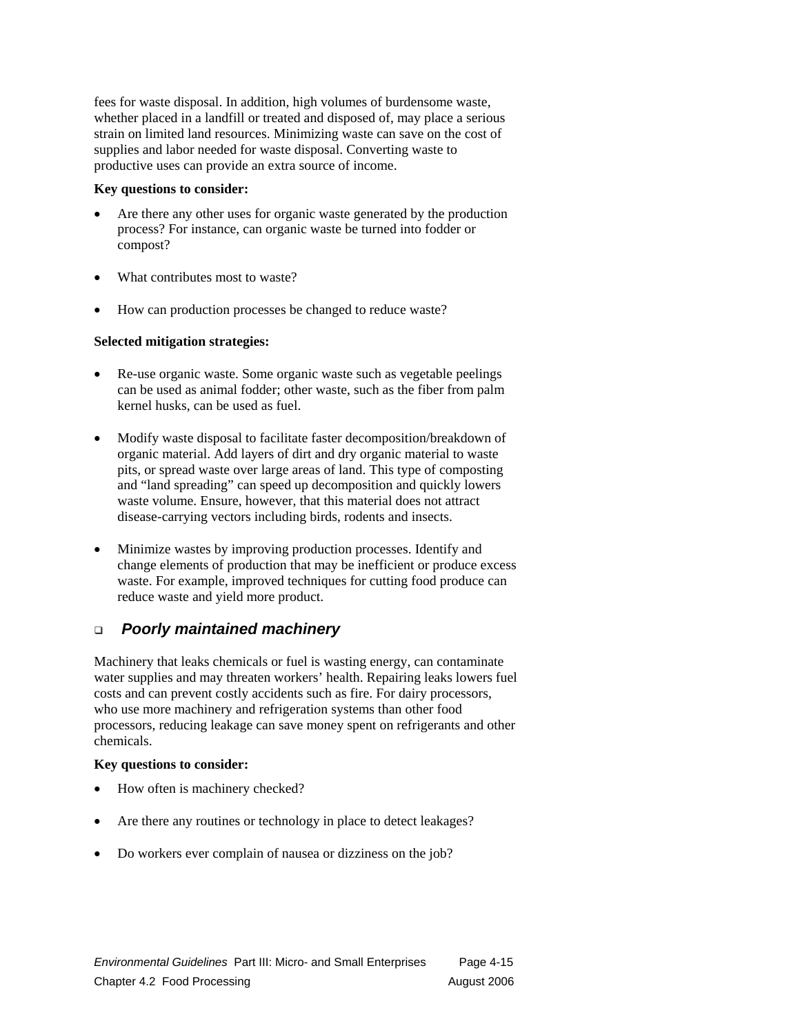fees for waste disposal. In addition, high volumes of burdensome waste, whether placed in a landfill or treated and disposed of, may place a serious strain on limited land resources. Minimizing waste can save on the cost of supplies and labor needed for waste disposal. Converting waste to productive uses can provide an extra source of income.

**Key questions to consider:**

- Are there any other uses for organic waste generated by the production process? For instance, can organic waste be turned into fodder or compost?
- What contributes most to waste?
- How can production processes be changed to reduce waste?

**Selected mitigation strategies:**

- Re-use organic waste. Some organic waste such as vegetable peelings can be used as animal fodder; other waste, such as the fiber from palm kernel husks, can be used as fuel.
- Modify waste disposal to facilitate faster decomposition/breakdown of organic material. Add layers of dirt and dry organic material to waste pits, or spread waste over large areas of land. This type of composting and "land spreading" can speed up decomposition and quickly lowers waste volume. Ensure, however, that this material does not attract disease-carrying vectors including birds, rodents and insects.
- Minimize wastes by improving production processes. Identify and change elements of production that may be inefficient or produce excess waste. For example, improved techniques for cutting food produce can reduce waste and yield more product.

### ❑ *Poorly maintained machinery*

Machinery that leaks chemicals or fuel is wasting energy, can contaminate water supplies and may threaten workers' health. Repairing leaks lowers fuel costs and can prevent costly accidents such as fire. For dairy processors, who use more machinery and refrigeration systems than other food processors, reducing leakage can save money spent on refrigerants and other chemicals.

**Key questions to consider:**

- How often is machinery checked?
- Are there any routines or technology in place to detect leakages?
- Do workers ever complain of nausea or dizziness on the job?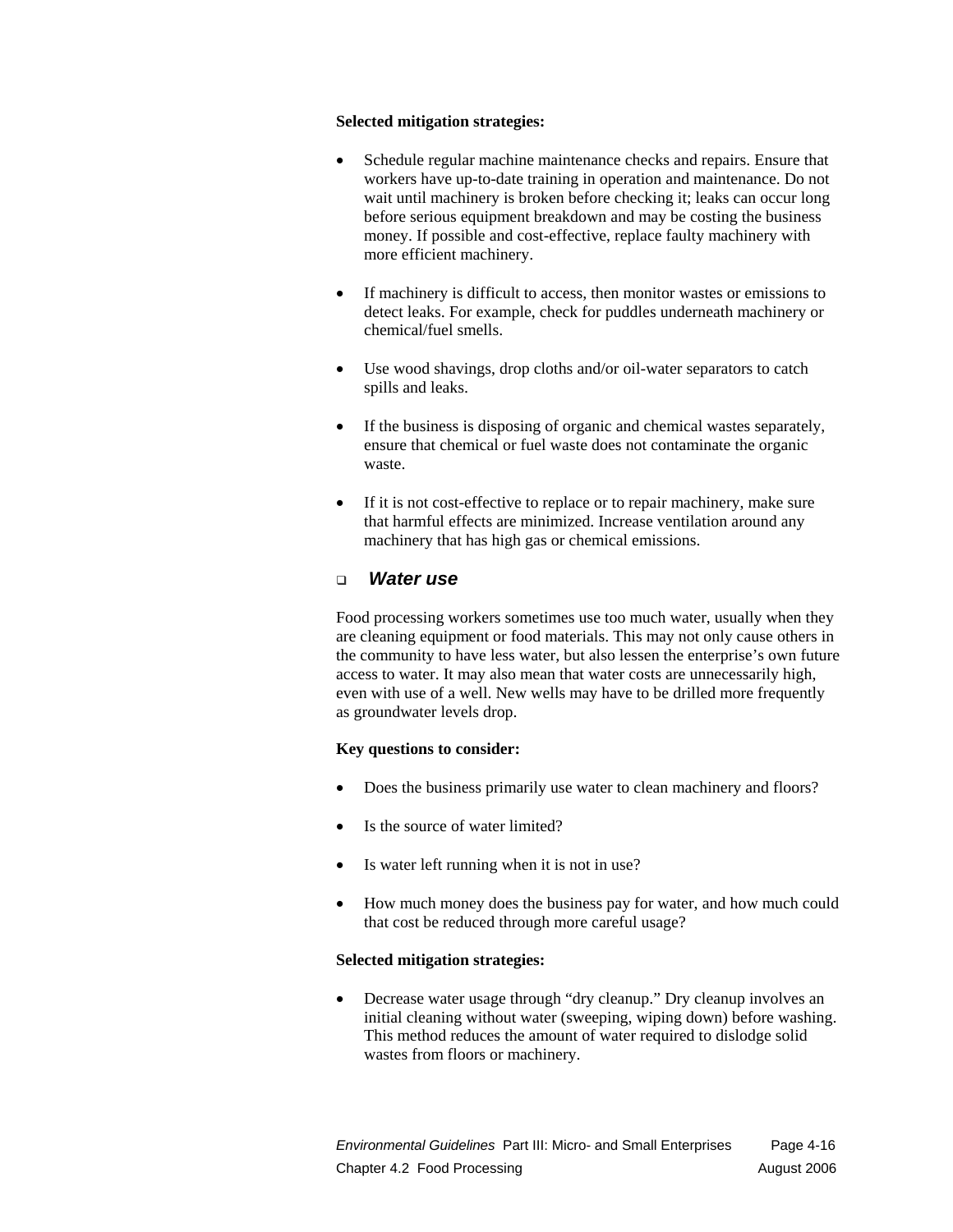**Selected mitigation strategies:**

- Schedule regular machine maintenance checks and repairs. Ensure that workers have up-to-date training in operation and maintenance. Do not wait until machinery is broken before checking it; leaks can occur long before serious equipment breakdown and may be costing the business money. If possible and cost-effective, replace faulty machinery with more efficient machinery.

- If machinery is difficult to access, then monitor wastes or emissions to detect leaks. For example, check for puddles underneath machinery or chemical/fuel smells.

- Use wood shavings, drop cloths and/or oil-water separators to catch spills and leaks.

- If the business is disposing of organic and chemical wastes separately, ensure that chemical or fuel waste does not contaminate the organic waste.

- If it is not cost-effective to replace or to repair machinery, make sure that harmful effects are minimized. Increase ventilation around any machinery that has high gas or chemical emissions.

### *Water use*

Food processing workers sometimes use too much water, usually when they are cleaning equipment or food materials. This may not only cause others in the community to have less water, but also lessen the enterprise's own future access to water. It may also mean that water costs are unnecessarily high, even with use of a well. New wells may have to be drilled more frequently as groundwater levels drop.

**Key questions to consider:**

- Does the business primarily use water to clean machinery and floors?

- Is the source of water limited?

- Is water left running when it is not in use?

- How much money does the business pay for water, and how much could that cost be reduced through more careful usage?

**Selected mitigation strategies:**

- Decrease water usage through "dry cleanup." Dry cleanup involves an initial cleaning without water (sweeping, wiping down) before washing. This method reduces the amount of water required to dislodge solid wastes from floors or machinery.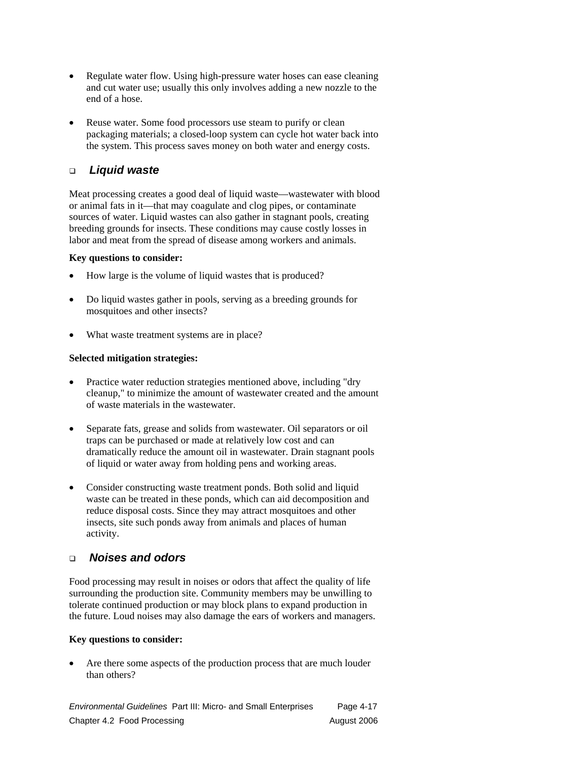- Regulate water flow. Using high-pressure water hoses can ease cleaning and cut water use; usually this only involves adding a new nozzle to the end of a hose.

- Reuse water. Some food processors use steam to purify or clean packaging materials; a closed-loop system can cycle hot water back into the system. This process saves money on both water and energy costs.

## ❑ *Liquid waste*

Meat processing creates a good deal of liquid waste—wastewater with blood or animal fats in it—that may coagulate and clog pipes, or contaminate sources of water. Liquid wastes can also gather in stagnant pools, creating breeding grounds for insects. These conditions may cause costly losses in labor and meat from the spread of disease among workers and animals.

**Key questions to consider:**

- How large is the volume of liquid wastes that is produced?

- Do liquid wastes gather in pools, serving as a breeding grounds for mosquitoes and other insects?

- What waste treatment systems are in place?

**Selected mitigation strategies:**

- Practice water reduction strategies mentioned above, including "dry cleanup," to minimize the amount of wastewater created and the amount of waste materials in the wastewater.

- Separate fats, grease and solids from wastewater. Oil separators or oil traps can be purchased or made at relatively low cost and can dramatically reduce the amount oil in wastewater. Drain stagnant pools of liquid or water away from holding pens and working areas.

- Consider constructing waste treatment ponds. Both solid and liquid waste can be treated in these ponds, which can aid decomposition and reduce disposal costs. Since they may attract mosquitoes and other insects, site such ponds away from animals and places of human activity.

## ❑ *Noises and odors*

Food processing may result in noises or odors that affect the quality of life surrounding the production site. Community members may be unwilling to tolerate continued production or may block plans to expand production in the future. Loud noises may also damage the ears of workers and managers.

**Key questions to consider:**

- Are there some aspects of the production process that are much louder than others?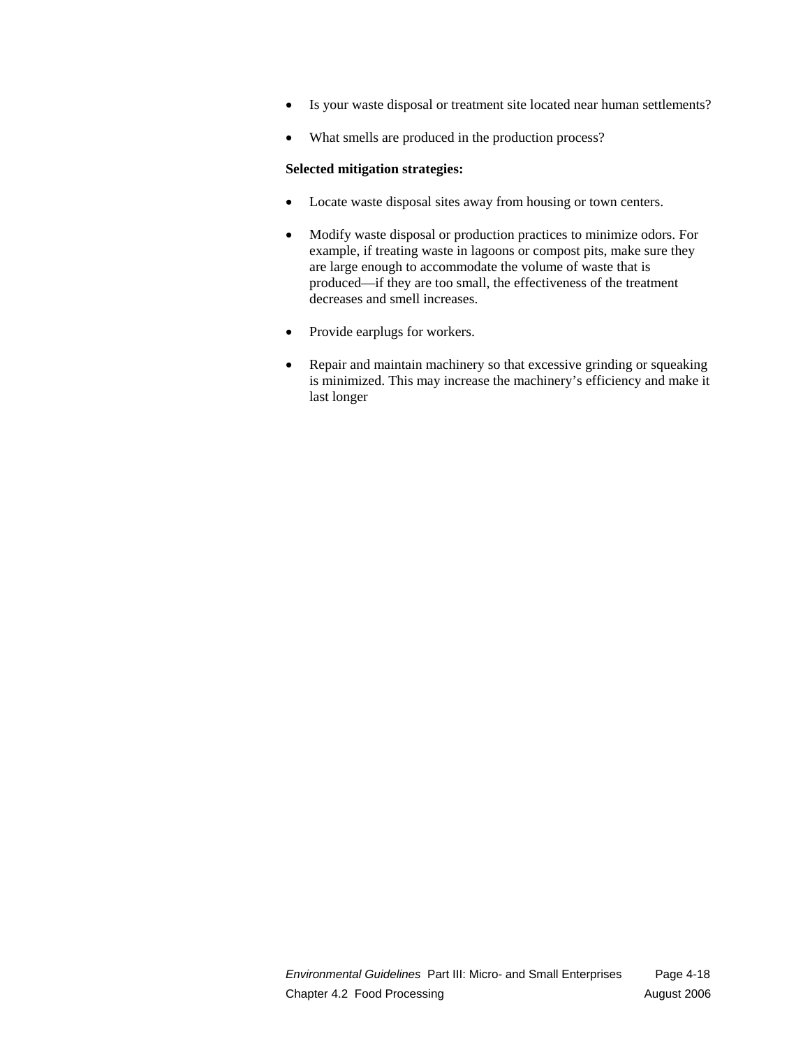- Is your waste disposal or treatment site located near human settlements?
- What smells are produced in the production process?

**Selected mitigation strategies:**

- Locate waste disposal sites away from housing or town centers.
- Modify waste disposal or production practices to minimize odors. For example, if treating waste in lagoons or compost pits, make sure they are large enough to accommodate the volume of waste that is produced—if they are too small, the effectiveness of the treatment decreases and smell increases.
- Provide earplugs for workers.
- Repair and maintain machinery so that excessive grinding or squeaking is minimized. This may increase the machinery's efficiency and make it last longer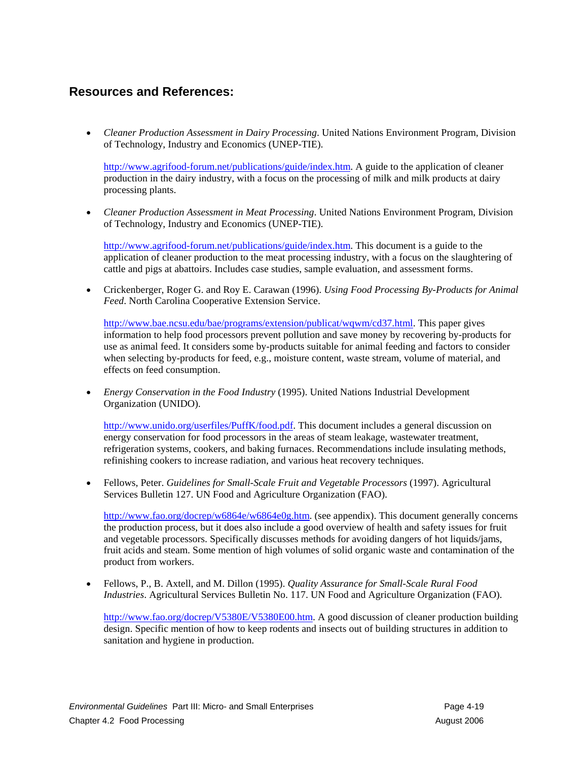## Resources and References:

- *Cleaner Production Assessment in Dairy Processing*. United Nations Environment Program, Division of Technology, Industry and Economics (UNEP-TIE).

  http://www.agrifood-forum.net/publications/guide/index.htm. A guide to the application of cleaner production in the dairy industry, with a focus on the processing of milk and milk products at dairy processing plants.

- *Cleaner Production Assessment in Meat Processing*. United Nations Environment Program, Division of Technology, Industry and Economics (UNEP-TIE).

  http://www.agrifood-forum.net/publications/guide/index.htm. This document is a guide to the application of cleaner production to the meat processing industry, with a focus on the slaughtering of cattle and pigs at abattoirs. Includes case studies, sample evaluation, and assessment forms.

- Crickenberger, Roger G. and Roy E. Carawan (1996). *Using Food Processing By-Products for Animal Feed*. North Carolina Cooperative Extension Service.

  http://www.bae.ncsu.edu/bae/programs/extension/publicat/wqwm/cd37.html. This paper gives information to help food processors prevent pollution and save money by recovering by-products for use as animal feed. It considers some by-products suitable for animal feeding and factors to consider when selecting by-products for feed, e.g., moisture content, waste stream, volume of material, and effects on feed consumption.

- *Energy Conservation in the Food Industry* (1995). United Nations Industrial Development Organization (UNIDO).

  http://www.unido.org/userfiles/PuffK/food.pdf. This document includes a general discussion on energy conservation for food processors in the areas of steam leakage, wastewater treatment, refrigeration systems, cookers, and baking furnaces. Recommendations include insulating methods, refinishing cookers to increase radiation, and various heat recovery techniques.

- Fellows, Peter. *Guidelines for Small-Scale Fruit and Vegetable Processors* (1997). Agricultural Services Bulletin 127. UN Food and Agriculture Organization (FAO).

  http://www.fao.org/docrep/w6864e/w6864e0g.htm. (see appendix). This document generally concerns the production process, but it does also include a good overview of health and safety issues for fruit and vegetable processors. Specifically discusses methods for avoiding dangers of hot liquids/jams, fruit acids and steam. Some mention of high volumes of solid organic waste and contamination of the product from workers.

- Fellows, P., B. Axtell, and M. Dillon (1995). *Quality Assurance for Small-Scale Rural Food Industries*. Agricultural Services Bulletin No. 117. UN Food and Agriculture Organization (FAO).

  http://www.fao.org/docrep/V5380E/V5380E00.htm. A good discussion of cleaner production building design. Specific mention of how to keep rodents and insects out of building structures in addition to sanitation and hygiene in production.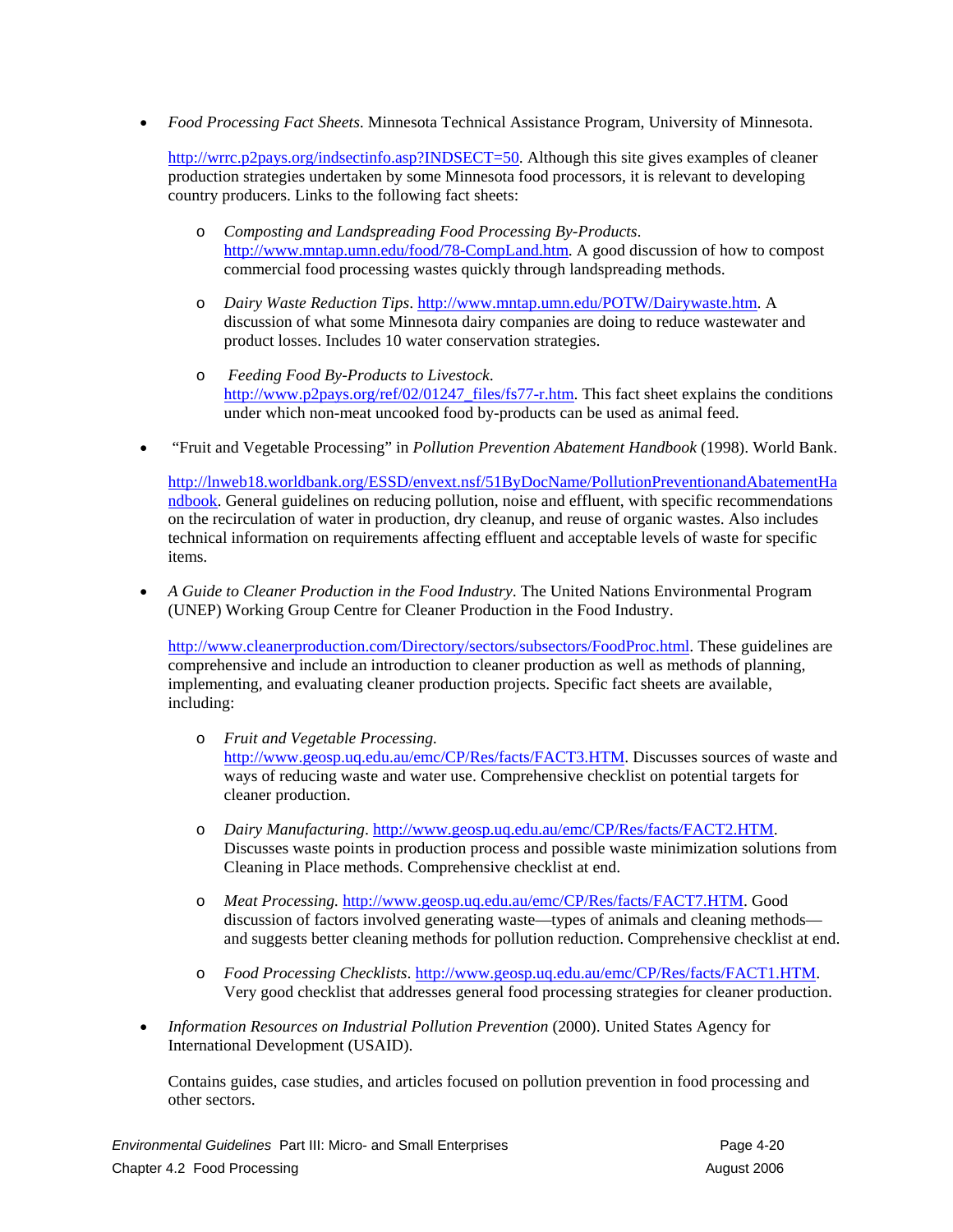- *Food Processing Fact Sheets.* Minnesota Technical Assistance Program, University of Minnesota.

  http://wrrc.p2pays.org/indsectinfo.asp?INDSECT=50. Although this site gives examples of cleaner production strategies undertaken by some Minnesota food processors, it is relevant to developing country producers. Links to the following fact sheets:

  - *Composting and Landspreading Food Processing By-Products*. http://www.mntap.umn.edu/food/78-CompLand.htm. A good discussion of how to compost commercial food processing wastes quickly through landspreading methods.

  - *Dairy Waste Reduction Tips*. http://www.mntap.umn.edu/POTW/Dairywaste.htm. A discussion of what some Minnesota dairy companies are doing to reduce wastewater and product losses. Includes 10 water conservation strategies.

  - *Feeding Food By-Products to Livestock*. http://www.p2pays.org/ref/02/01247_files/fs77-r.htm. This fact sheet explains the conditions under which non-meat uncooked food by-products can be used as animal feed.

- "Fruit and Vegetable Processing" in *Pollution Prevention Abatement Handbook* (1998). World Bank.

  http://lnweb18.worldbank.org/ESSD/envext.nsf/51ByDocName/PollutionPreventionandAbatementHandbook. General guidelines on reducing pollution, noise and effluent, with specific recommendations on the recirculation of water in production, dry cleanup, and reuse of organic wastes. Also includes technical information on requirements affecting effluent and acceptable levels of waste for specific items.

- *A Guide to Cleaner Production in the Food Industry*. The United Nations Environmental Program (UNEP) Working Group Centre for Cleaner Production in the Food Industry.

  http://www.cleanerproduction.com/Directory/sectors/subsectors/FoodProc.html. These guidelines are comprehensive and include an introduction to cleaner production as well as methods of planning, implementing, and evaluating cleaner production projects. Specific fact sheets are available, including:

  - *Fruit and Vegetable Processing.* http://www.geosp.uq.edu.au/emc/CP/Res/facts/FACT3.HTM. Discusses sources of waste and ways of reducing waste and water use. Comprehensive checklist on potential targets for cleaner production.

  - *Dairy Manufacturing*. http://www.geosp.uq.edu.au/emc/CP/Res/facts/FACT2.HTM. Discusses waste points in production process and possible waste minimization solutions from Cleaning in Place methods. Comprehensive checklist at end.

  - *Meat Processing.* http://www.geosp.uq.edu.au/emc/CP/Res/facts/FACT7.HTM. Good discussion of factors involved generating waste—types of animals and cleaning methods—and suggests better cleaning methods for pollution reduction. Comprehensive checklist at end.

  - *Food Processing Checklists*. http://www.geosp.uq.edu.au/emc/CP/Res/facts/FACT1.HTM. Very good checklist that addresses general food processing strategies for cleaner production.

- *Information Resources on Industrial Pollution Prevention* (2000). United States Agency for International Development (USAID).

  Contains guides, case studies, and articles focused on pollution prevention in food processing and other sectors.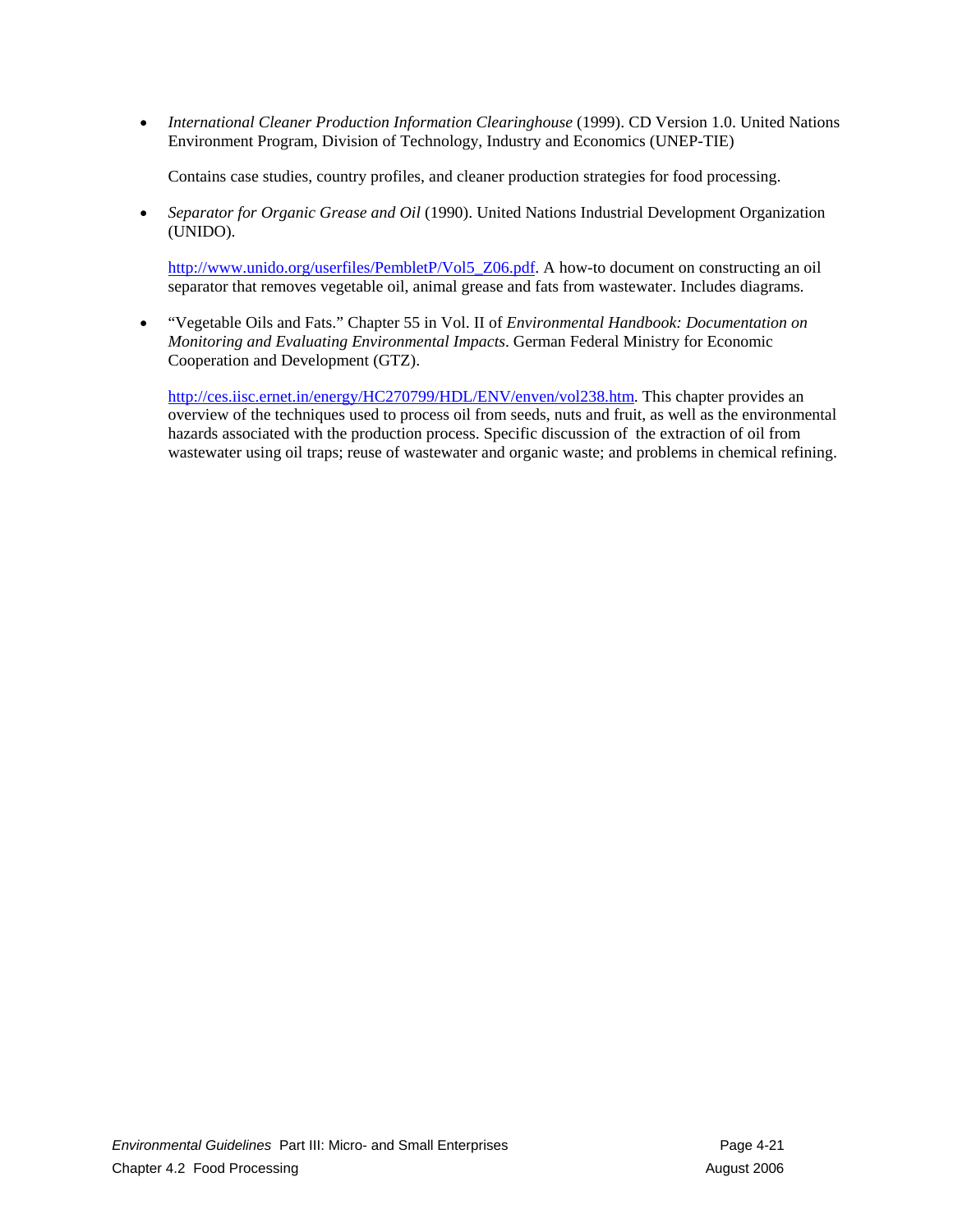- *International Cleaner Production Information Clearinghouse* (1999). CD Version 1.0. United Nations Environment Program, Division of Technology, Industry and Economics (UNEP-TIE)

  Contains case studies, country profiles, and cleaner production strategies for food processing.

- *Separator for Organic Grease and Oil* (1990). United Nations Industrial Development Organization (UNIDO).

  http://www.unido.org/userfiles/PembletP/Vol5_Z06.pdf. A how-to document on constructing an oil separator that removes vegetable oil, animal grease and fats from wastewater. Includes diagrams.

- "Vegetable Oils and Fats." Chapter 55 in Vol. II of *Environmental Handbook: Documentation on Monitoring and Evaluating Environmental Impacts*. German Federal Ministry for Economic Cooperation and Development (GTZ).

  http://ces.iisc.ernet.in/energy/HC270799/HDL/ENV/enven/vol238.htm. This chapter provides an overview of the techniques used to process oil from seeds, nuts and fruit, as well as the environmental hazards associated with the production process. Specific discussion of the extraction of oil from wastewater using oil traps; reuse of wastewater and organic waste; and problems in chemical refining.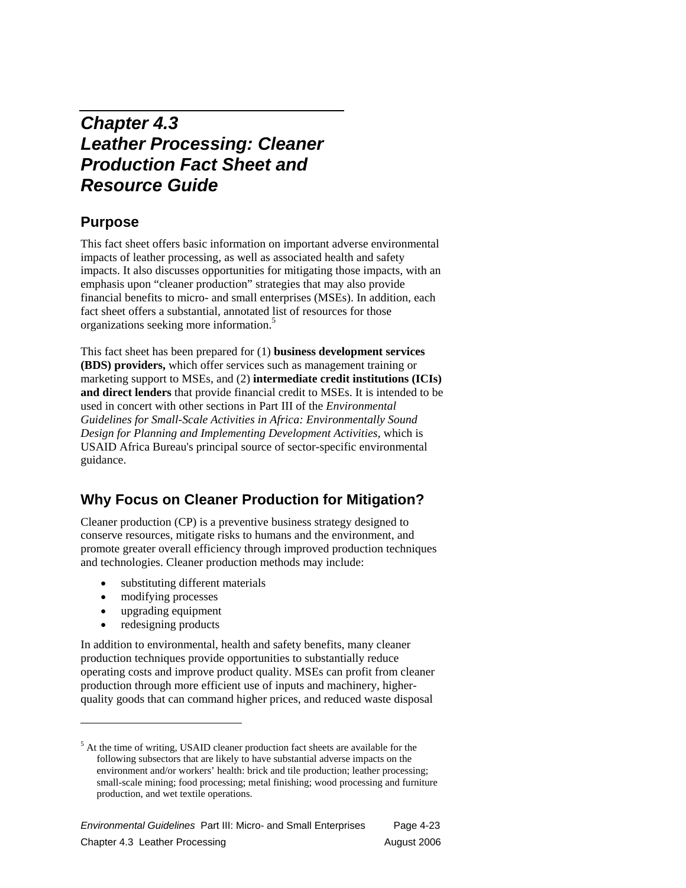# Chapter 4.3 Leather Processing: Cleaner Production Fact Sheet and Resource Guide

## Purpose

This fact sheet offers basic information on important adverse environmental impacts of leather processing, as well as associated health and safety impacts. It also discusses opportunities for mitigating those impacts, with an emphasis upon "cleaner production" strategies that may also provide financial benefits to micro- and small enterprises (MSEs). In addition, each fact sheet offers a substantial, annotated list of resources for those organizations seeking more information.[5]

This fact sheet has been prepared for (1) **business development services (BDS) providers,** which offer services such as management training or marketing support to MSEs, and (2) **intermediate credit institutions (ICIs) and direct lenders** that provide financial credit to MSEs. It is intended to be used in concert with other sections in Part III of the *Environmental Guidelines for Small-Scale Activities in Africa: Environmentally Sound Design for Planning and Implementing Development Activities,* which is USAID Africa Bureau's principal source of sector-specific environmental guidance.

## Why Focus on Cleaner Production for Mitigation?

Cleaner production (CP) is a preventive business strategy designed to conserve resources, mitigate risks to humans and the environment, and promote greater overall efficiency through improved production techniques and technologies. Cleaner production methods may include:

- substituting different materials
- modifying processes
- upgrading equipment
- redesigning products

In addition to environmental, health and safety benefits, many cleaner production techniques provide opportunities to substantially reduce operating costs and improve product quality. MSEs can profit from cleaner production through more efficient use of inputs and machinery, higher-quality goods that can command higher prices, and reduced waste disposal

[5] At the time of writing, USAID cleaner production fact sheets are available for the following subsectors that are likely to have substantial adverse impacts on the environment and/or workers' health: brick and tile production; leather processing; small-scale mining; food processing; metal finishing; wood processing and furniture production, and wet textile operations.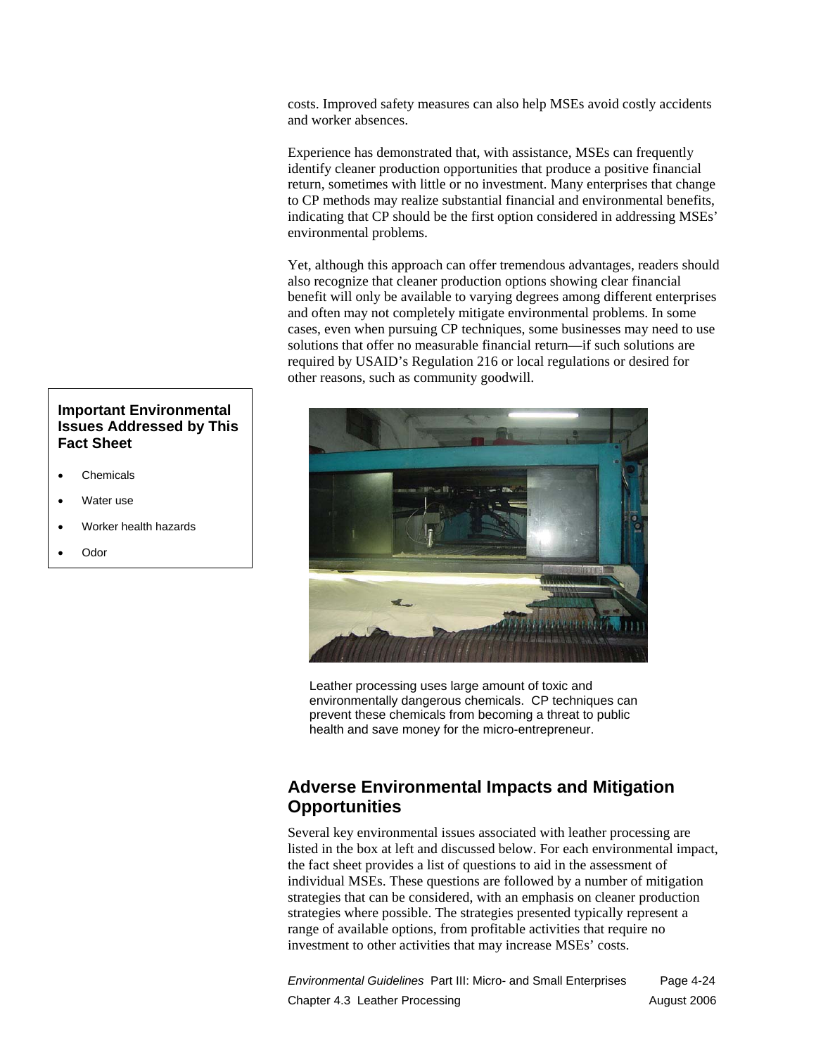costs. Improved safety measures can also help MSEs avoid costly accidents and worker absences.

Experience has demonstrated that, with assistance, MSEs can frequently identify cleaner production opportunities that produce a positive financial return, sometimes with little or no investment. Many enterprises that change to CP methods may realize substantial financial and environmental benefits, indicating that CP should be the first option considered in addressing MSEs' environmental problems.

Yet, although this approach can offer tremendous advantages, readers should also recognize that cleaner production options showing clear financial benefit will only be available to varying degrees among different enterprises and often may not completely mitigate environmental problems. In some cases, even when pursuing CP techniques, some businesses may need to use solutions that offer no measurable financial return—if such solutions are required by USAID's Regulation 216 or local regulations or desired for other reasons, such as community goodwill.

**Important Environmental Issues Addressed by This Fact Sheet**

- Chemicals
- Water use
- Worker health hazards
- Odor

Leather processing uses large amount of toxic and environmentally dangerous chemicals. CP techniques can prevent these chemicals from becoming a threat to public health and save money for the micro-entrepreneur.

## Adverse Environmental Impacts and Mitigation Opportunities

Several key environmental issues associated with leather processing are listed in the box at left and discussed below. For each environmental impact, the fact sheet provides a list of questions to aid in the assessment of individual MSEs. These questions are followed by a number of mitigation strategies that can be considered, with an emphasis on cleaner production strategies where possible. The strategies presented typically represent a range of available options, from profitable activities that require no investment to other activities that may increase MSEs' costs.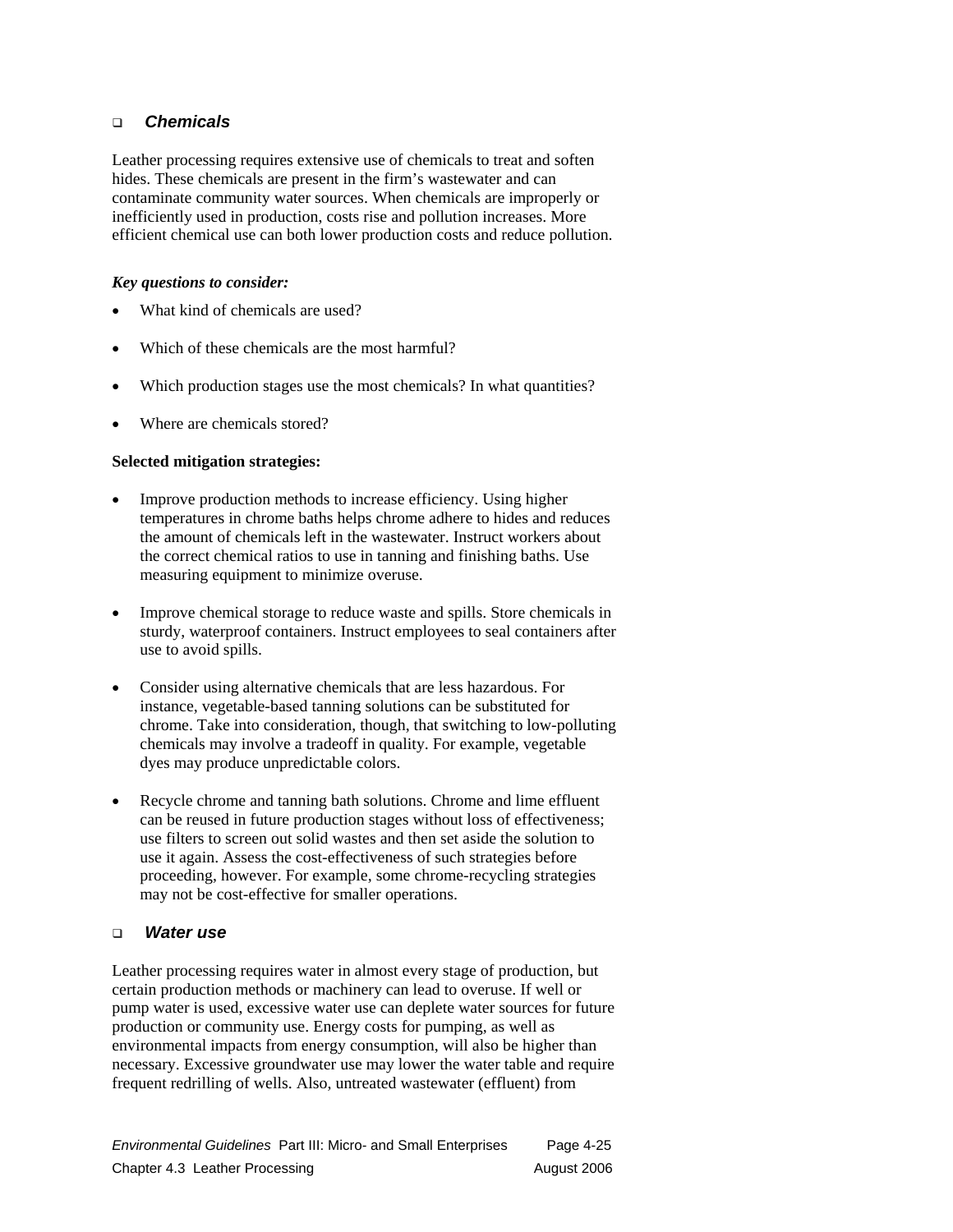## *Chemicals*

Leather processing requires extensive use of chemicals to treat and soften hides. These chemicals are present in the firm's wastewater and can contaminate community water sources. When chemicals are improperly or inefficiently used in production, costs rise and pollution increases. More efficient chemical use can both lower production costs and reduce pollution.

***Key questions to consider:***

- What kind of chemicals are used?
- Which of these chemicals are the most harmful?
- Which production stages use the most chemicals? In what quantities?
- Where are chemicals stored?

**Selected mitigation strategies:**

- Improve production methods to increase efficiency. Using higher temperatures in chrome baths helps chrome adhere to hides and reduces the amount of chemicals left in the wastewater. Instruct workers about the correct chemical ratios to use in tanning and finishing baths. Use measuring equipment to minimize overuse.
- Improve chemical storage to reduce waste and spills. Store chemicals in sturdy, waterproof containers. Instruct employees to seal containers after use to avoid spills.
- Consider using alternative chemicals that are less hazardous. For instance, vegetable-based tanning solutions can be substituted for chrome. Take into consideration, though, that switching to low-polluting chemicals may involve a tradeoff in quality. For example, vegetable dyes may produce unpredictable colors.
- Recycle chrome and tanning bath solutions. Chrome and lime effluent can be reused in future production stages without loss of effectiveness; use filters to screen out solid wastes and then set aside the solution to use it again. Assess the cost-effectiveness of such strategies before proceeding, however. For example, some chrome-recycling strategies may not be cost-effective for smaller operations.

## *Water use*

Leather processing requires water in almost every stage of production, but certain production methods or machinery can lead to overuse. If well or pump water is used, excessive water use can deplete water sources for future production or community use. Energy costs for pumping, as well as environmental impacts from energy consumption, will also be higher than necessary. Excessive groundwater use may lower the water table and require frequent redrilling of wells. Also, untreated wastewater (effluent) from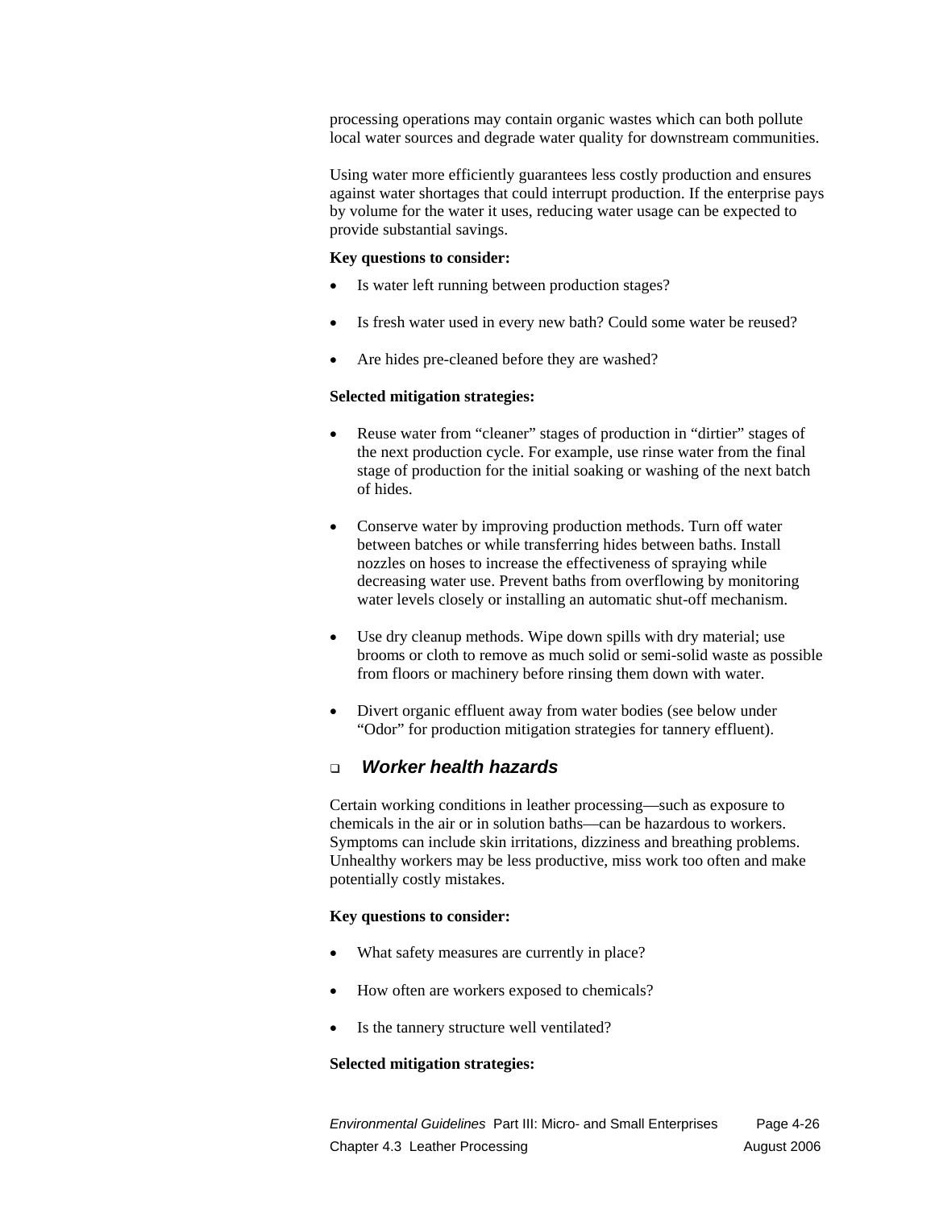processing operations may contain organic wastes which can both pollute local water sources and degrade water quality for downstream communities.

Using water more efficiently guarantees less costly production and ensures against water shortages that could interrupt production. If the enterprise pays by volume for the water it uses, reducing water usage can be expected to provide substantial savings.

**Key questions to consider:**

- Is water left running between production stages?
- Is fresh water used in every new bath? Could some water be reused?
- Are hides pre-cleaned before they are washed?

**Selected mitigation strategies:**

- Reuse water from "cleaner" stages of production in "dirtier" stages of the next production cycle. For example, use rinse water from the final stage of production for the initial soaking or washing of the next batch of hides.
- Conserve water by improving production methods. Turn off water between batches or while transferring hides between baths. Install nozzles on hoses to increase the effectiveness of spraying while decreasing water use. Prevent baths from overflowing by monitoring water levels closely or installing an automatic shut-off mechanism.
- Use dry cleanup methods. Wipe down spills with dry material; use brooms or cloth to remove as much solid or semi-solid waste as possible from floors or machinery before rinsing them down with water.
- Divert organic effluent away from water bodies (see below under "Odor" for production mitigation strategies for tannery effluent).

### ❑ *Worker health hazards*

Certain working conditions in leather processing—such as exposure to chemicals in the air or in solution baths—can be hazardous to workers. Symptoms can include skin irritations, dizziness and breathing problems. Unhealthy workers may be less productive, miss work too often and make potentially costly mistakes.

**Key questions to consider:**

- What safety measures are currently in place?
- How often are workers exposed to chemicals?
- Is the tannery structure well ventilated?

**Selected mitigation strategies:**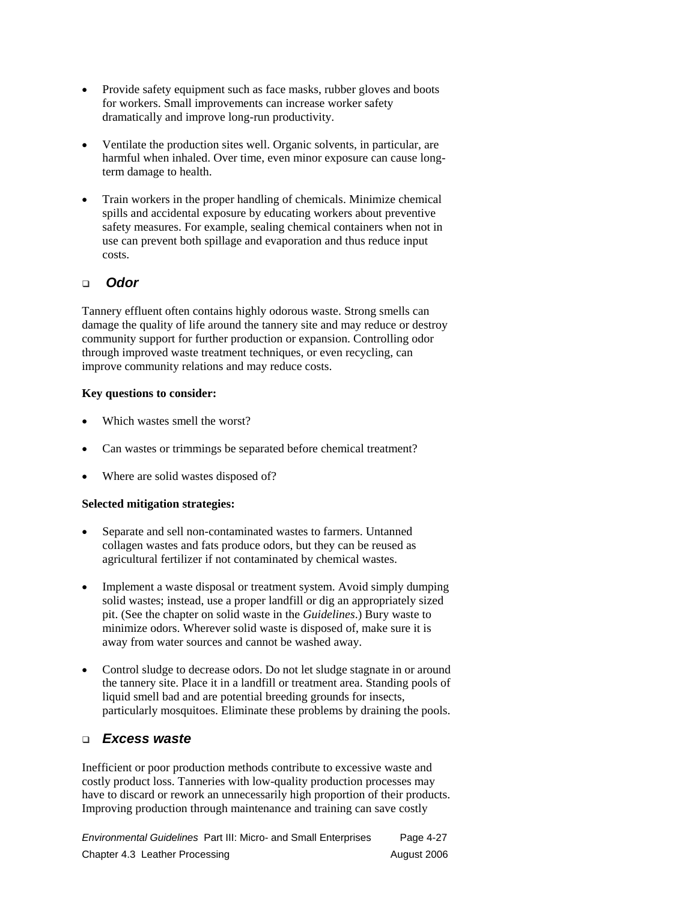- Provide safety equipment such as face masks, rubber gloves and boots for workers. Small improvements can increase worker safety dramatically and improve long-run productivity.

- Ventilate the production sites well. Organic solvents, in particular, are harmful when inhaled. Over time, even minor exposure can cause long-term damage to health.

- Train workers in the proper handling of chemicals. Minimize chemical spills and accidental exposure by educating workers about preventive safety measures. For example, sealing chemical containers when not in use can prevent both spillage and evaporation and thus reduce input costs.

### ❑ *Odor*

Tannery effluent often contains highly odorous waste. Strong smells can damage the quality of life around the tannery site and may reduce or destroy community support for further production or expansion. Controlling odor through improved waste treatment techniques, or even recycling, can improve community relations and may reduce costs.

**Key questions to consider:**

- Which wastes smell the worst?

- Can wastes or trimmings be separated before chemical treatment?

- Where are solid wastes disposed of?

**Selected mitigation strategies:**

- Separate and sell non-contaminated wastes to farmers. Untanned collagen wastes and fats produce odors, but they can be reused as agricultural fertilizer if not contaminated by chemical wastes.

- Implement a waste disposal or treatment system. Avoid simply dumping solid wastes; instead, use a proper landfill or dig an appropriately sized pit. (See the chapter on solid waste in the *Guidelines*.) Bury waste to minimize odors. Wherever solid waste is disposed of, make sure it is away from water sources and cannot be washed away.

- Control sludge to decrease odors. Do not let sludge stagnate in or around the tannery site. Place it in a landfill or treatment area. Standing pools of liquid smell bad and are potential breeding grounds for insects, particularly mosquitoes. Eliminate these problems by draining the pools.

### ❑ *Excess waste*

Inefficient or poor production methods contribute to excessive waste and costly product loss. Tanneries with low-quality production processes may have to discard or rework an unnecessarily high proportion of their products. Improving production through maintenance and training can save costly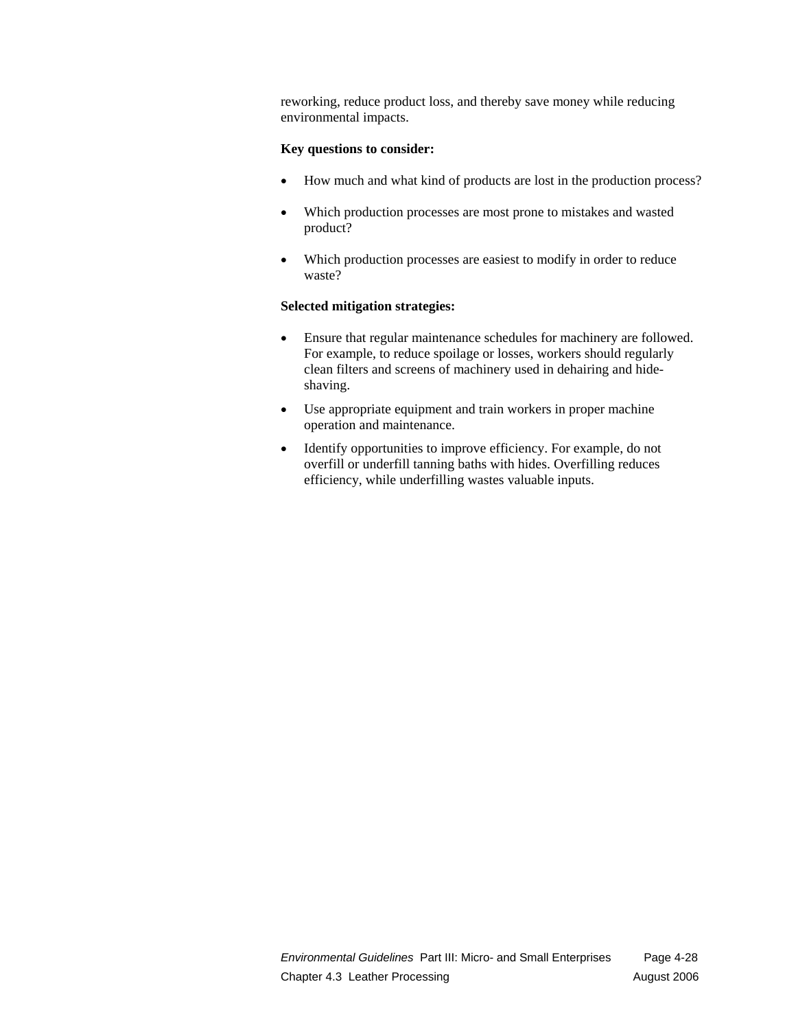reworking, reduce product loss, and thereby save money while reducing environmental impacts.

**Key questions to consider:**

- How much and what kind of products are lost in the production process?
- Which production processes are most prone to mistakes and wasted product?
- Which production processes are easiest to modify in order to reduce waste?

**Selected mitigation strategies:**

- Ensure that regular maintenance schedules for machinery are followed. For example, to reduce spoilage or losses, workers should regularly clean filters and screens of machinery used in dehairing and hide-shaving.
- Use appropriate equipment and train workers in proper machine operation and maintenance.
- Identify opportunities to improve efficiency. For example, do not overfill or underfill tanning baths with hides. Overfilling reduces efficiency, while underfilling wastes valuable inputs.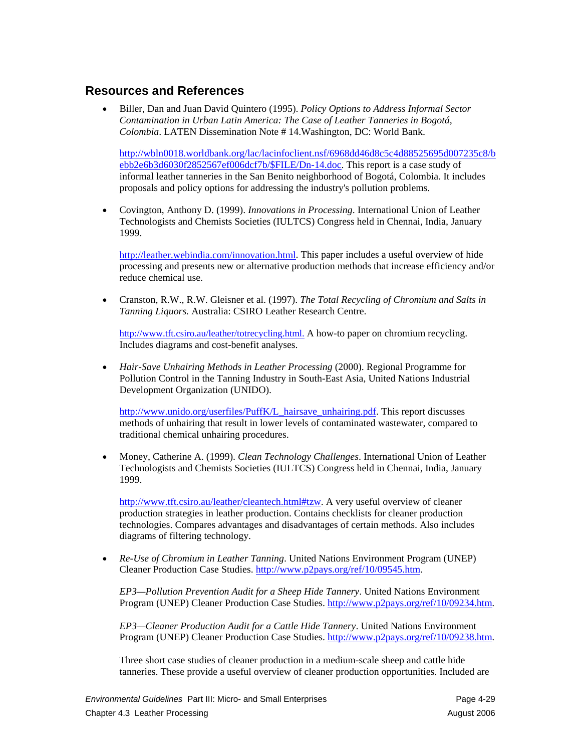## Resources and References

- Biller, Dan and Juan David Quintero (1995). *Policy Options to Address Informal Sector Contamination in Urban Latin America: The Case of Leather Tanneries in Bogotá, Colombia*. LATEN Dissemination Note # 14.Washington, DC: World Bank.

  http://wbln0018.worldbank.org/lac/lacinfoclient.nsf/6968dd46d8c5c4d88525695d007235c8/bebb2e6b3d6030f2852567ef006dcf7b/$FILE/Dn-14.doc. This report is a case study of informal leather tanneries in the San Benito neighborhood of Bogotá, Colombia. It includes proposals and policy options for addressing the industry's pollution problems.

- Covington, Anthony D. (1999). *Innovations in Processing*. International Union of Leather Technologists and Chemists Societies (IULTCS) Congress held in Chennai, India, January 1999.

  http://leather.webindia.com/innovation.html. This paper includes a useful overview of hide processing and presents new or alternative production methods that increase efficiency and/or reduce chemical use.

- Cranston, R.W., R.W. Gleisner et al. (1997). *The Total Recycling of Chromium and Salts in Tanning Liquors.* Australia: CSIRO Leather Research Centre.

  http://www.tft.csiro.au/leather/totrecycling.html. A how-to paper on chromium recycling. Includes diagrams and cost-benefit analyses.

- *Hair-Save Unhairing Methods in Leather Processing* (2000). Regional Programme for Pollution Control in the Tanning Industry in South-East Asia, United Nations Industrial Development Organization (UNIDO).

  http://www.unido.org/userfiles/PuffK/L_hairsave_unhairing.pdf. This report discusses methods of unhairing that result in lower levels of contaminated wastewater, compared to traditional chemical unhairing procedures.

- Money, Catherine A. (1999). *Clean Technology Challenges*. International Union of Leather Technologists and Chemists Societies (IULTCS) Congress held in Chennai, India, January 1999.

  http://www.tft.csiro.au/leather/cleantech.html#tzw. A very useful overview of cleaner production strategies in leather production. Contains checklists for cleaner production technologies. Compares advantages and disadvantages of certain methods. Also includes diagrams of filtering technology.

- *Re-Use of Chromium in Leather Tanning*. United Nations Environment Program (UNEP) Cleaner Production Case Studies. http://www.p2pays.org/ref/10/09545.htm.

  *EP3—Pollution Prevention Audit for a Sheep Hide Tannery*. United Nations Environment Program (UNEP) Cleaner Production Case Studies. http://www.p2pays.org/ref/10/09234.htm.

  *EP3—Cleaner Production Audit for a Cattle Hide Tannery*. United Nations Environment Program (UNEP) Cleaner Production Case Studies. http://www.p2pays.org/ref/10/09238.htm.

  Three short case studies of cleaner production in a medium-scale sheep and cattle hide tanneries. These provide a useful overview of cleaner production opportunities. Included are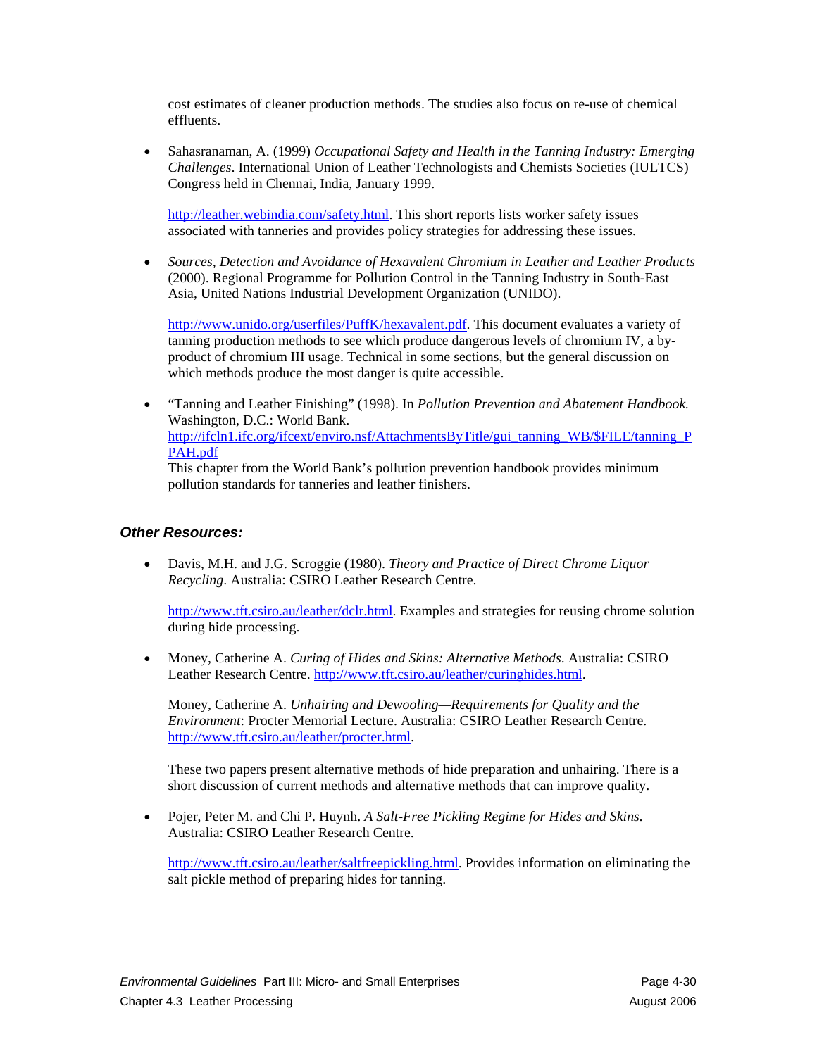cost estimates of cleaner production methods. The studies also focus on re-use of chemical effluents.

- Sahasranaman, A. (1999) *Occupational Safety and Health in the Tanning Industry: Emerging Challenges*. International Union of Leather Technologists and Chemists Societies (IULTCS) Congress held in Chennai, India, January 1999.

  http://leather.webindia.com/safety.html. This short reports lists worker safety issues associated with tanneries and provides policy strategies for addressing these issues.

- *Sources, Detection and Avoidance of Hexavalent Chromium in Leather and Leather Products* (2000). Regional Programme for Pollution Control in the Tanning Industry in South-East Asia, United Nations Industrial Development Organization (UNIDO).

  http://www.unido.org/userfiles/PuffK/hexavalent.pdf. This document evaluates a variety of tanning production methods to see which produce dangerous levels of chromium IV, a by-product of chromium III usage. Technical in some sections, but the general discussion on which methods produce the most danger is quite accessible.

- "Tanning and Leather Finishing" (1998). In *Pollution Prevention and Abatement Handbook.* Washington, D.C.: World Bank.
  http://ifcln1.ifc.org/ifcext/enviro.nsf/AttachmentsByTitle/gui_tanning_WB/$FILE/tanning_PPAH.pdf
  This chapter from the World Bank's pollution prevention handbook provides minimum pollution standards for tanneries and leather finishers.

### *Other Resources:*

- Davis, M.H. and J.G. Scroggie (1980). *Theory and Practice of Direct Chrome Liquor Recycling*. Australia: CSIRO Leather Research Centre.

  http://www.tft.csiro.au/leather/dclr.html. Examples and strategies for reusing chrome solution during hide processing.

- Money, Catherine A. *Curing of Hides and Skins: Alternative Methods*. Australia: CSIRO Leather Research Centre. http://www.tft.csiro.au/leather/curinghides.html.

  Money, Catherine A. *Unhairing and Dewooling—Requirements for Quality and the Environment*: Procter Memorial Lecture. Australia: CSIRO Leather Research Centre. http://www.tft.csiro.au/leather/procter.html.

  These two papers present alternative methods of hide preparation and unhairing. There is a short discussion of current methods and alternative methods that can improve quality.

- Pojer, Peter M. and Chi P. Huynh. *A Salt-Free Pickling Regime for Hides and Skins.* Australia: CSIRO Leather Research Centre.

  http://www.tft.csiro.au/leather/saltfreepickling.html. Provides information on eliminating the salt pickle method of preparing hides for tanning.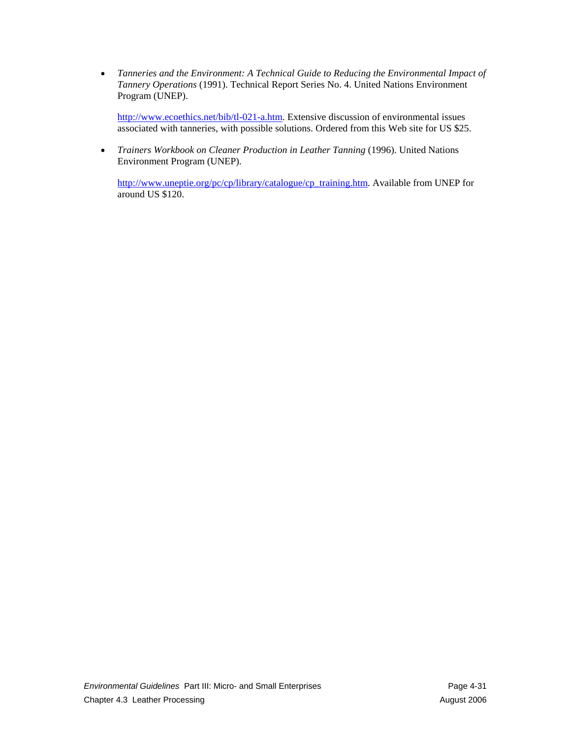- *Tanneries and the Environment: A Technical Guide to Reducing the Environmental Impact of Tannery Operations* (1991). Technical Report Series No. 4. United Nations Environment Program (UNEP).

  http://www.ecoethics.net/bib/tl-021-a.htm. Extensive discussion of environmental issues associated with tanneries, with possible solutions. Ordered from this Web site for US $25.

- *Trainers Workbook on Cleaner Production in Leather Tanning* (1996). United Nations Environment Program (UNEP).

  http://www.uneptie.org/pc/cp/library/catalogue/cp_training.htm. Available from UNEP for around US $120.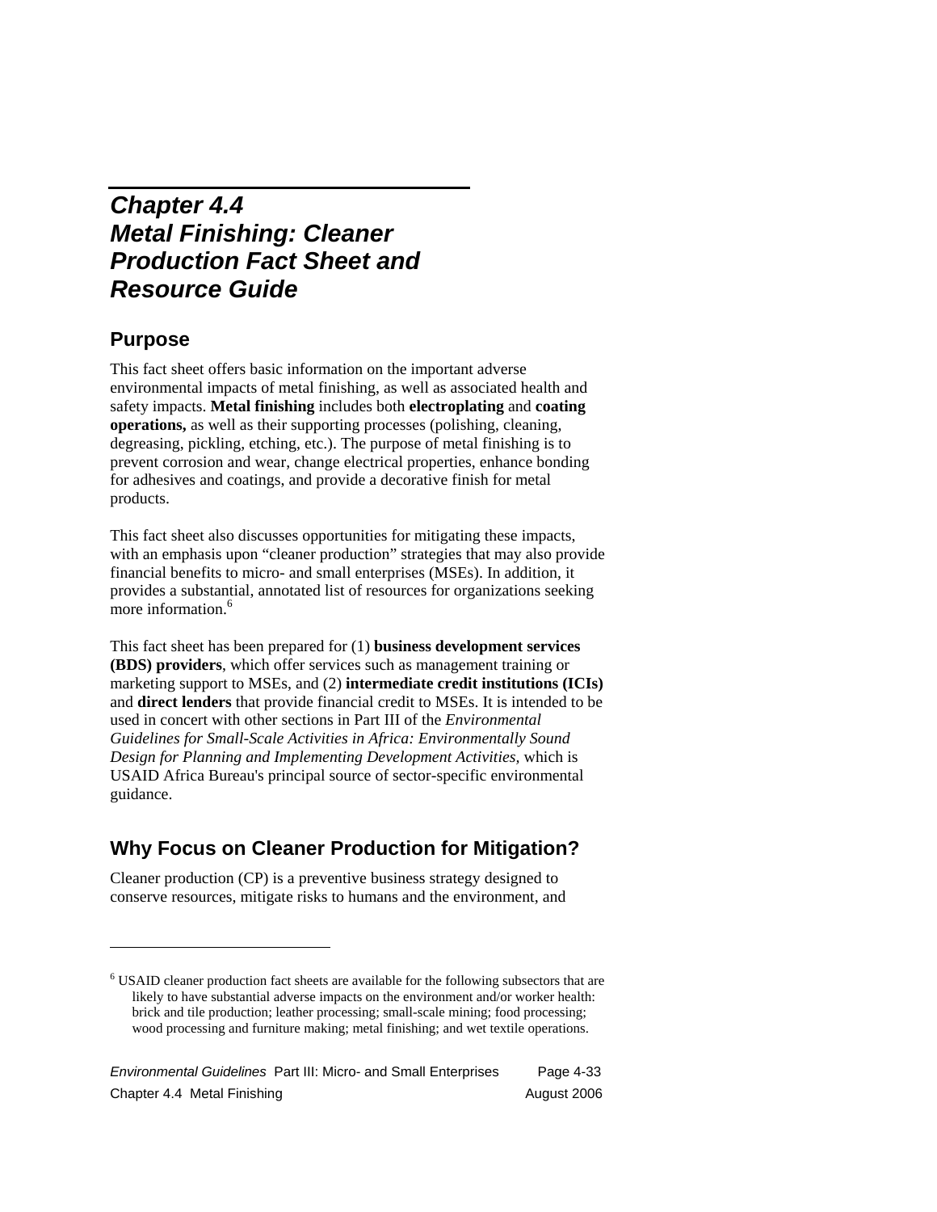# *Chapter 4.4 Metal Finishing: Cleaner Production Fact Sheet and Resource Guide*

## Purpose

This fact sheet offers basic information on the important adverse environmental impacts of metal finishing, as well as associated health and safety impacts. **Metal finishing** includes both **electroplating** and **coating operations,** as well as their supporting processes (polishing, cleaning, degreasing, pickling, etching, etc.). The purpose of metal finishing is to prevent corrosion and wear, change electrical properties, enhance bonding for adhesives and coatings, and provide a decorative finish for metal products.

This fact sheet also discusses opportunities for mitigating these impacts, with an emphasis upon "cleaner production" strategies that may also provide financial benefits to micro- and small enterprises (MSEs). In addition, it provides a substantial, annotated list of resources for organizations seeking more information.[6]

This fact sheet has been prepared for (1) **business development services (BDS) providers**, which offer services such as management training or marketing support to MSEs, and (2) **intermediate credit institutions (ICIs)** and **direct lenders** that provide financial credit to MSEs. It is intended to be used in concert with other sections in Part III of the *Environmental Guidelines for Small-Scale Activities in Africa: Environmentally Sound Design for Planning and Implementing Development Activities,* which is USAID Africa Bureau's principal source of sector-specific environmental guidance.

## Why Focus on Cleaner Production for Mitigation?

Cleaner production (CP) is a preventive business strategy designed to conserve resources, mitigate risks to humans and the environment, and

---

[6] USAID cleaner production fact sheets are available for the following subsectors that are likely to have substantial adverse impacts on the environment and/or worker health: brick and tile production; leather processing; small-scale mining; food processing; wood processing and furniture making; metal finishing; and wet textile operations.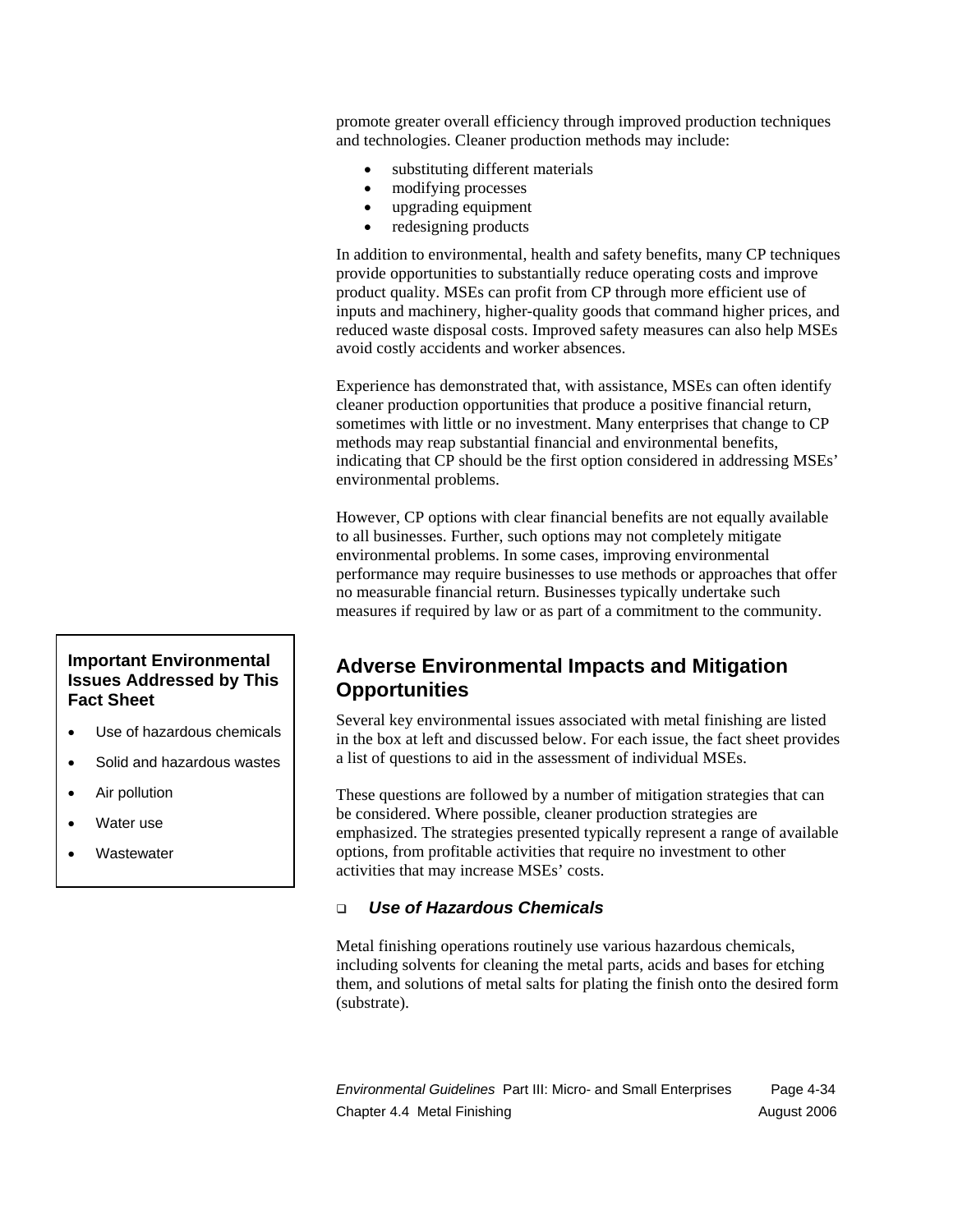promote greater overall efficiency through improved production techniques and technologies. Cleaner production methods may include:

- substituting different materials
- modifying processes
- upgrading equipment
- redesigning products

In addition to environmental, health and safety benefits, many CP techniques provide opportunities to substantially reduce operating costs and improve product quality. MSEs can profit from CP through more efficient use of inputs and machinery, higher-quality goods that command higher prices, and reduced waste disposal costs. Improved safety measures can also help MSEs avoid costly accidents and worker absences.

Experience has demonstrated that, with assistance, MSEs can often identify cleaner production opportunities that produce a positive financial return, sometimes with little or no investment. Many enterprises that change to CP methods may reap substantial financial and environmental benefits, indicating that CP should be the first option considered in addressing MSEs' environmental problems.

However, CP options with clear financial benefits are not equally available to all businesses. Further, such options may not completely mitigate environmental problems. In some cases, improving environmental performance may require businesses to use methods or approaches that offer no measurable financial return. Businesses typically undertake such measures if required by law or as part of a commitment to the community.

## Adverse Environmental Impacts and Mitigation Opportunities

**Important Environmental Issues Addressed by This Fact Sheet**

- Use of hazardous chemicals
- Solid and hazardous wastes
- Air pollution
- Water use
- Wastewater

Several key environmental issues associated with metal finishing are listed in the box at left and discussed below. For each issue, the fact sheet provides a list of questions to aid in the assessment of individual MSEs.

These questions are followed by a number of mitigation strategies that can be considered. Where possible, cleaner production strategies are emphasized. The strategies presented typically represent a range of available options, from profitable activities that require no investment to other activities that may increase MSEs' costs.

### *Use of Hazardous Chemicals*

Metal finishing operations routinely use various hazardous chemicals, including solvents for cleaning the metal parts, acids and bases for etching them, and solutions of metal salts for plating the finish onto the desired form (substrate).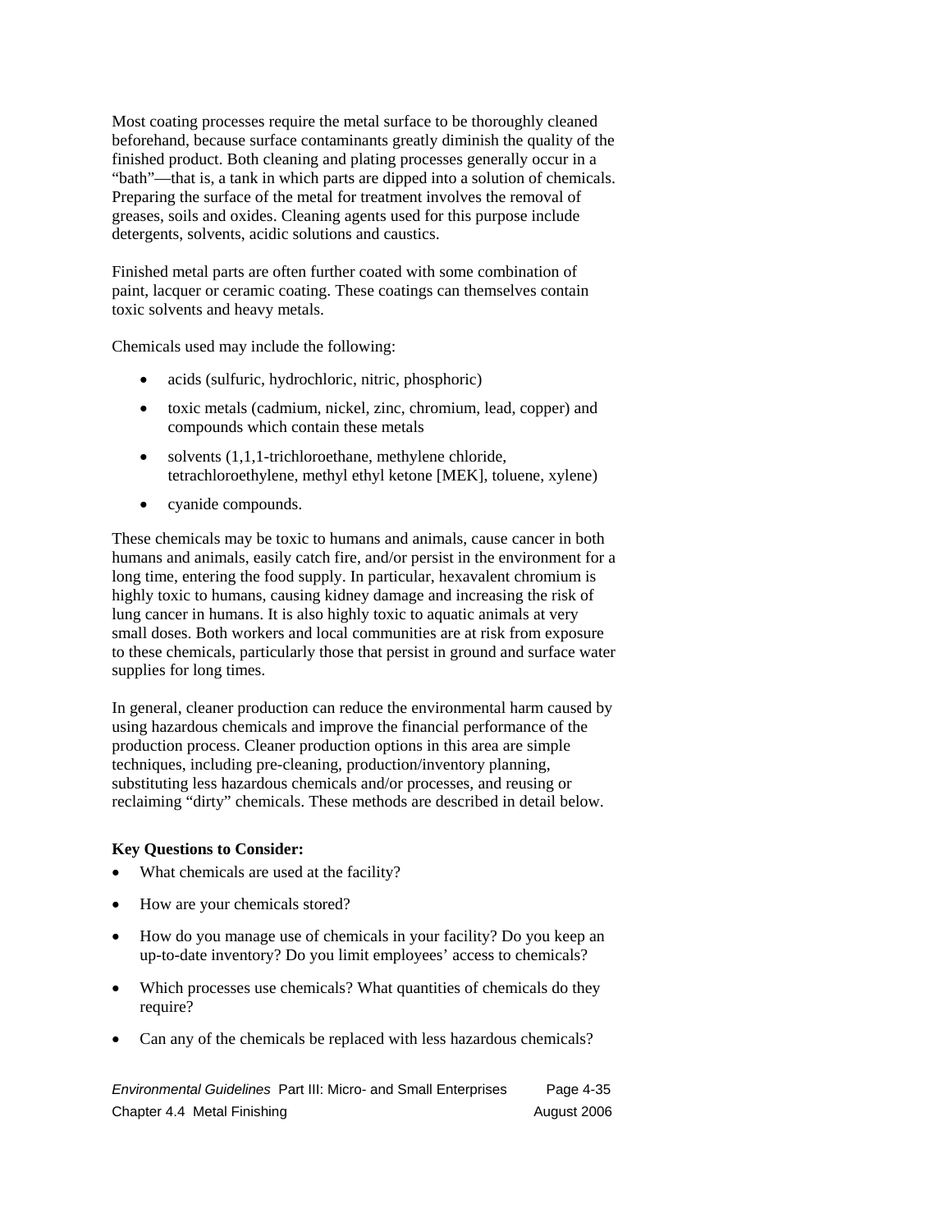Most coating processes require the metal surface to be thoroughly cleaned beforehand, because surface contaminants greatly diminish the quality of the finished product. Both cleaning and plating processes generally occur in a "bath"—that is, a tank in which parts are dipped into a solution of chemicals. Preparing the surface of the metal for treatment involves the removal of greases, soils and oxides. Cleaning agents used for this purpose include detergents, solvents, acidic solutions and caustics.

Finished metal parts are often further coated with some combination of paint, lacquer or ceramic coating. These coatings can themselves contain toxic solvents and heavy metals.

Chemicals used may include the following:

- acids (sulfuric, hydrochloric, nitric, phosphoric)
- toxic metals (cadmium, nickel, zinc, chromium, lead, copper) and compounds which contain these metals
- solvents (1,1,1-trichloroethane, methylene chloride, tetrachloroethylene, methyl ethyl ketone [MEK], toluene, xylene)
- cyanide compounds.

These chemicals may be toxic to humans and animals, cause cancer in both humans and animals, easily catch fire, and/or persist in the environment for a long time, entering the food supply. In particular, hexavalent chromium is highly toxic to humans, causing kidney damage and increasing the risk of lung cancer in humans. It is also highly toxic to aquatic animals at very small doses. Both workers and local communities are at risk from exposure to these chemicals, particularly those that persist in ground and surface water supplies for long times.

In general, cleaner production can reduce the environmental harm caused by using hazardous chemicals and improve the financial performance of the production process. Cleaner production options in this area are simple techniques, including pre-cleaning, production/inventory planning, substituting less hazardous chemicals and/or processes, and reusing or reclaiming "dirty" chemicals. These methods are described in detail below.

**Key Questions to Consider:**

- What chemicals are used at the facility?
- How are your chemicals stored?
- How do you manage use of chemicals in your facility? Do you keep an up-to-date inventory? Do you limit employees' access to chemicals?
- Which processes use chemicals? What quantities of chemicals do they require?
- Can any of the chemicals be replaced with less hazardous chemicals?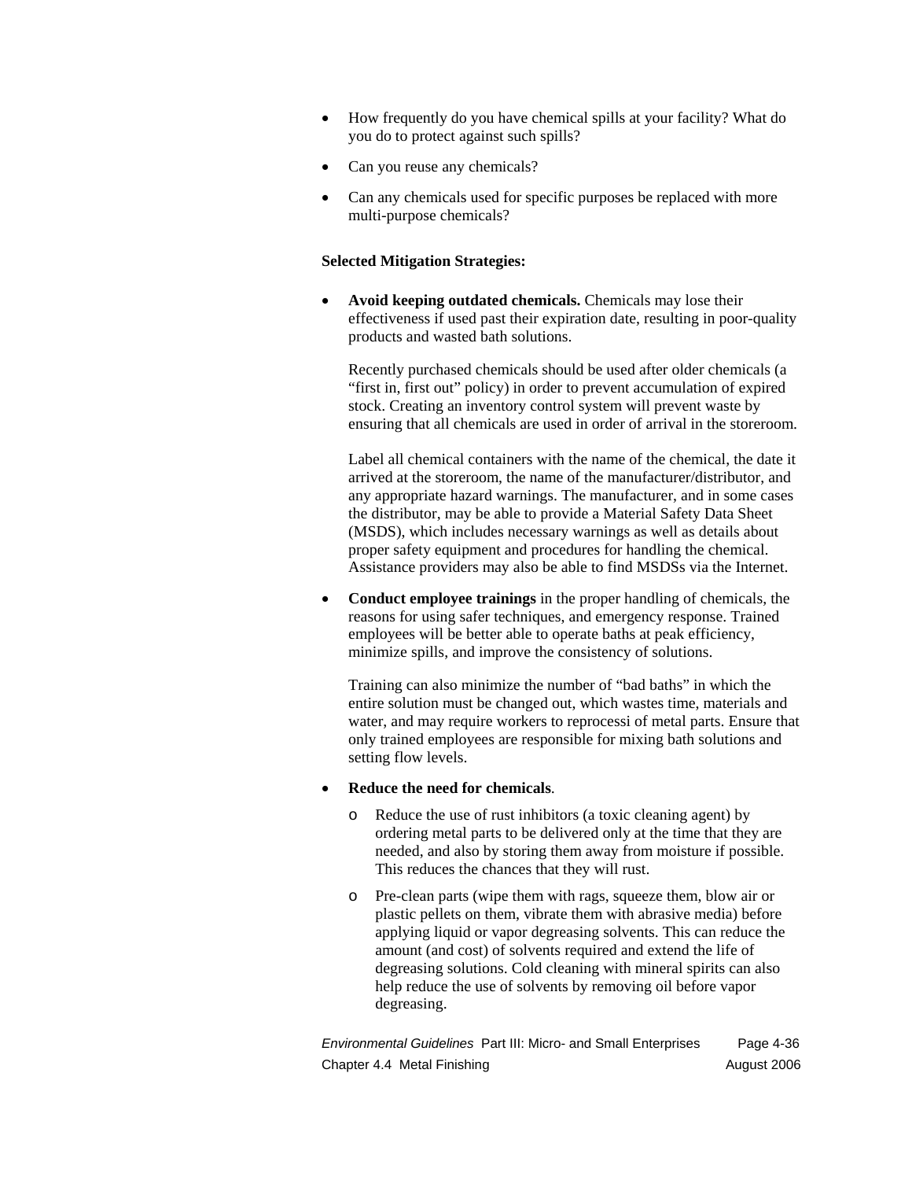- How frequently do you have chemical spills at your facility? What do you do to protect against such spills?
- Can you reuse any chemicals?
- Can any chemicals used for specific purposes be replaced with more multi-purpose chemicals?

**Selected Mitigation Strategies:**

- **Avoid keeping outdated chemicals.** Chemicals may lose their effectiveness if used past their expiration date, resulting in poor-quality products and wasted bath solutions.

  Recently purchased chemicals should be used after older chemicals (a "first in, first out" policy) in order to prevent accumulation of expired stock. Creating an inventory control system will prevent waste by ensuring that all chemicals are used in order of arrival in the storeroom.

  Label all chemical containers with the name of the chemical, the date it arrived at the storeroom, the name of the manufacturer/distributor, and any appropriate hazard warnings. The manufacturer, and in some cases the distributor, may be able to provide a Material Safety Data Sheet (MSDS), which includes necessary warnings as well as details about proper safety equipment and procedures for handling the chemical. Assistance providers may also be able to find MSDSs via the Internet.

- **Conduct employee trainings** in the proper handling of chemicals, the reasons for using safer techniques, and emergency response. Trained employees will be better able to operate baths at peak efficiency, minimize spills, and improve the consistency of solutions.

  Training can also minimize the number of "bad baths" in which the entire solution must be changed out, which wastes time, materials and water, and may require workers to reprocessi of metal parts. Ensure that only trained employees are responsible for mixing bath solutions and setting flow levels.

- **Reduce the need for chemicals**.
  - Reduce the use of rust inhibitors (a toxic cleaning agent) by ordering metal parts to be delivered only at the time that they are needed, and also by storing them away from moisture if possible. This reduces the chances that they will rust.
  - Pre-clean parts (wipe them with rags, squeeze them, blow air or plastic pellets on them, vibrate them with abrasive media) before applying liquid or vapor degreasing solvents. This can reduce the amount (and cost) of solvents required and extend the life of degreasing solutions. Cold cleaning with mineral spirits can also help reduce the use of solvents by removing oil before vapor degreasing.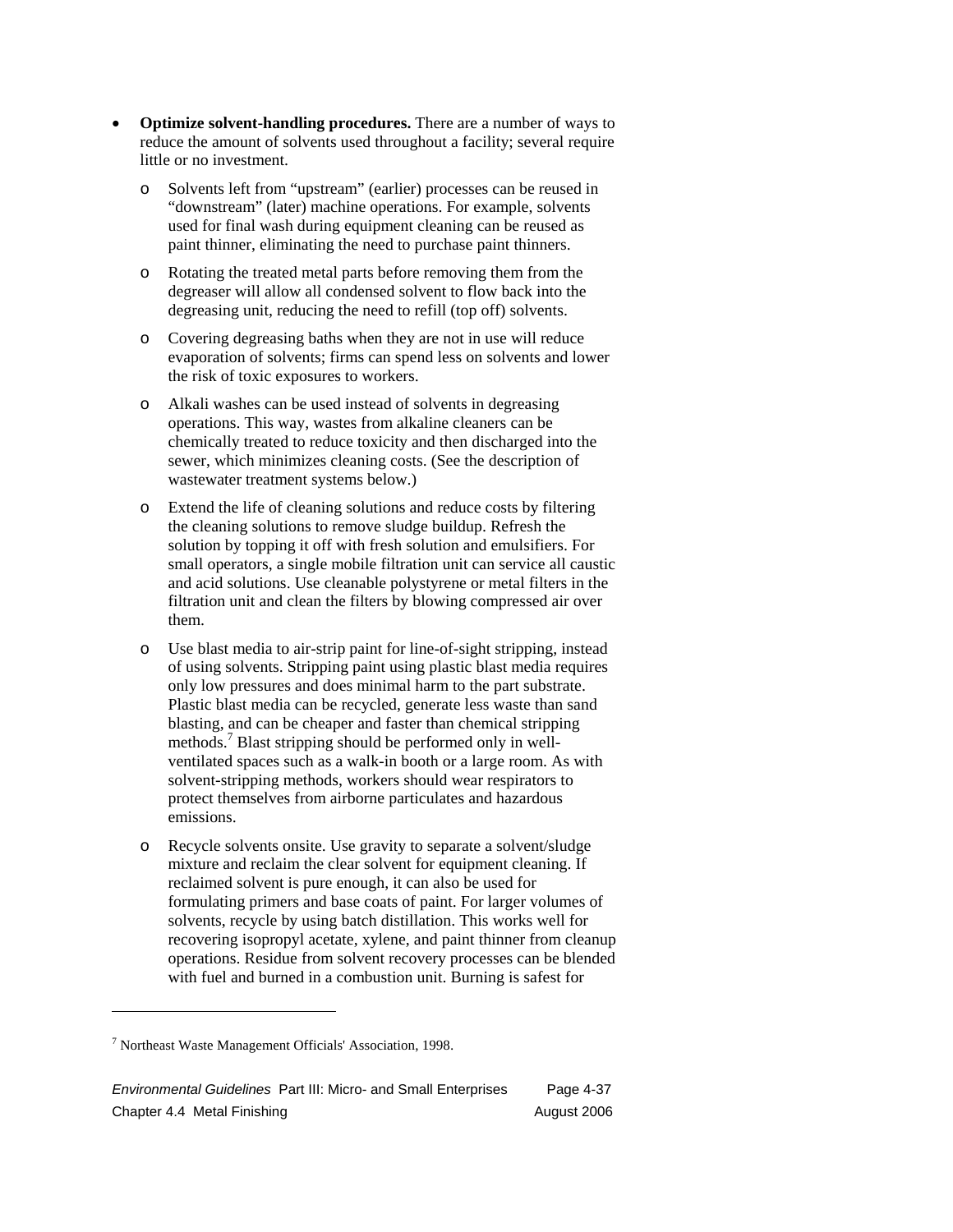- **Optimize solvent-handling procedures.** There are a number of ways to reduce the amount of solvents used throughout a facility; several require little or no investment.

  - Solvents left from "upstream" (earlier) processes can be reused in "downstream" (later) machine operations. For example, solvents used for final wash during equipment cleaning can be reused as paint thinner, eliminating the need to purchase paint thinners.

  - Rotating the treated metal parts before removing them from the degreaser will allow all condensed solvent to flow back into the degreasing unit, reducing the need to refill (top off) solvents.

  - Covering degreasing baths when they are not in use will reduce evaporation of solvents; firms can spend less on solvents and lower the risk of toxic exposures to workers.

  - Alkali washes can be used instead of solvents in degreasing operations. This way, wastes from alkaline cleaners can be chemically treated to reduce toxicity and then discharged into the sewer, which minimizes cleaning costs. (See the description of wastewater treatment systems below.)

  - Extend the life of cleaning solutions and reduce costs by filtering the cleaning solutions to remove sludge buildup. Refresh the solution by topping it off with fresh solution and emulsifiers. For small operators, a single mobile filtration unit can service all caustic and acid solutions. Use cleanable polystyrene or metal filters in the filtration unit and clean the filters by blowing compressed air over them.

  - Use blast media to air-strip paint for line-of-sight stripping, instead of using solvents. Stripping paint using plastic blast media requires only low pressures and does minimal harm to the part substrate. Plastic blast media can be recycled, generate less waste than sand blasting, and can be cheaper and faster than chemical stripping methods.[7] Blast stripping should be performed only in well-ventilated spaces such as a walk-in booth or a large room. As with solvent-stripping methods, workers should wear respirators to protect themselves from airborne particulates and hazardous emissions.

  - Recycle solvents onsite. Use gravity to separate a solvent/sludge mixture and reclaim the clear solvent for equipment cleaning. If reclaimed solvent is pure enough, it can also be used for formulating primers and base coats of paint. For larger volumes of solvents, recycle by using batch distillation. This works well for recovering isopropyl acetate, xylene, and paint thinner from cleanup operations. Residue from solvent recovery processes can be blended with fuel and burned in a combustion unit. Burning is safest for

---

[7] Northeast Waste Management Officials' Association, 1998.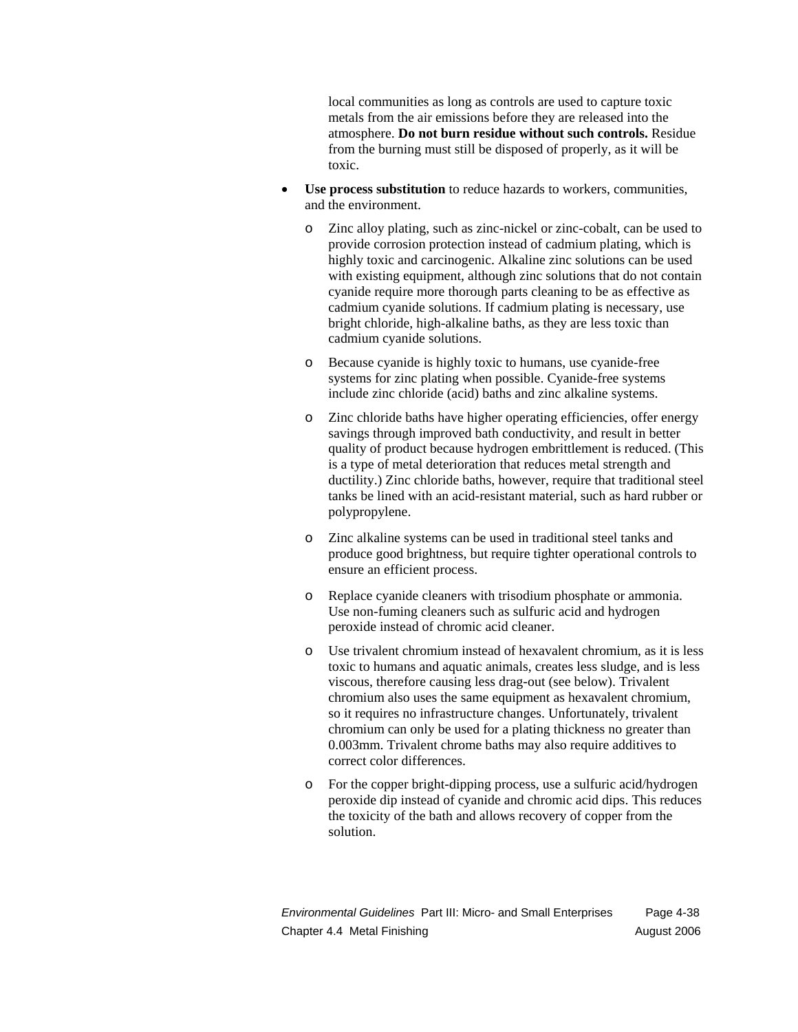local communities as long as controls are used to capture toxic metals from the air emissions before they are released into the atmosphere. **Do not burn residue without such controls.** Residue from the burning must still be disposed of properly, as it will be toxic.

- **Use process substitution** to reduce hazards to workers, communities, and the environment.
  - Zinc alloy plating, such as zinc-nickel or zinc-cobalt, can be used to provide corrosion protection instead of cadmium plating, which is highly toxic and carcinogenic. Alkaline zinc solutions can be used with existing equipment, although zinc solutions that do not contain cyanide require more thorough parts cleaning to be as effective as cadmium cyanide solutions. If cadmium plating is necessary, use bright chloride, high-alkaline baths, as they are less toxic than cadmium cyanide solutions.
  - Because cyanide is highly toxic to humans, use cyanide-free systems for zinc plating when possible. Cyanide-free systems include zinc chloride (acid) baths and zinc alkaline systems.
  - Zinc chloride baths have higher operating efficiencies, offer energy savings through improved bath conductivity, and result in better quality of product because hydrogen embrittlement is reduced. (This is a type of metal deterioration that reduces metal strength and ductility.) Zinc chloride baths, however, require that traditional steel tanks be lined with an acid-resistant material, such as hard rubber or polypropylene.
  - Zinc alkaline systems can be used in traditional steel tanks and produce good brightness, but require tighter operational controls to ensure an efficient process.
  - Replace cyanide cleaners with trisodium phosphate or ammonia. Use non-fuming cleaners such as sulfuric acid and hydrogen peroxide instead of chromic acid cleaner.
  - Use trivalent chromium instead of hexavalent chromium, as it is less toxic to humans and aquatic animals, creates less sludge, and is less viscous, therefore causing less drag-out (see below). Trivalent chromium also uses the same equipment as hexavalent chromium, so it requires no infrastructure changes. Unfortunately, trivalent chromium can only be used for a plating thickness no greater than 0.003mm. Trivalent chrome baths may also require additives to correct color differences.
  - For the copper bright-dipping process, use a sulfuric acid/hydrogen peroxide dip instead of cyanide and chromic acid dips. This reduces the toxicity of the bath and allows recovery of copper from the solution.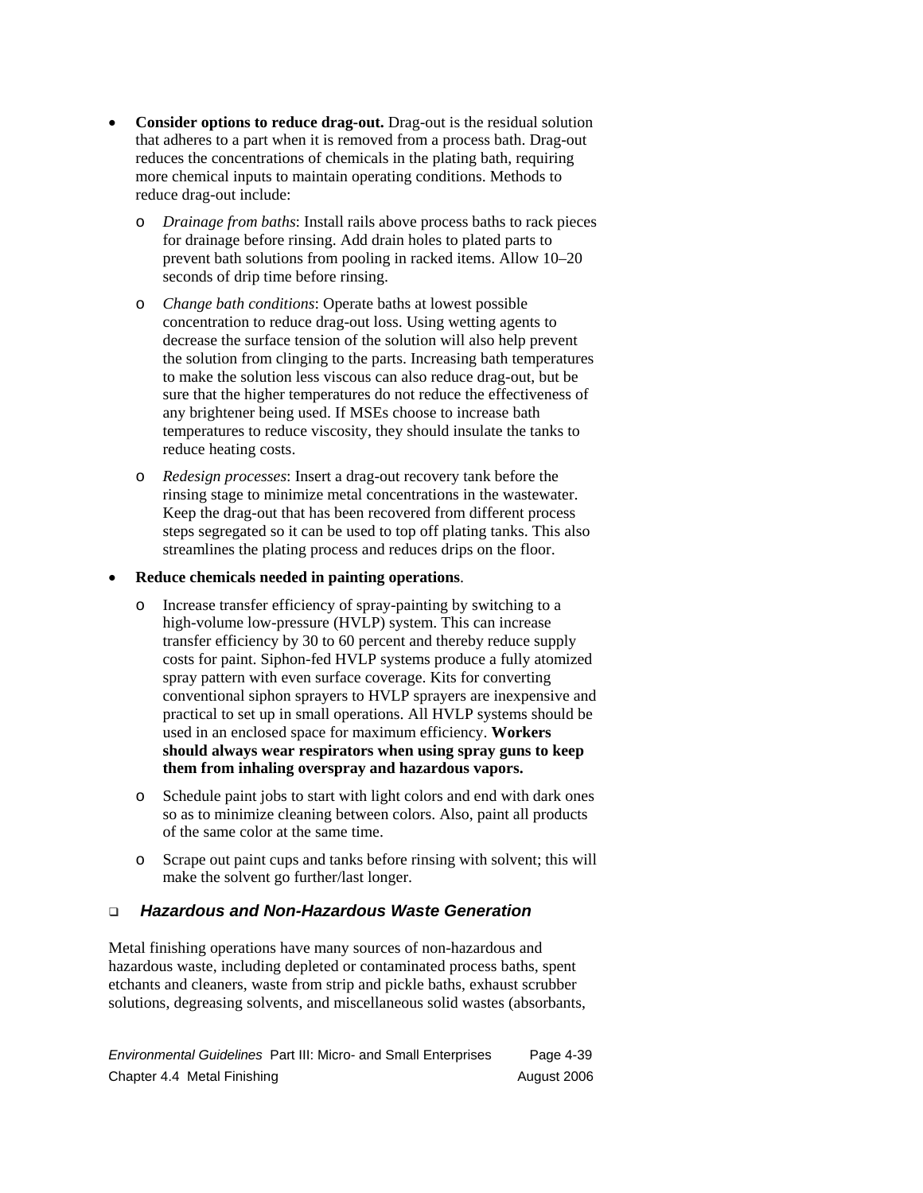- **Consider options to reduce drag-out.** Drag-out is the residual solution that adheres to a part when it is removed from a process bath. Drag-out reduces the concentrations of chemicals in the plating bath, requiring more chemical inputs to maintain operating conditions. Methods to reduce drag-out include:
  - *Drainage from baths*: Install rails above process baths to rack pieces for drainage before rinsing. Add drain holes to plated parts to prevent bath solutions from pooling in racked items. Allow 10–20 seconds of drip time before rinsing.
  - *Change bath conditions*: Operate baths at lowest possible concentration to reduce drag-out loss. Using wetting agents to decrease the surface tension of the solution will also help prevent the solution from clinging to the parts. Increasing bath temperatures to make the solution less viscous can also reduce drag-out, but be sure that the higher temperatures do not reduce the effectiveness of any brightener being used. If MSEs choose to increase bath temperatures to reduce viscosity, they should insulate the tanks to reduce heating costs.
  - *Redesign processes*: Insert a drag-out recovery tank before the rinsing stage to minimize metal concentrations in the wastewater. Keep the drag-out that has been recovered from different process steps segregated so it can be used to top off plating tanks. This also streamlines the plating process and reduces drips on the floor.
- **Reduce chemicals needed in painting operations**.
  - Increase transfer efficiency of spray-painting by switching to a high-volume low-pressure (HVLP) system. This can increase transfer efficiency by 30 to 60 percent and thereby reduce supply costs for paint. Siphon-fed HVLP systems produce a fully atomized spray pattern with even surface coverage. Kits for converting conventional siphon sprayers to HVLP sprayers are inexpensive and practical to set up in small operations. All HVLP systems should be used in an enclosed space for maximum efficiency. **Workers should always wear respirators when using spray guns to keep them from inhaling overspray and hazardous vapors.**
  - Schedule paint jobs to start with light colors and end with dark ones so as to minimize cleaning between colors. Also, paint all products of the same color at the same time.
  - Scrape out paint cups and tanks before rinsing with solvent; this will make the solvent go further/last longer.

### ❑ *Hazardous and Non-Hazardous Waste Generation*

Metal finishing operations have many sources of non-hazardous and hazardous waste, including depleted or contaminated process baths, spent etchants and cleaners, waste from strip and pickle baths, exhaust scrubber solutions, degreasing solvents, and miscellaneous solid wastes (absorbants,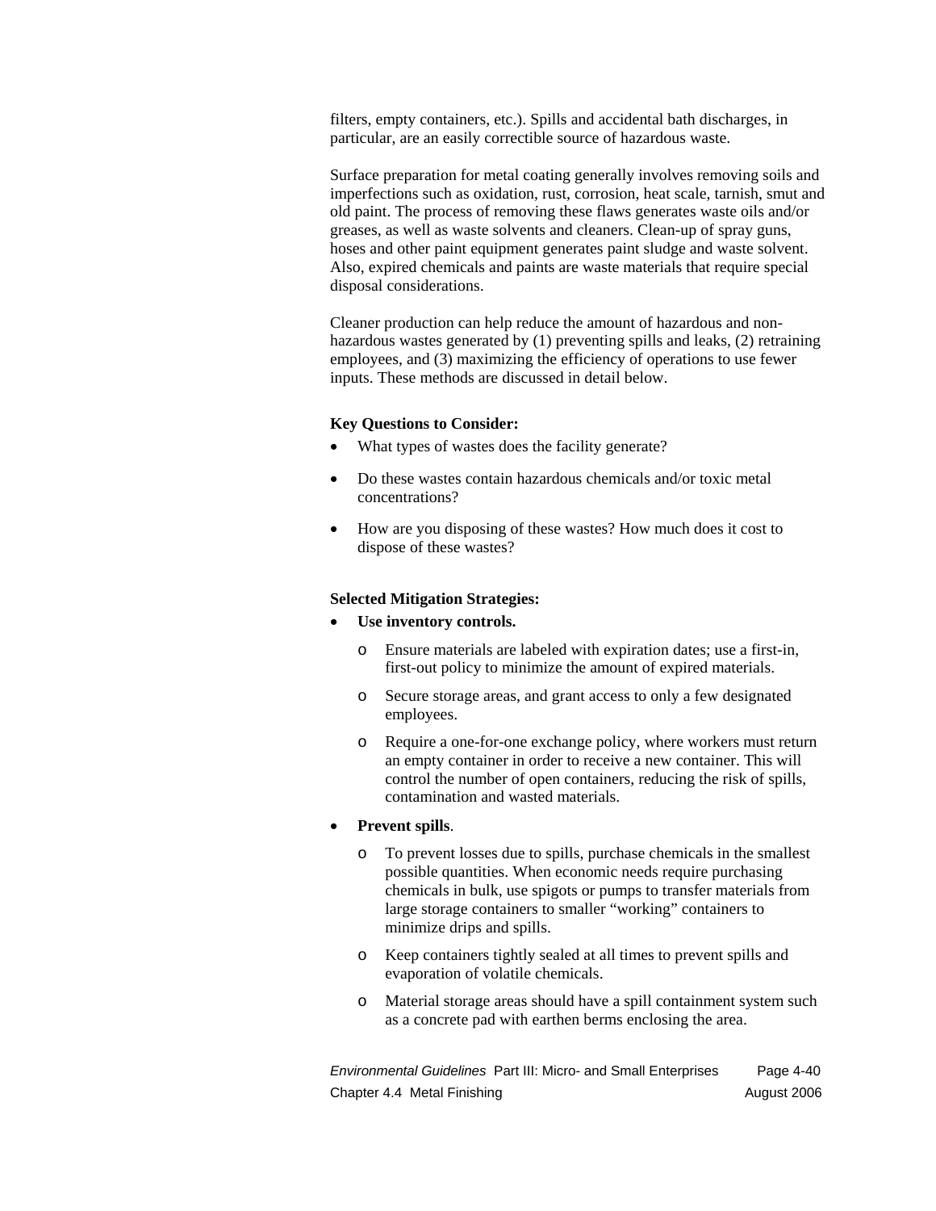filters, empty containers, etc.). Spills and accidental bath discharges, in particular, are an easily correctible source of hazardous waste.

Surface preparation for metal coating generally involves removing soils and imperfections such as oxidation, rust, corrosion, heat scale, tarnish, smut and old paint. The process of removing these flaws generates waste oils and/or greases, as well as waste solvents and cleaners. Clean-up of spray guns, hoses and other paint equipment generates paint sludge and waste solvent. Also, expired chemicals and paints are waste materials that require special disposal considerations.

Cleaner production can help reduce the amount of hazardous and non-hazardous wastes generated by (1) preventing spills and leaks, (2) retraining employees, and (3) maximizing the efficiency of operations to use fewer inputs. These methods are discussed in detail below.

**Key Questions to Consider:**

- What types of wastes does the facility generate?
- Do these wastes contain hazardous chemicals and/or toxic metal concentrations?
- How are you disposing of these wastes? How much does it cost to dispose of these wastes?

**Selected Mitigation Strategies:**

- **Use inventory controls.**
    - Ensure materials are labeled with expiration dates; use a first-in, first-out policy to minimize the amount of expired materials.
    - Secure storage areas, and grant access to only a few designated employees.
    - Require a one-for-one exchange policy, where workers must return an empty container in order to receive a new container. This will control the number of open containers, reducing the risk of spills, contamination and wasted materials.
- **Prevent spills**.
    - To prevent losses due to spills, purchase chemicals in the smallest possible quantities. When economic needs require purchasing chemicals in bulk, use spigots or pumps to transfer materials from large storage containers to smaller “working” containers to minimize drips and spills.
    - Keep containers tightly sealed at all times to prevent spills and evaporation of volatile chemicals.
    - Material storage areas should have a spill containment system such as a concrete pad with earthen berms enclosing the area.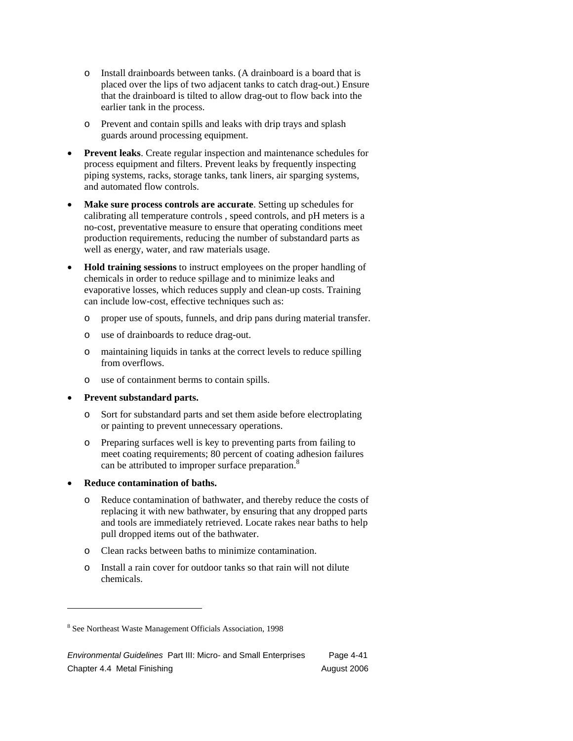- Install drainboards between tanks. (A drainboard is a board that is placed over the lips of two adjacent tanks to catch drag-out.) Ensure that the drainboard is tilted to allow drag-out to flow back into the earlier tank in the process.
  - Prevent and contain spills and leaks with drip trays and splash guards around processing equipment.

- **Prevent leaks**. Create regular inspection and maintenance schedules for process equipment and filters. Prevent leaks by frequently inspecting piping systems, racks, storage tanks, tank liners, air sparging systems, and automated flow controls.

- **Make sure process controls are accurate**. Setting up schedules for calibrating all temperature controls , speed controls, and pH meters is a no-cost, preventative measure to ensure that operating conditions meet production requirements, reducing the number of substandard parts as well as energy, water, and raw materials usage.

- **Hold training sessions** to instruct employees on the proper handling of chemicals in order to reduce spillage and to minimize leaks and evaporative losses, which reduces supply and clean-up costs. Training can include low-cost, effective techniques such as:
  - proper use of spouts, funnels, and drip pans during material transfer.
  - use of drainboards to reduce drag-out.
  - maintaining liquids in tanks at the correct levels to reduce spilling from overflows.
  - use of containment berms to contain spills.

- **Prevent substandard parts.**
  - Sort for substandard parts and set them aside before electroplating or painting to prevent unnecessary operations.
  - Preparing surfaces well is key to preventing parts from failing to meet coating requirements; 80 percent of coating adhesion failures can be attributed to improper surface preparation.[8]

- **Reduce contamination of baths.**
  - Reduce contamination of bathwater, and thereby reduce the costs of replacing it with new bathwater, by ensuring that any dropped parts and tools are immediately retrieved. Locate rakes near baths to help pull dropped items out of the bathwater.
  - Clean racks between baths to minimize contamination.
  - Install a rain cover for outdoor tanks so that rain will not dilute chemicals.

---

[8] See Northeast Waste Management Officials Association, 1998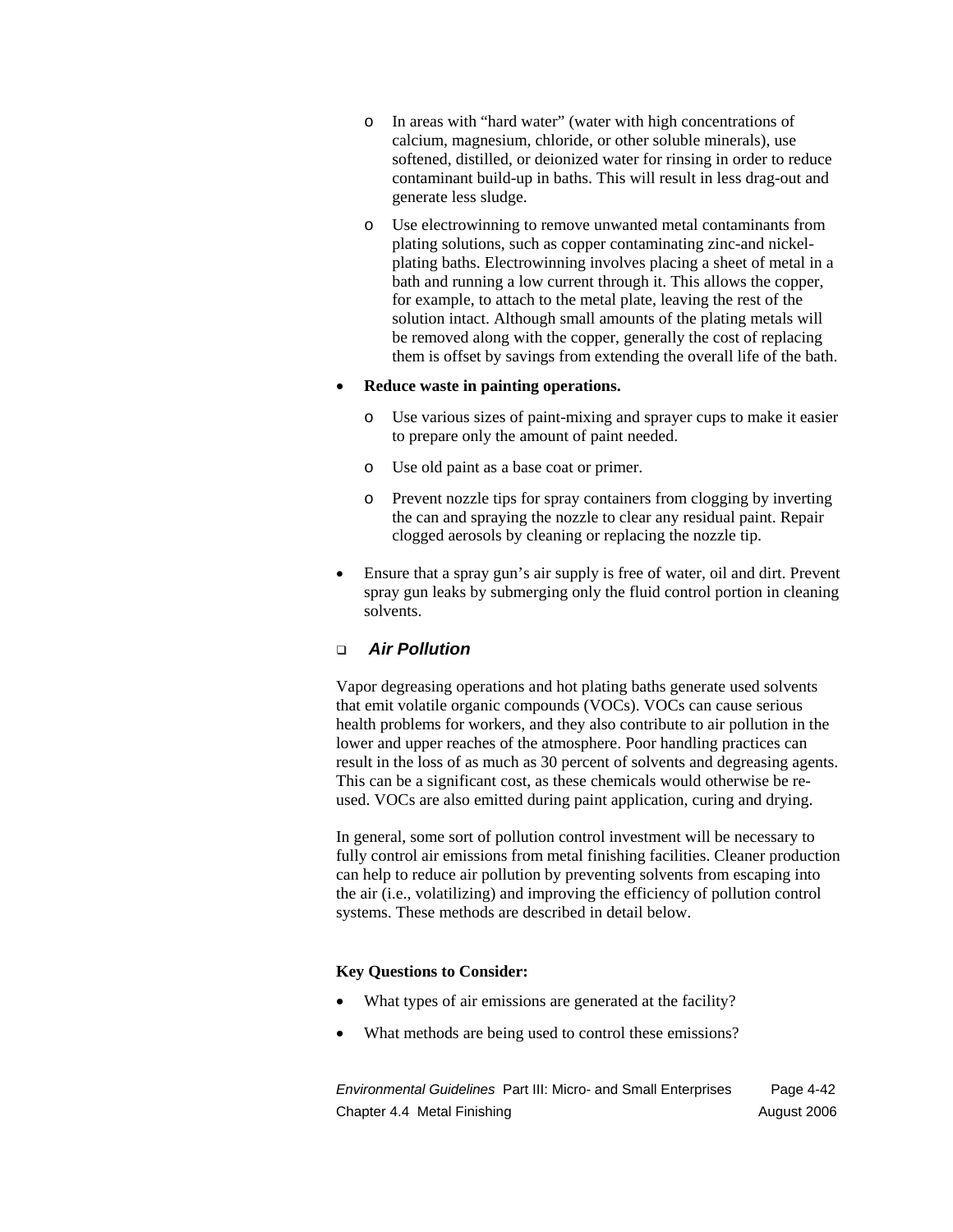- In areas with "hard water" (water with high concentrations of calcium, magnesium, chloride, or other soluble minerals), use softened, distilled, or deionized water for rinsing in order to reduce contaminant build-up in baths. This will result in less drag-out and generate less sludge.

  - Use electrowinning to remove unwanted metal contaminants from plating solutions, such as copper contaminating zinc-and nickel-plating baths. Electrowinning involves placing a sheet of metal in a bath and running a low current through it. This allows the copper, for example, to attach to the metal plate, leaving the rest of the solution intact. Although small amounts of the plating metals will be removed along with the copper, generally the cost of replacing them is offset by savings from extending the overall life of the bath.

- **Reduce waste in painting operations.**

  - Use various sizes of paint-mixing and sprayer cups to make it easier to prepare only the amount of paint needed.

  - Use old paint as a base coat or primer.

  - Prevent nozzle tips for spray containers from clogging by inverting the can and spraying the nozzle to clear any residual paint. Repair clogged aerosols by cleaning or replacing the nozzle tip.

- Ensure that a spray gun's air supply is free of water, oil and dirt. Prevent spray gun leaks by submerging only the fluid control portion in cleaning solvents.

## ❑ *Air Pollution*

Vapor degreasing operations and hot plating baths generate used solvents that emit volatile organic compounds (VOCs). VOCs can cause serious health problems for workers, and they also contribute to air pollution in the lower and upper reaches of the atmosphere. Poor handling practices can result in the loss of as much as 30 percent of solvents and degreasing agents. This can be a significant cost, as these chemicals would otherwise be re-used. VOCs are also emitted during paint application, curing and drying.

In general, some sort of pollution control investment will be necessary to fully control air emissions from metal finishing facilities. Cleaner production can help to reduce air pollution by preventing solvents from escaping into the air (i.e., volatilizing) and improving the efficiency of pollution control systems. These methods are described in detail below.

**Key Questions to Consider:**

- What types of air emissions are generated at the facility?

- What methods are being used to control these emissions?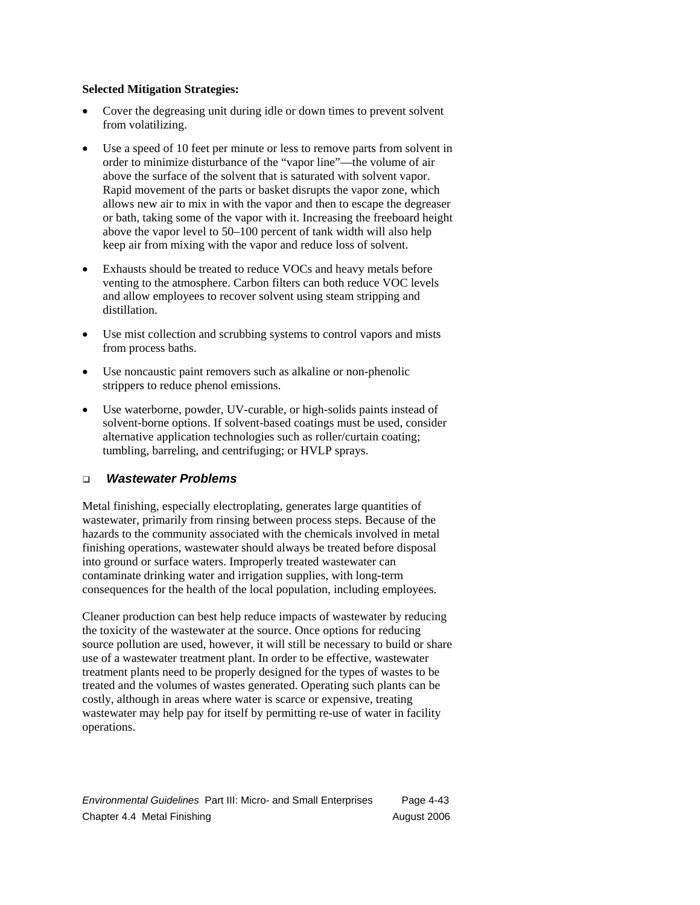**Selected Mitigation Strategies:**

- Cover the degreasing unit during idle or down times to prevent solvent from volatilizing.
- Use a speed of 10 feet per minute or less to remove parts from solvent in order to minimize disturbance of the "vapor line"—the volume of air above the surface of the solvent that is saturated with solvent vapor. Rapid movement of the parts or basket disrupts the vapor zone, which allows new air to mix in with the vapor and then to escape the degreaser or bath, taking some of the vapor with it. Increasing the freeboard height above the vapor level to 50–100 percent of tank width will also help keep air from mixing with the vapor and reduce loss of solvent.
- Exhausts should be treated to reduce VOCs and heavy metals before venting to the atmosphere. Carbon filters can both reduce VOC levels and allow employees to recover solvent using steam stripping and distillation.
- Use mist collection and scrubbing systems to control vapors and mists from process baths.
- Use noncaustic paint removers such as alkaline or non-phenolic strippers to reduce phenol emissions.
- Use waterborne, powder, UV-curable, or high-solids paints instead of solvent-borne options. If solvent-based coatings must be used, consider alternative application technologies such as roller/curtain coating; tumbling, barreling, and centrifuging; or HVLP sprays.

### ❑ *Wastewater Problems*

Metal finishing, especially electroplating, generates large quantities of wastewater, primarily from rinsing between process steps. Because of the hazards to the community associated with the chemicals involved in metal finishing operations, wastewater should always be treated before disposal into ground or surface waters. Improperly treated wastewater can contaminate drinking water and irrigation supplies, with long-term consequences for the health of the local population, including employees.

Cleaner production can best help reduce impacts of wastewater by reducing the toxicity of the wastewater at the source. Once options for reducing source pollution are used, however, it will still be necessary to build or share use of a wastewater treatment plant. In order to be effective, wastewater treatment plants need to be properly designed for the types of wastes to be treated and the volumes of wastes generated. Operating such plants can be costly, although in areas where water is scarce or expensive, treating wastewater may help pay for itself by permitting re-use of water in facility operations.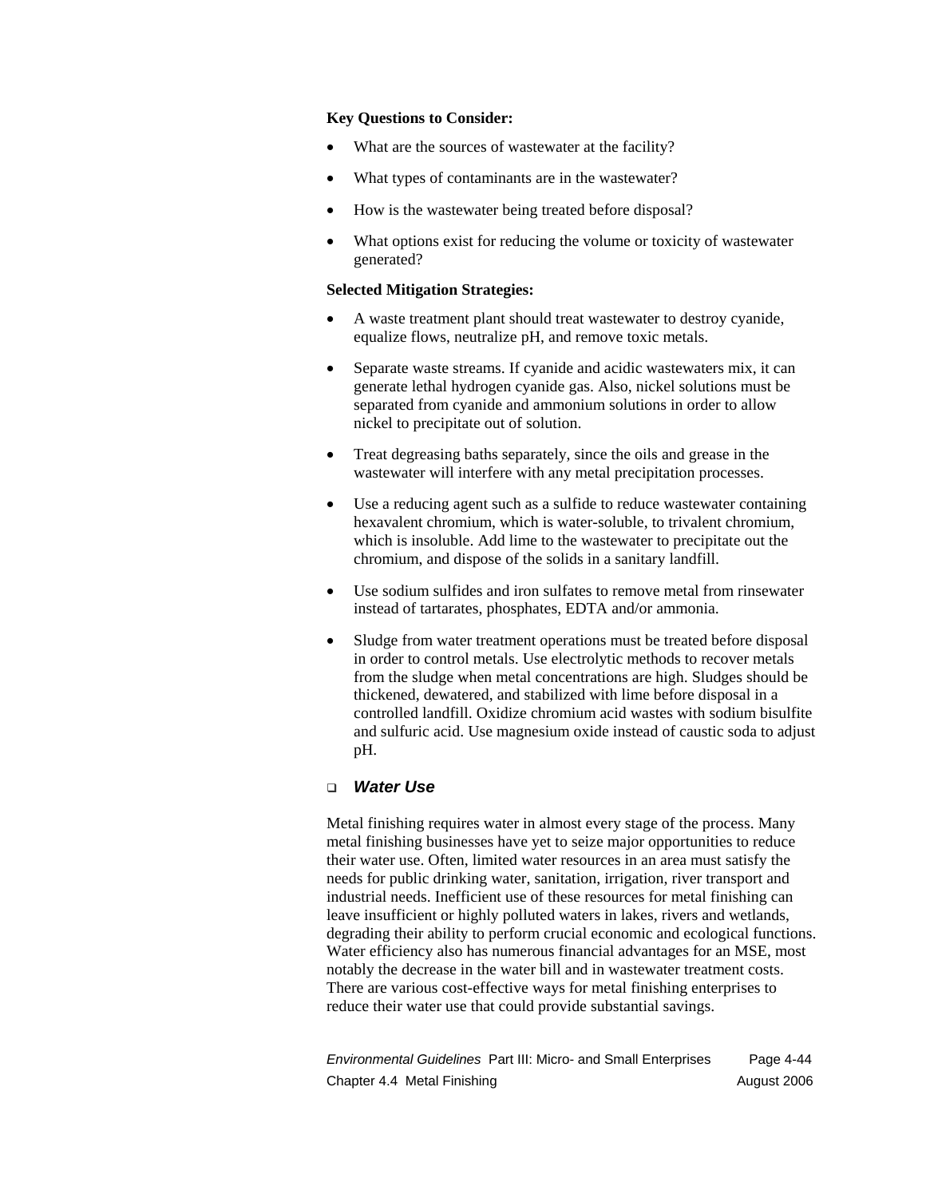**Key Questions to Consider:**

- What are the sources of wastewater at the facility?
- What types of contaminants are in the wastewater?
- How is the wastewater being treated before disposal?
- What options exist for reducing the volume or toxicity of wastewater generated?

**Selected Mitigation Strategies:**

- A waste treatment plant should treat wastewater to destroy cyanide, equalize flows, neutralize pH, and remove toxic metals.
- Separate waste streams. If cyanide and acidic wastewaters mix, it can generate lethal hydrogen cyanide gas. Also, nickel solutions must be separated from cyanide and ammonium solutions in order to allow nickel to precipitate out of solution.
- Treat degreasing baths separately, since the oils and grease in the wastewater will interfere with any metal precipitation processes.
- Use a reducing agent such as a sulfide to reduce wastewater containing hexavalent chromium, which is water-soluble, to trivalent chromium, which is insoluble. Add lime to the wastewater to precipitate out the chromium, and dispose of the solids in a sanitary landfill.
- Use sodium sulfides and iron sulfates to remove metal from rinsewater instead of tartarates, phosphates, EDTA and/or ammonia.
- Sludge from water treatment operations must be treated before disposal in order to control metals. Use electrolytic methods to recover metals from the sludge when metal concentrations are high. Sludges should be thickened, dewatered, and stabilized with lime before disposal in a controlled landfill. Oxidize chromium acid wastes with sodium bisulfite and sulfuric acid. Use magnesium oxide instead of caustic soda to adjust pH.

### ❑ *Water Use*

Metal finishing requires water in almost every stage of the process. Many metal finishing businesses have yet to seize major opportunities to reduce their water use. Often, limited water resources in an area must satisfy the needs for public drinking water, sanitation, irrigation, river transport and industrial needs. Inefficient use of these resources for metal finishing can leave insufficient or highly polluted waters in lakes, rivers and wetlands, degrading their ability to perform crucial economic and ecological functions. Water efficiency also has numerous financial advantages for an MSE, most notably the decrease in the water bill and in wastewater treatment costs. There are various cost-effective ways for metal finishing enterprises to reduce their water use that could provide substantial savings.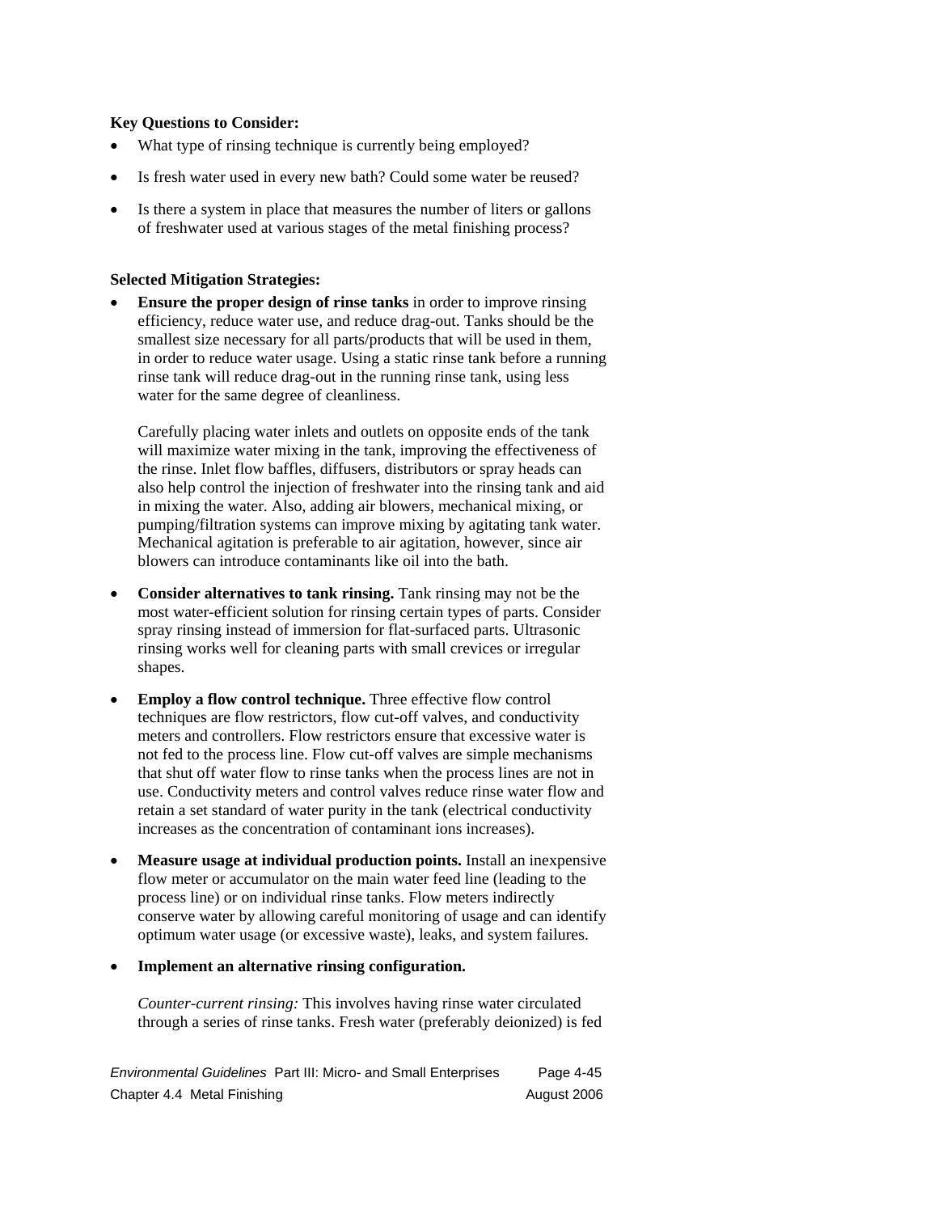**Key Questions to Consider:**

- What type of rinsing technique is currently being employed?
- Is fresh water used in every new bath? Could some water be reused?
- Is there a system in place that measures the number of liters or gallons of freshwater used at various stages of the metal finishing process?

**Selected Mitigation Strategies:**

- **Ensure the proper design of rinse tanks** in order to improve rinsing efficiency, reduce water use, and reduce drag-out. Tanks should be the smallest size necessary for all parts/products that will be used in them, in order to reduce water usage. Using a static rinse tank before a running rinse tank will reduce drag-out in the running rinse tank, using less water for the same degree of cleanliness.

  Carefully placing water inlets and outlets on opposite ends of the tank will maximize water mixing in the tank, improving the effectiveness of the rinse. Inlet flow baffles, diffusers, distributors or spray heads can also help control the injection of freshwater into the rinsing tank and aid in mixing the water. Also, adding air blowers, mechanical mixing, or pumping/filtration systems can improve mixing by agitating tank water. Mechanical agitation is preferable to air agitation, however, since air blowers can introduce contaminants like oil into the bath.

- **Consider alternatives to tank rinsing.** Tank rinsing may not be the most water-efficient solution for rinsing certain types of parts. Consider spray rinsing instead of immersion for flat-surfaced parts. Ultrasonic rinsing works well for cleaning parts with small crevices or irregular shapes.

- **Employ a flow control technique.** Three effective flow control techniques are flow restrictors, flow cut-off valves, and conductivity meters and controllers. Flow restrictors ensure that excessive water is not fed to the process line. Flow cut-off valves are simple mechanisms that shut off water flow to rinse tanks when the process lines are not in use. Conductivity meters and control valves reduce rinse water flow and retain a set standard of water purity in the tank (electrical conductivity increases as the concentration of contaminant ions increases).

- **Measure usage at individual production points.** Install an inexpensive flow meter or accumulator on the main water feed line (leading to the process line) or on individual rinse tanks. Flow meters indirectly conserve water by allowing careful monitoring of usage and can identify optimum water usage (or excessive waste), leaks, and system failures.

- **Implement an alternative rinsing configuration.**

  *Counter-current rinsing:* This involves having rinse water circulated through a series of rinse tanks. Fresh water (preferably deionized) is fed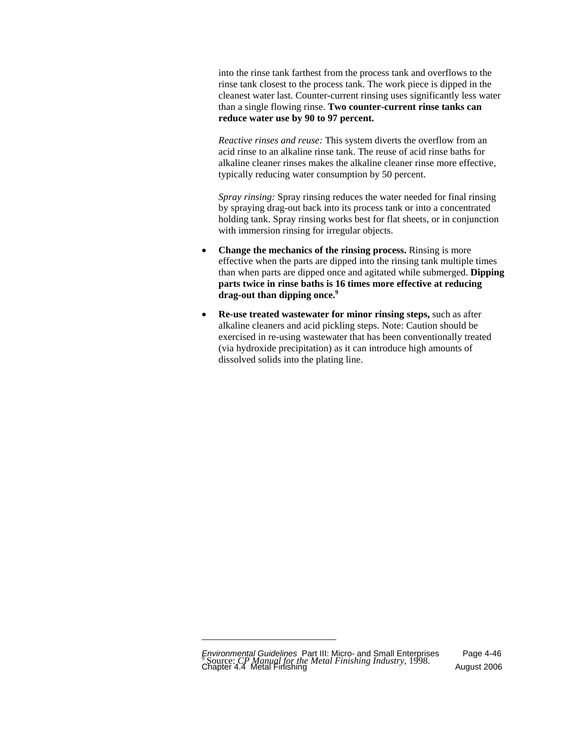into the rinse tank farthest from the process tank and overflows to the rinse tank closest to the process tank. The work piece is dipped in the cleanest water last. Counter-current rinsing uses significantly less water than a single flowing rinse. **Two counter-current rinse tanks can reduce water use by 90 to 97 percent.**

*Reactive rinses and reuse:* This system diverts the overflow from an acid rinse to an alkaline rinse tank. The reuse of acid rinse baths for alkaline cleaner rinses makes the alkaline cleaner rinse more effective, typically reducing water consumption by 50 percent.

*Spray rinsing:* Spray rinsing reduces the water needed for final rinsing by spraying drag-out back into its process tank or into a concentrated holding tank. Spray rinsing works best for flat sheets, or in conjunction with immersion rinsing for irregular objects.

- **Change the mechanics of the rinsing process.** Rinsing is more effective when the parts are dipped into the rinsing tank multiple times than when parts are dipped once and agitated while submerged. **Dipping parts twice in rinse baths is 16 times more effective at reducing drag-out than dipping once.**[9]

- **Re-use treated wastewater for minor rinsing steps,** such as after alkaline cleaners and acid pickling steps. Note: Caution should be exercised in re-using wastewater that has been conventionally treated (via hydroxide precipitation) as it can introduce high amounts of dissolved solids into the plating line.

---

[9] Source: *CP Manual for the Metal Finishing Industry*, 1998.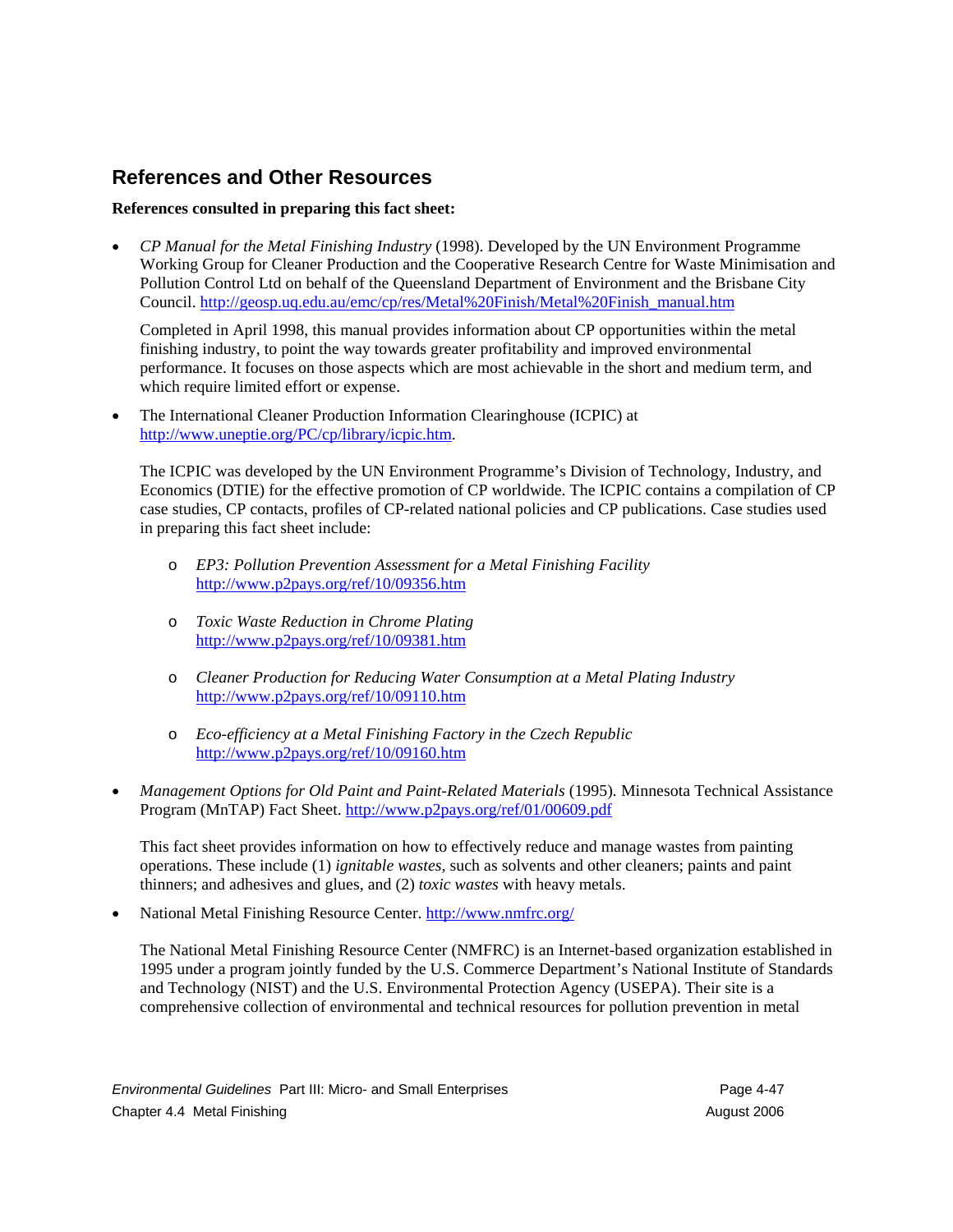## References and Other Resources

**References consulted in preparing this fact sheet:**

- *CP Manual for the Metal Finishing Industry* (1998). Developed by the UN Environment Programme Working Group for Cleaner Production and the Cooperative Research Centre for Waste Minimisation and Pollution Control Ltd on behalf of the Queensland Department of Environment and the Brisbane City Council. http://geosp.uq.edu.au/emc/cp/res/Metal%20Finish/Metal%20Finish_manual.htm

  Completed in April 1998, this manual provides information about CP opportunities within the metal finishing industry, to point the way towards greater profitability and improved environmental performance. It focuses on those aspects which are most achievable in the short and medium term, and which require limited effort or expense.

- The International Cleaner Production Information Clearinghouse (ICPIC) at http://www.uneptie.org/PC/cp/library/icpic.htm.

  The ICPIC was developed by the UN Environment Programme's Division of Technology, Industry, and Economics (DTIE) for the effective promotion of CP worldwide. The ICPIC contains a compilation of CP case studies, CP contacts, profiles of CP-related national policies and CP publications. Case studies used in preparing this fact sheet include:

  - *EP3: Pollution Prevention Assessment for a Metal Finishing Facility* http://www.p2pays.org/ref/10/09356.htm

  - *Toxic Waste Reduction in Chrome Plating* http://www.p2pays.org/ref/10/09381.htm

  - *Cleaner Production for Reducing Water Consumption at a Metal Plating Industry* http://www.p2pays.org/ref/10/09110.htm

  - *Eco-efficiency at a Metal Finishing Factory in the Czech Republic* http://www.p2pays.org/ref/10/09160.htm

- *Management Options for Old Paint and Paint-Related Materials* (1995). Minnesota Technical Assistance Program (MnTAP) Fact Sheet. http://www.p2pays.org/ref/01/00609.pdf

  This fact sheet provides information on how to effectively reduce and manage wastes from painting operations. These include (1) *ignitable wastes,* such as solvents and other cleaners; paints and paint thinners; and adhesives and glues, and (2) *toxic wastes* with heavy metals.

- National Metal Finishing Resource Center. http://www.nmfrc.org/

  The National Metal Finishing Resource Center (NMFRC) is an Internet-based organization established in 1995 under a program jointly funded by the U.S. Commerce Department's National Institute of Standards and Technology (NIST) and the U.S. Environmental Protection Agency (USEPA). Their site is a comprehensive collection of environmental and technical resources for pollution prevention in metal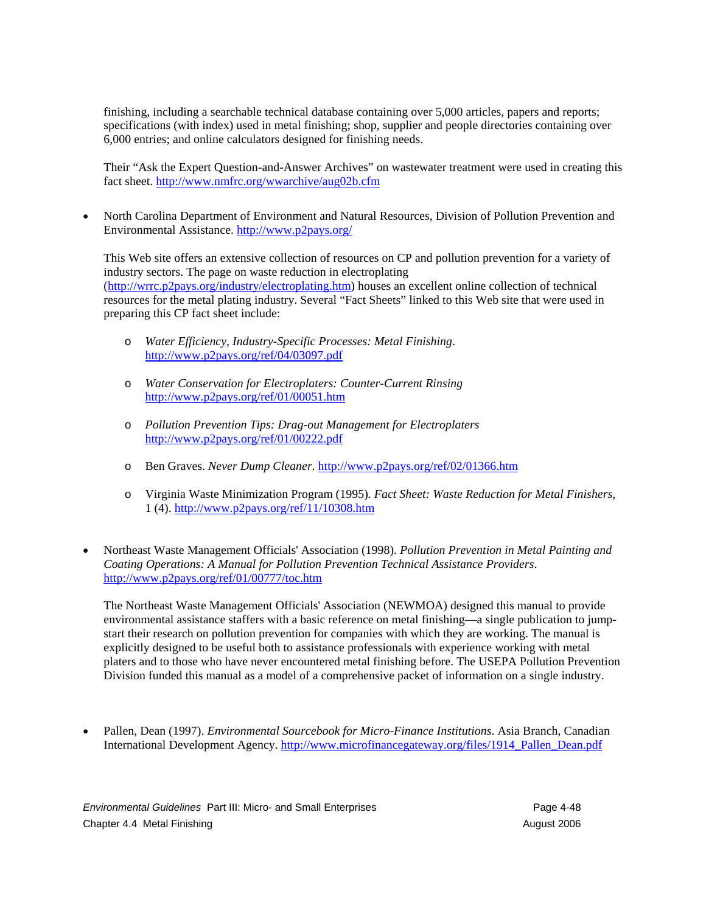finishing, including a searchable technical database containing over 5,000 articles, papers and reports; specifications (with index) used in metal finishing; shop, supplier and people directories containing over 6,000 entries; and online calculators designed for finishing needs.

Their "Ask the Expert Question-and-Answer Archives" on wastewater treatment were used in creating this fact sheet. http://www.nmfrc.org/wwarchive/aug02b.cfm

- North Carolina Department of Environment and Natural Resources, Division of Pollution Prevention and Environmental Assistance. http://www.p2pays.org/

  This Web site offers an extensive collection of resources on CP and pollution prevention for a variety of industry sectors. The page on waste reduction in electroplating (http://wrrc.p2pays.org/industry/electroplating.htm) houses an excellent online collection of technical resources for the metal plating industry. Several "Fact Sheets" linked to this Web site that were used in preparing this CP fact sheet include:

  - *Water Efficiency, Industry-Specific Processes: Metal Finishing*. http://www.p2pays.org/ref/04/03097.pdf
  - *Water Conservation for Electroplaters: Counter-Current Rinsing* http://www.p2pays.org/ref/01/00051.htm
  - *Pollution Prevention Tips: Drag-out Management for Electroplaters* http://www.p2pays.org/ref/01/00222.pdf
  - Ben Graves. *Never Dump Cleaner*. http://www.p2pays.org/ref/02/01366.htm
  - Virginia Waste Minimization Program (1995). *Fact Sheet: Waste Reduction for Metal Finishers*, 1 (4). http://www.p2pays.org/ref/11/10308.htm

- Northeast Waste Management Officials' Association (1998). *Pollution Prevention in Metal Painting and Coating Operations: A Manual for Pollution Prevention Technical Assistance Providers*. http://www.p2pays.org/ref/01/00777/toc.htm

  The Northeast Waste Management Officials' Association (NEWMOA) designed this manual to provide environmental assistance staffers with a basic reference on metal finishing—a single publication to jump-start their research on pollution prevention for companies with which they are working. The manual is explicitly designed to be useful both to assistance professionals with experience working with metal platers and to those who have never encountered metal finishing before. The USEPA Pollution Prevention Division funded this manual as a model of a comprehensive packet of information on a single industry.

- Pallen, Dean (1997). *Environmental Sourcebook for Micro-Finance Institutions*. Asia Branch, Canadian International Development Agency. http://www.microfinancegateway.org/files/1914_Pallen_Dean.pdf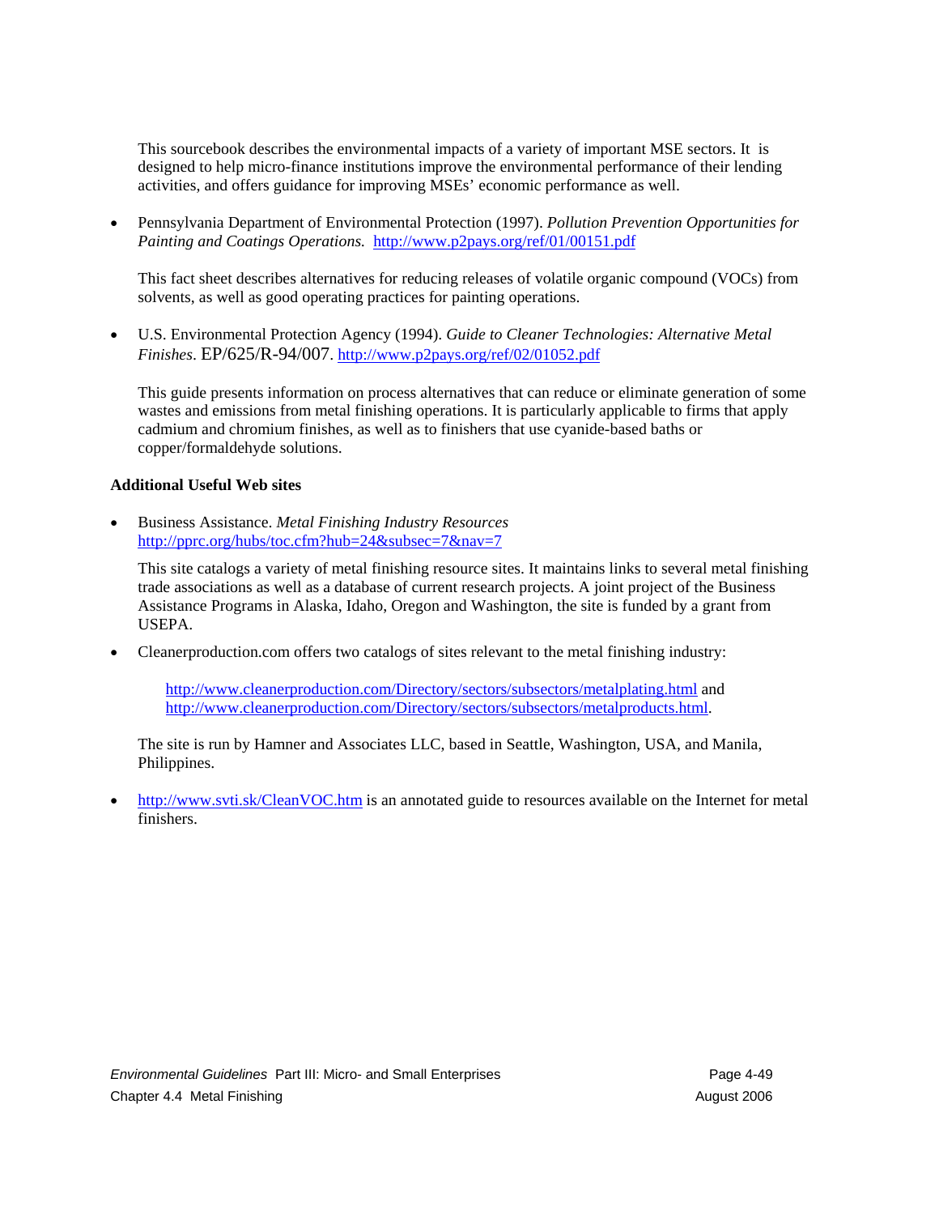This sourcebook describes the environmental impacts of a variety of important MSE sectors. It is designed to help micro-finance institutions improve the environmental performance of their lending activities, and offers guidance for improving MSEs' economic performance as well.

- Pennsylvania Department of Environmental Protection (1997). *Pollution Prevention Opportunities for Painting and Coatings Operations.* http://www.p2pays.org/ref/01/00151.pdf

  This fact sheet describes alternatives for reducing releases of volatile organic compound (VOCs) from solvents, as well as good operating practices for painting operations.

- U.S. Environmental Protection Agency (1994). *Guide to Cleaner Technologies: Alternative Metal Finishes*. EP/625/R-94/007. http://www.p2pays.org/ref/02/01052.pdf

  This guide presents information on process alternatives that can reduce or eliminate generation of some wastes and emissions from metal finishing operations. It is particularly applicable to firms that apply cadmium and chromium finishes, as well as to finishers that use cyanide-based baths or copper/formaldehyde solutions.

**Additional Useful Web sites**

- Business Assistance. *Metal Finishing Industry Resources* http://pprc.org/hubs/toc.cfm?hub=24&subsec=7&nav=7

  This site catalogs a variety of metal finishing resource sites. It maintains links to several metal finishing trade associations as well as a database of current research projects. A joint project of the Business Assistance Programs in Alaska, Idaho, Oregon and Washington, the site is funded by a grant from USEPA.

- Cleanerproduction.com offers two catalogs of sites relevant to the metal finishing industry:

  http://www.cleanerproduction.com/Directory/sectors/subsectors/metalplating.html and http://www.cleanerproduction.com/Directory/sectors/subsectors/metalproducts.html.

  The site is run by Hamner and Associates LLC, based in Seattle, Washington, USA, and Manila, Philippines.

- http://www.svti.sk/CleanVOC.htm is an annotated guide to resources available on the Internet for metal finishers.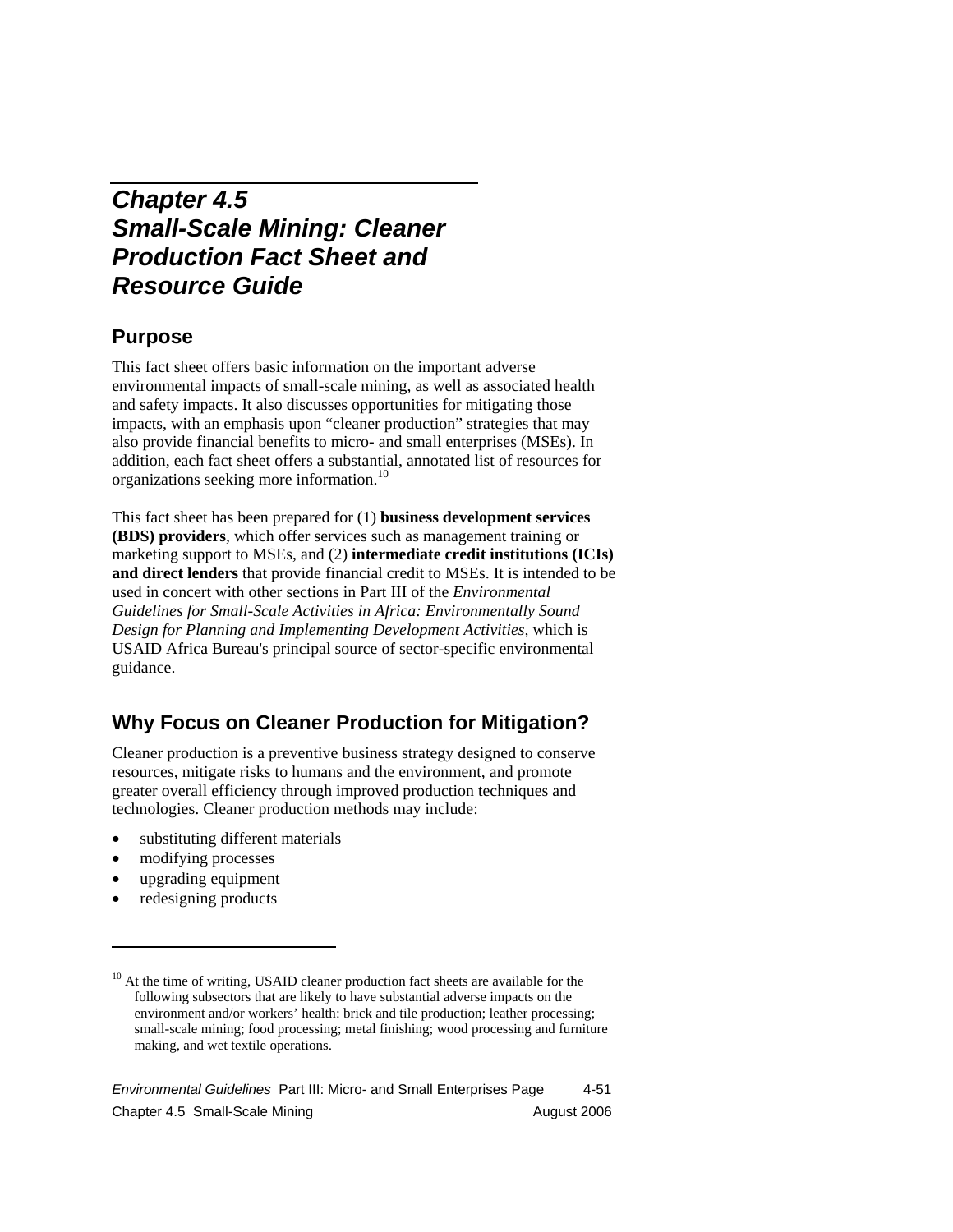# Chapter 4.5 Small-Scale Mining: Cleaner Production Fact Sheet and Resource Guide

## Purpose

This fact sheet offers basic information on the important adverse environmental impacts of small-scale mining, as well as associated health and safety impacts. It also discusses opportunities for mitigating those impacts, with an emphasis upon "cleaner production" strategies that may also provide financial benefits to micro- and small enterprises (MSEs). In addition, each fact sheet offers a substantial, annotated list of resources for organizations seeking more information.[10]

This fact sheet has been prepared for (1) **business development services (BDS) providers**, which offer services such as management training or marketing support to MSEs, and (2) **intermediate credit institutions (ICIs) and direct lenders** that provide financial credit to MSEs. It is intended to be used in concert with other sections in Part III of the *Environmental Guidelines for Small-Scale Activities in Africa: Environmentally Sound Design for Planning and Implementing Development Activities,* which is USAID Africa Bureau's principal source of sector-specific environmental guidance.

## Why Focus on Cleaner Production for Mitigation?

Cleaner production is a preventive business strategy designed to conserve resources, mitigate risks to humans and the environment, and promote greater overall efficiency through improved production techniques and technologies. Cleaner production methods may include:

- substituting different materials
- modifying processes
- upgrading equipment
- redesigning products

---

[10] At the time of writing, USAID cleaner production fact sheets are available for the following subsectors that are likely to have substantial adverse impacts on the environment and/or workers' health: brick and tile production; leather processing; small-scale mining; food processing; metal finishing; wood processing and furniture making, and wet textile operations.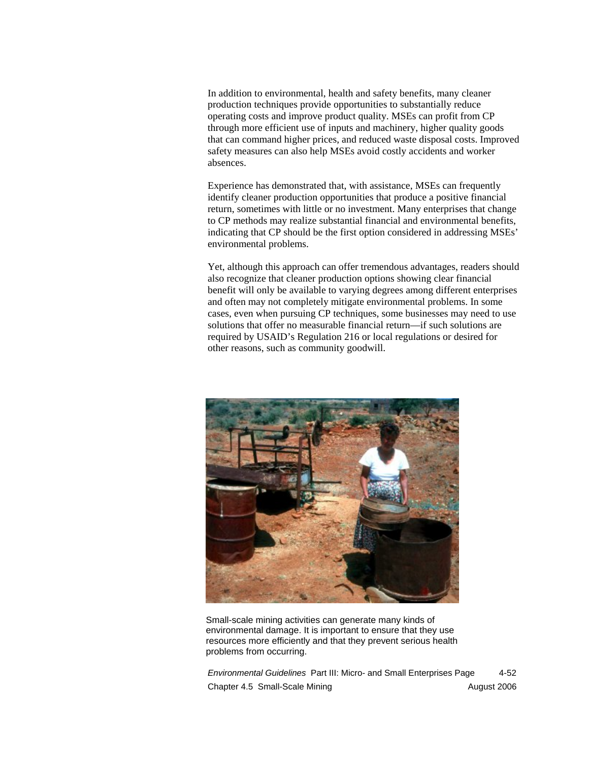In addition to environmental, health and safety benefits, many cleaner production techniques provide opportunities to substantially reduce operating costs and improve product quality. MSEs can profit from CP through more efficient use of inputs and machinery, higher quality goods that can command higher prices, and reduced waste disposal costs. Improved safety measures can also help MSEs avoid costly accidents and worker absences.

Experience has demonstrated that, with assistance, MSEs can frequently identify cleaner production opportunities that produce a positive financial return, sometimes with little or no investment. Many enterprises that change to CP methods may realize substantial financial and environmental benefits, indicating that CP should be the first option considered in addressing MSEs' environmental problems.

Yet, although this approach can offer tremendous advantages, readers should also recognize that cleaner production options showing clear financial benefit will only be available to varying degrees among different enterprises and often may not completely mitigate environmental problems. In some cases, even when pursuing CP techniques, some businesses may need to use solutions that offer no measurable financial return—if such solutions are required by USAID's Regulation 216 or local regulations or desired for other reasons, such as community goodwill.

Small-scale mining activities can generate many kinds of environmental damage. It is important to ensure that they use resources more efficiently and that they prevent serious health problems from occurring.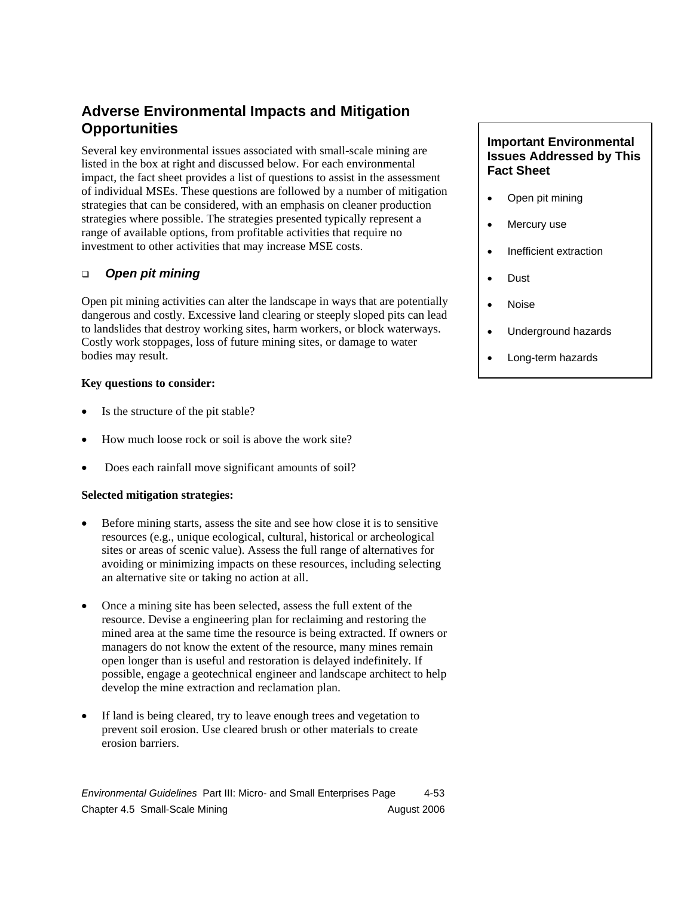## Adverse Environmental Impacts and Mitigation Opportunities

Several key environmental issues associated with small-scale mining are listed in the box at right and discussed below. For each environmental impact, the fact sheet provides a list of questions to assist in the assessment of individual MSEs. These questions are followed by a number of mitigation strategies that can be considered, with an emphasis on cleaner production strategies where possible. The strategies presented typically represent a range of available options, from profitable activities that require no investment to other activities that may increase MSE costs.

> **Important Environmental Issues Addressed by This Fact Sheet**
>
> - Open pit mining
> - Mercury use
> - Inefficient extraction
> - Dust
> - Noise
> - Underground hazards
> - Long-term hazards

### *Open pit mining*

Open pit mining activities can alter the landscape in ways that are potentially dangerous and costly. Excessive land clearing or steeply sloped pits can lead to landslides that destroy working sites, harm workers, or block waterways. Costly work stoppages, loss of future mining sites, or damage to water bodies may result.

**Key questions to consider:**

- Is the structure of the pit stable?
- How much loose rock or soil is above the work site?
- Does each rainfall move significant amounts of soil?

**Selected mitigation strategies:**

- Before mining starts, assess the site and see how close it is to sensitive resources (e.g., unique ecological, cultural, historical or archeological sites or areas of scenic value). Assess the full range of alternatives for avoiding or minimizing impacts on these resources, including selecting an alternative site or taking no action at all.
- Once a mining site has been selected, assess the full extent of the resource. Devise a engineering plan for reclaiming and restoring the mined area at the same time the resource is being extracted. If owners or managers do not know the extent of the resource, many mines remain open longer than is useful and restoration is delayed indefinitely. If possible, engage a geotechnical engineer and landscape architect to help develop the mine extraction and reclamation plan.
- If land is being cleared, try to leave enough trees and vegetation to prevent soil erosion. Use cleared brush or other materials to create erosion barriers.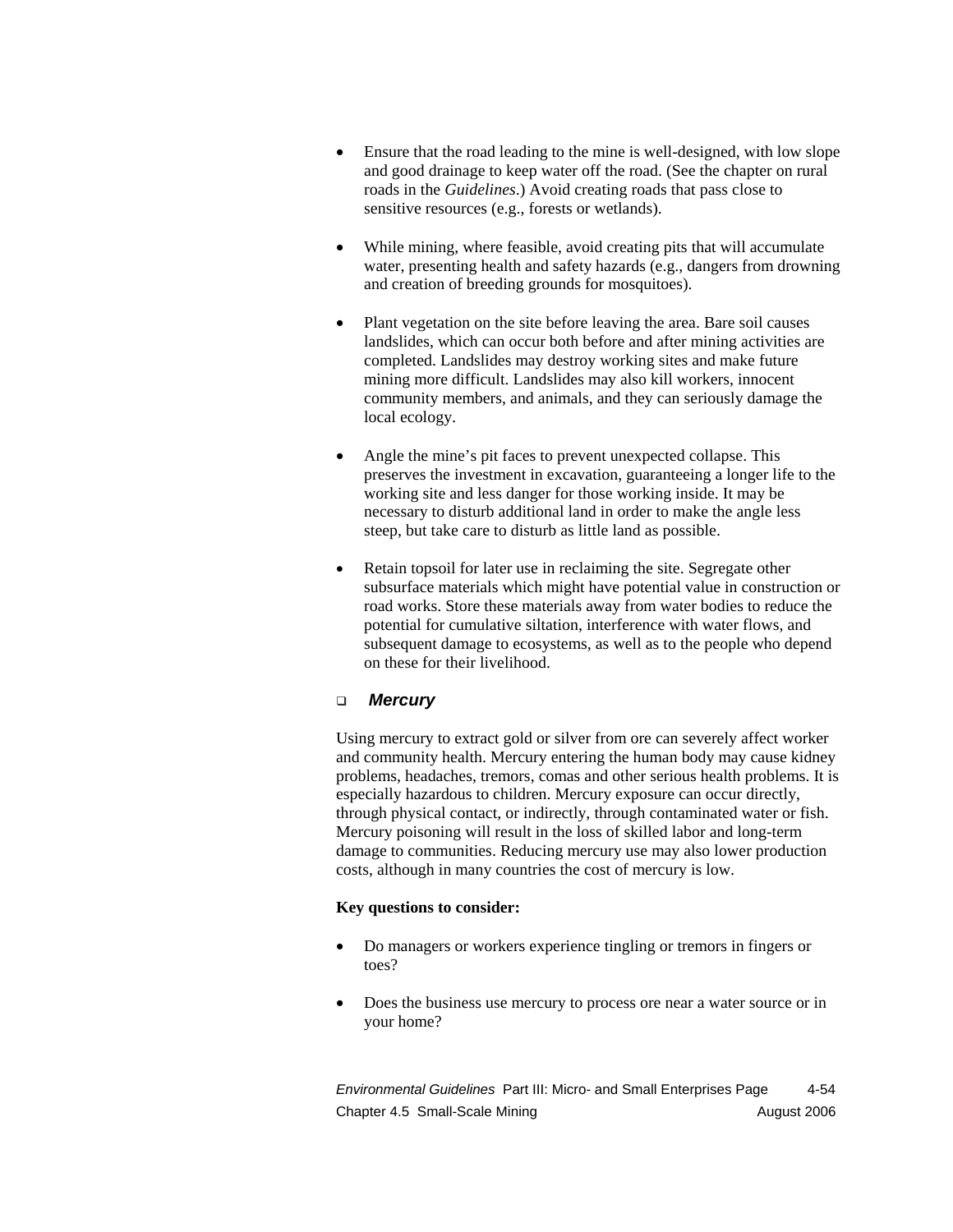- Ensure that the road leading to the mine is well-designed, with low slope and good drainage to keep water off the road. (See the chapter on rural roads in the *Guidelines*.) Avoid creating roads that pass close to sensitive resources (e.g., forests or wetlands).

- While mining, where feasible, avoid creating pits that will accumulate water, presenting health and safety hazards (e.g., dangers from drowning and creation of breeding grounds for mosquitoes).

- Plant vegetation on the site before leaving the area. Bare soil causes landslides, which can occur both before and after mining activities are completed. Landslides may destroy working sites and make future mining more difficult. Landslides may also kill workers, innocent community members, and animals, and they can seriously damage the local ecology.

- Angle the mine's pit faces to prevent unexpected collapse. This preserves the investment in excavation, guaranteeing a longer life to the working site and less danger for those working inside. It may be necessary to disturb additional land in order to make the angle less steep, but take care to disturb as little land as possible.

- Retain topsoil for later use in reclaiming the site. Segregate other subsurface materials which might have potential value in construction or road works. Store these materials away from water bodies to reduce the potential for cumulative siltation, interference with water flows, and subsequent damage to ecosystems, as well as to the people who depend on these for their livelihood.

### ❑ *Mercury*

Using mercury to extract gold or silver from ore can severely affect worker and community health. Mercury entering the human body may cause kidney problems, headaches, tremors, comas and other serious health problems. It is especially hazardous to children. Mercury exposure can occur directly, through physical contact, or indirectly, through contaminated water or fish. Mercury poisoning will result in the loss of skilled labor and long-term damage to communities. Reducing mercury use may also lower production costs, although in many countries the cost of mercury is low.

**Key questions to consider:**

- Do managers or workers experience tingling or tremors in fingers or toes?

- Does the business use mercury to process ore near a water source or in your home?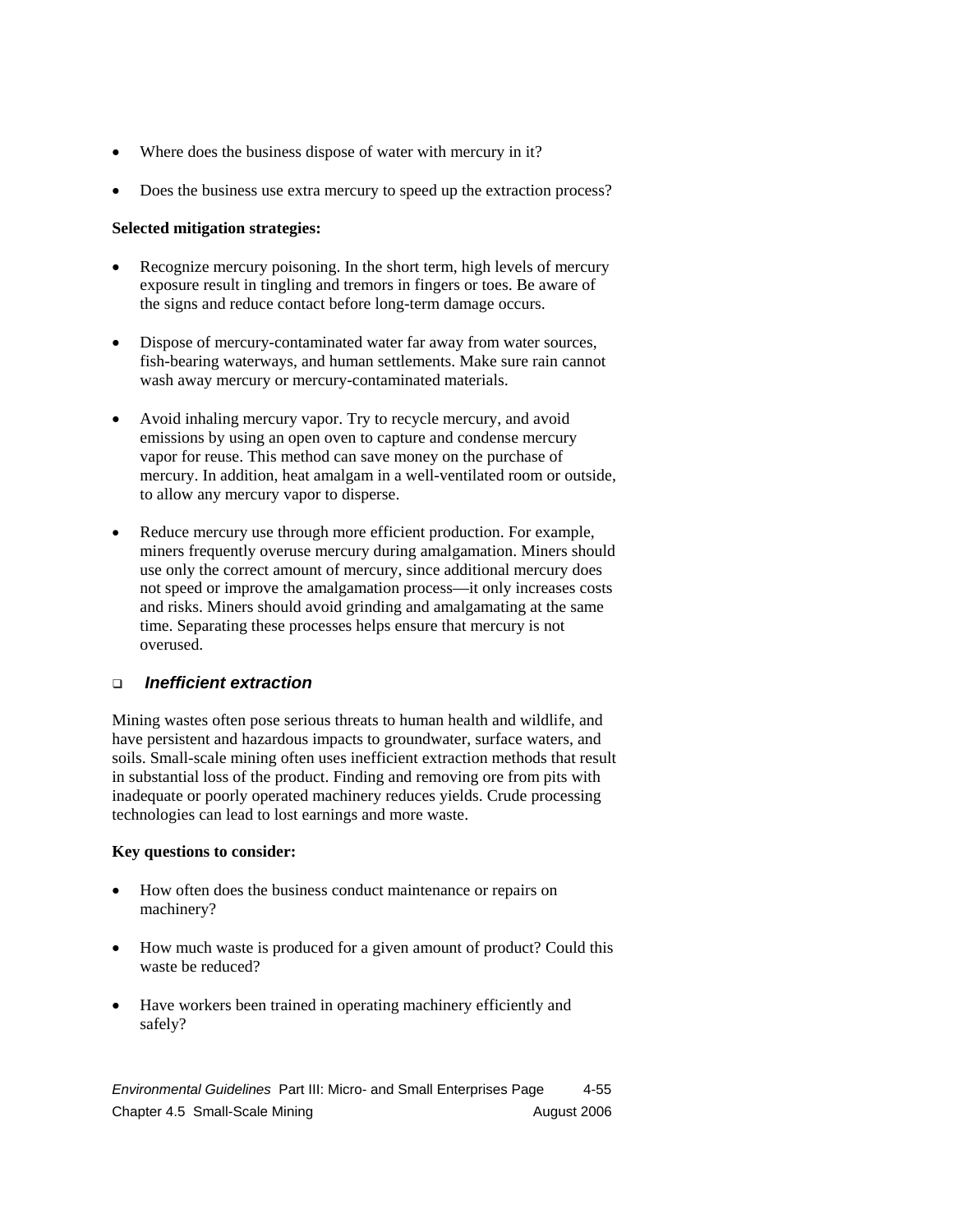- Where does the business dispose of water with mercury in it?
- Does the business use extra mercury to speed up the extraction process?

**Selected mitigation strategies:**

- Recognize mercury poisoning. In the short term, high levels of mercury exposure result in tingling and tremors in fingers or toes. Be aware of the signs and reduce contact before long-term damage occurs.
- Dispose of mercury-contaminated water far away from water sources, fish-bearing waterways, and human settlements. Make sure rain cannot wash away mercury or mercury-contaminated materials.
- Avoid inhaling mercury vapor. Try to recycle mercury, and avoid emissions by using an open oven to capture and condense mercury vapor for reuse. This method can save money on the purchase of mercury. In addition, heat amalgam in a well-ventilated room or outside, to allow any mercury vapor to disperse.
- Reduce mercury use through more efficient production. For example, miners frequently overuse mercury during amalgamation. Miners should use only the correct amount of mercury, since additional mercury does not speed or improve the amalgamation process—it only increases costs and risks. Miners should avoid grinding and amalgamating at the same time. Separating these processes helps ensure that mercury is not overused.

### ❑ *Inefficient extraction*

Mining wastes often pose serious threats to human health and wildlife, and have persistent and hazardous impacts to groundwater, surface waters, and soils. Small-scale mining often uses inefficient extraction methods that result in substantial loss of the product. Finding and removing ore from pits with inadequate or poorly operated machinery reduces yields. Crude processing technologies can lead to lost earnings and more waste.

**Key questions to consider:**

- How often does the business conduct maintenance or repairs on machinery?
- How much waste is produced for a given amount of product? Could this waste be reduced?
- Have workers been trained in operating machinery efficiently and safely?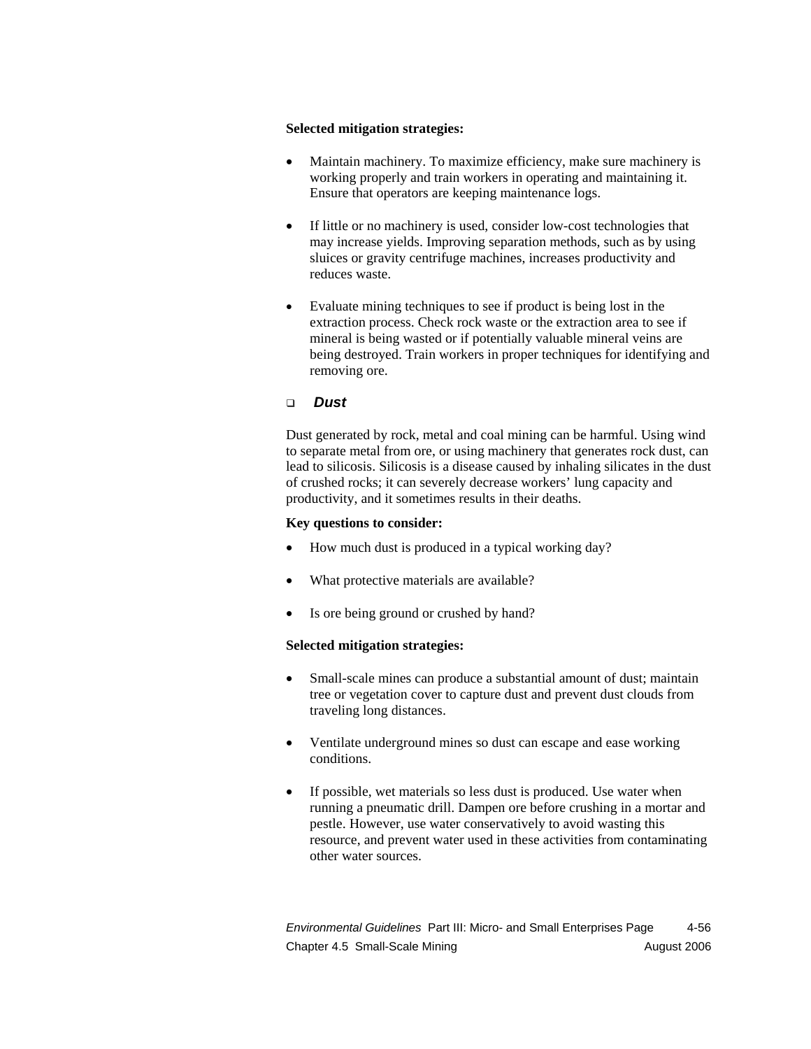**Selected mitigation strategies:**

- Maintain machinery. To maximize efficiency, make sure machinery is working properly and train workers in operating and maintaining it. Ensure that operators are keeping maintenance logs.

- If little or no machinery is used, consider low-cost technologies that may increase yields. Improving separation methods, such as by using sluices or gravity centrifuge machines, increases productivity and reduces waste.

- Evaluate mining techniques to see if product is being lost in the extraction process. Check rock waste or the extraction area to see if mineral is being wasted or if potentially valuable mineral veins are being destroyed. Train workers in proper techniques for identifying and removing ore.

### ❑ *Dust*

Dust generated by rock, metal and coal mining can be harmful. Using wind to separate metal from ore, or using machinery that generates rock dust, can lead to silicosis. Silicosis is a disease caused by inhaling silicates in the dust of crushed rocks; it can severely decrease workers' lung capacity and productivity, and it sometimes results in their deaths.

**Key questions to consider:**

- How much dust is produced in a typical working day?

- What protective materials are available?

- Is ore being ground or crushed by hand?

**Selected mitigation strategies:**

- Small-scale mines can produce a substantial amount of dust; maintain tree or vegetation cover to capture dust and prevent dust clouds from traveling long distances.

- Ventilate underground mines so dust can escape and ease working conditions.

- If possible, wet materials so less dust is produced. Use water when running a pneumatic drill. Dampen ore before crushing in a mortar and pestle. However, use water conservatively to avoid wasting this resource, and prevent water used in these activities from contaminating other water sources.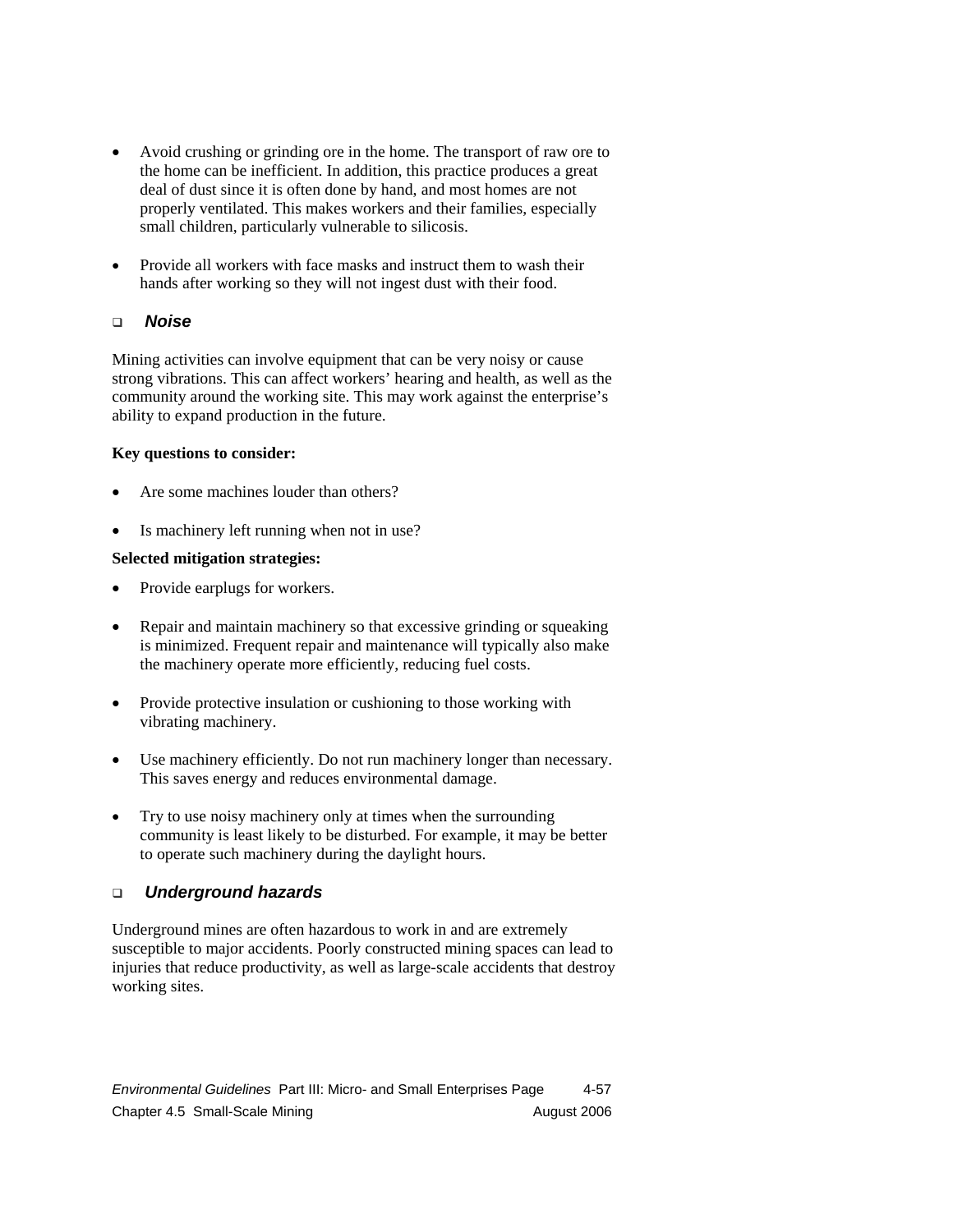- Avoid crushing or grinding ore in the home. The transport of raw ore to the home can be inefficient. In addition, this practice produces a great deal of dust since it is often done by hand, and most homes are not properly ventilated. This makes workers and their families, especially small children, particularly vulnerable to silicosis.

- Provide all workers with face masks and instruct them to wash their hands after working so they will not ingest dust with their food.

### ❑ *Noise*

Mining activities can involve equipment that can be very noisy or cause strong vibrations. This can affect workers' hearing and health, as well as the community around the working site. This may work against the enterprise's ability to expand production in the future.

**Key questions to consider:**

- Are some machines louder than others?

- Is machinery left running when not in use?

**Selected mitigation strategies:**

- Provide earplugs for workers.

- Repair and maintain machinery so that excessive grinding or squeaking is minimized. Frequent repair and maintenance will typically also make the machinery operate more efficiently, reducing fuel costs.

- Provide protective insulation or cushioning to those working with vibrating machinery.

- Use machinery efficiently. Do not run machinery longer than necessary. This saves energy and reduces environmental damage.

- Try to use noisy machinery only at times when the surrounding community is least likely to be disturbed. For example, it may be better to operate such machinery during the daylight hours.

### ❑ *Underground hazards*

Underground mines are often hazardous to work in and are extremely susceptible to major accidents. Poorly constructed mining spaces can lead to injuries that reduce productivity, as well as large-scale accidents that destroy working sites.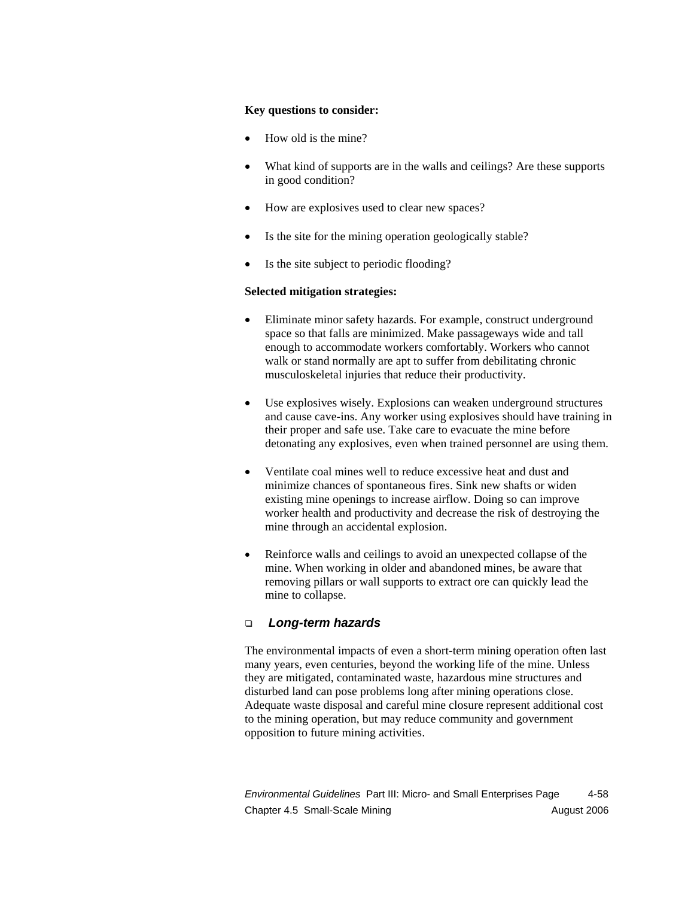**Key questions to consider:**

- How old is the mine?
- What kind of supports are in the walls and ceilings? Are these supports in good condition?
- How are explosives used to clear new spaces?
- Is the site for the mining operation geologically stable?
- Is the site subject to periodic flooding?

**Selected mitigation strategies:**

- Eliminate minor safety hazards. For example, construct underground space so that falls are minimized. Make passageways wide and tall enough to accommodate workers comfortably. Workers who cannot walk or stand normally are apt to suffer from debilitating chronic musculoskeletal injuries that reduce their productivity.
- Use explosives wisely. Explosions can weaken underground structures and cause cave-ins. Any worker using explosives should have training in their proper and safe use. Take care to evacuate the mine before detonating any explosives, even when trained personnel are using them.
- Ventilate coal mines well to reduce excessive heat and dust and minimize chances of spontaneous fires. Sink new shafts or widen existing mine openings to increase airflow. Doing so can improve worker health and productivity and decrease the risk of destroying the mine through an accidental explosion.
- Reinforce walls and ceilings to avoid an unexpected collapse of the mine. When working in older and abandoned mines, be aware that removing pillars or wall supports to extract ore can quickly lead the mine to collapse.

### ❑ *Long-term hazards*

The environmental impacts of even a short-term mining operation often last many years, even centuries, beyond the working life of the mine. Unless they are mitigated, contaminated waste, hazardous mine structures and disturbed land can pose problems long after mining operations close. Adequate waste disposal and careful mine closure represent additional cost to the mining operation, but may reduce community and government opposition to future mining activities.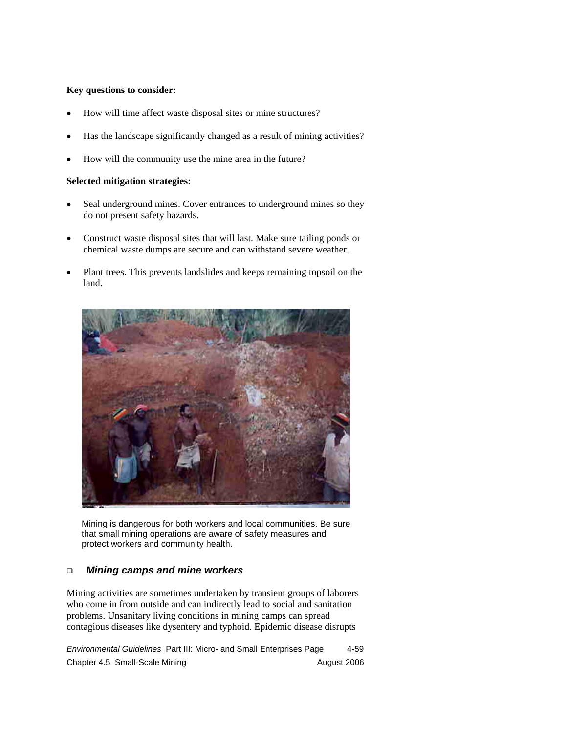**Key questions to consider:**

- How will time affect waste disposal sites or mine structures?
- Has the landscape significantly changed as a result of mining activities?
- How will the community use the mine area in the future?

**Selected mitigation strategies:**

- Seal underground mines. Cover entrances to underground mines so they do not present safety hazards.
- Construct waste disposal sites that will last. Make sure tailing ponds or chemical waste dumps are secure and can withstand severe weather.
- Plant trees. This prevents landslides and keeps remaining topsoil on the land.

Mining is dangerous for both workers and local communities. Be sure that small mining operations are aware of safety measures and protect workers and community health.

### ***Mining camps and mine workers***

Mining activities are sometimes undertaken by transient groups of laborers who come in from outside and can indirectly lead to social and sanitation problems. Unsanitary living conditions in mining camps can spread contagious diseases like dysentery and typhoid. Epidemic disease disrupts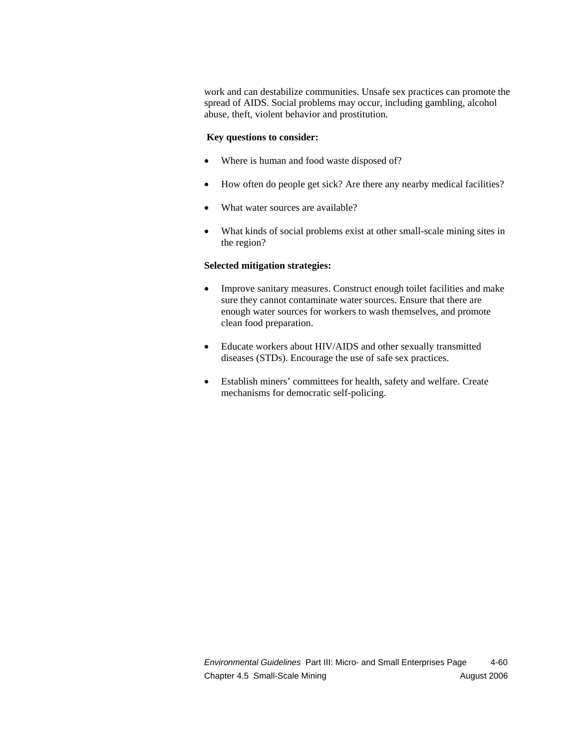work and can destabilize communities. Unsafe sex practices can promote the spread of AIDS. Social problems may occur, including gambling, alcohol abuse, theft, violent behavior and prostitution.

**Key questions to consider:**

- Where is human and food waste disposed of?
- How often do people get sick? Are there any nearby medical facilities?
- What water sources are available?
- What kinds of social problems exist at other small-scale mining sites in the region?

**Selected mitigation strategies:**

- Improve sanitary measures. Construct enough toilet facilities and make sure they cannot contaminate water sources. Ensure that there are enough water sources for workers to wash themselves, and promote clean food preparation.
- Educate workers about HIV/AIDS and other sexually transmitted diseases (STDs). Encourage the use of safe sex practices.
- Establish miners' committees for health, safety and welfare. Create mechanisms for democratic self-policing.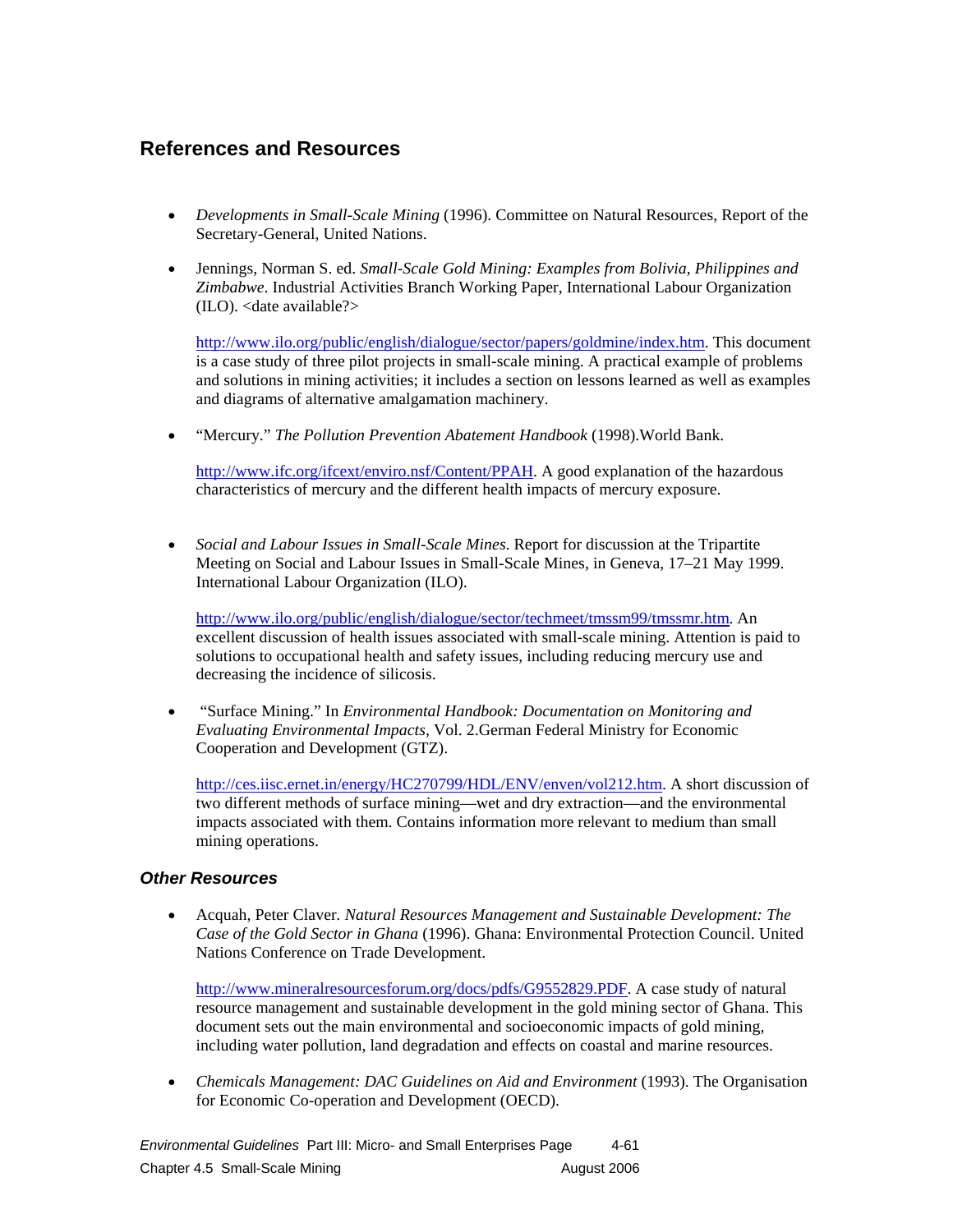## References and Resources

- *Developments in Small-Scale Mining* (1996). Committee on Natural Resources, Report of the Secretary-General, United Nations.

- Jennings, Norman S. ed. *Small-Scale Gold Mining: Examples from Bolivia, Philippines and Zimbabwe*. Industrial Activities Branch Working Paper, International Labour Organization (ILO). <date available?>

  http://www.ilo.org/public/english/dialogue/sector/papers/goldmine/index.htm. This document is a case study of three pilot projects in small-scale mining. A practical example of problems and solutions in mining activities; it includes a section on lessons learned as well as examples and diagrams of alternative amalgamation machinery.

- "Mercury." *The Pollution Prevention Abatement Handbook* (1998).World Bank.

  http://www.ifc.org/ifcext/enviro.nsf/Content/PPAH. A good explanation of the hazardous characteristics of mercury and the different health impacts of mercury exposure.

- *Social and Labour Issues in Small-Scale Mines*. Report for discussion at the Tripartite Meeting on Social and Labour Issues in Small-Scale Mines, in Geneva, 17–21 May 1999. International Labour Organization (ILO).

  http://www.ilo.org/public/english/dialogue/sector/techmeet/tmssm99/tmssmr.htm. An excellent discussion of health issues associated with small-scale mining. Attention is paid to solutions to occupational health and safety issues, including reducing mercury use and decreasing the incidence of silicosis.

- "Surface Mining." In *Environmental Handbook: Documentation on Monitoring and Evaluating Environmental Impacts*, Vol. 2.German Federal Ministry for Economic Cooperation and Development (GTZ).

  http://ces.iisc.ernet.in/energy/HC270799/HDL/ENV/enven/vol212.htm. A short discussion of two different methods of surface mining—wet and dry extraction—and the environmental impacts associated with them. Contains information more relevant to medium than small mining operations.

### *Other Resources*

- Acquah, Peter Claver. *Natural Resources Management and Sustainable Development: The Case of the Gold Sector in Ghana* (1996). Ghana: Environmental Protection Council. United Nations Conference on Trade Development.

  http://www.mineralresourcesforum.org/docs/pdfs/G9552829.PDF. A case study of natural resource management and sustainable development in the gold mining sector of Ghana. This document sets out the main environmental and socioeconomic impacts of gold mining, including water pollution, land degradation and effects on coastal and marine resources.

- *Chemicals Management: DAC Guidelines on Aid and Environment* (1993). The Organisation for Economic Co-operation and Development (OECD).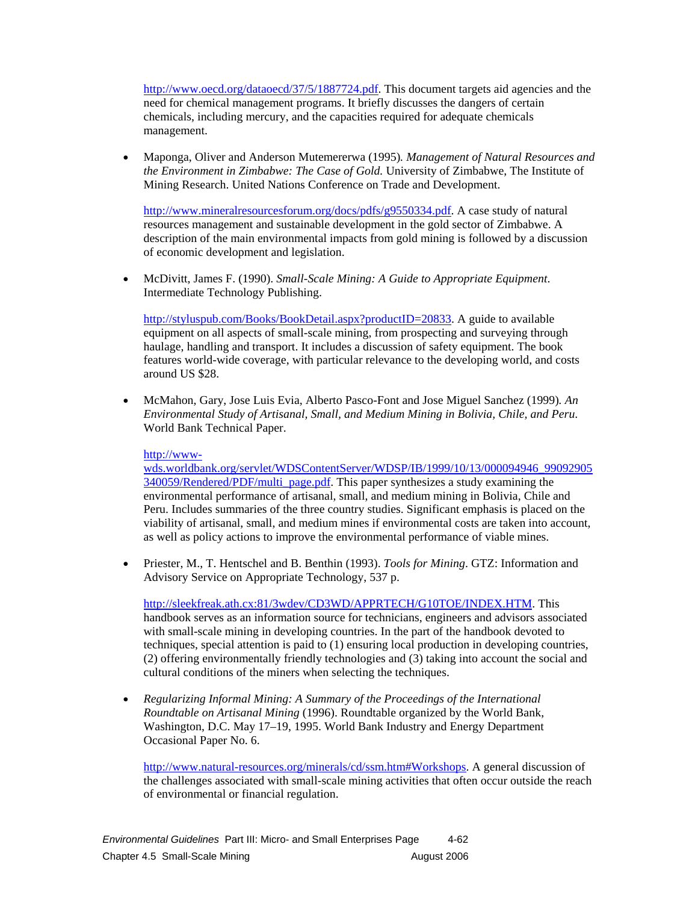http://www.oecd.org/dataoecd/37/5/1887724.pdf. This document targets aid agencies and the need for chemical management programs. It briefly discusses the dangers of certain chemicals, including mercury, and the capacities required for adequate chemicals management.

- Maponga, Oliver and Anderson Mutemererwa (1995). *Management of Natural Resources and the Environment in Zimbabwe: The Case of Gold.* University of Zimbabwe, The Institute of Mining Research. United Nations Conference on Trade and Development.

  http://www.mineralresourcesforum.org/docs/pdfs/g9550334.pdf. A case study of natural resources management and sustainable development in the gold sector of Zimbabwe. A description of the main environmental impacts from gold mining is followed by a discussion of economic development and legislation.

- McDivitt, James F. (1990). *Small-Scale Mining: A Guide to Appropriate Equipment*. Intermediate Technology Publishing.

  http://styluspub.com/Books/BookDetail.aspx?productID=20833. A guide to available equipment on all aspects of small-scale mining, from prospecting and surveying through haulage, handling and transport. It includes a discussion of safety equipment. The book features world-wide coverage, with particular relevance to the developing world, and costs around US $28.

- McMahon, Gary, Jose Luis Evia, Alberto Pasco-Font and Jose Miguel Sanchez (1999). *An Environmental Study of Artisanal, Small, and Medium Mining in Bolivia, Chile, and Peru.* World Bank Technical Paper.

  http://www-wds.worldbank.org/servlet/WDSContentServer/WDSP/IB/1999/10/13/000094946_99092905340059/Rendered/PDF/multi_page.pdf. This paper synthesizes a study examining the environmental performance of artisanal, small, and medium mining in Bolivia, Chile and Peru. Includes summaries of the three country studies. Significant emphasis is placed on the viability of artisanal, small, and medium mines if environmental costs are taken into account, as well as policy actions to improve the environmental performance of viable mines.

- Priester, M., T. Hentschel and B. Benthin (1993). *Tools for Mining*. GTZ: Information and Advisory Service on Appropriate Technology, 537 p.

  http://sleekfreak.ath.cx:81/3wdev/CD3WD/APPRTECH/G10TOE/INDEX.HTM. This handbook serves as an information source for technicians, engineers and advisors associated with small-scale mining in developing countries. In the part of the handbook devoted to techniques, special attention is paid to (1) ensuring local production in developing countries, (2) offering environmentally friendly technologies and (3) taking into account the social and cultural conditions of the miners when selecting the techniques.

- *Regularizing Informal Mining: A Summary of the Proceedings of the International Roundtable on Artisanal Mining* (1996). Roundtable organized by the World Bank, Washington, D.C. May 17–19, 1995. World Bank Industry and Energy Department Occasional Paper No. 6.

  http://www.natural-resources.org/minerals/cd/ssm.htm#Workshops. A general discussion of the challenges associated with small-scale mining activities that often occur outside the reach of environmental or financial regulation.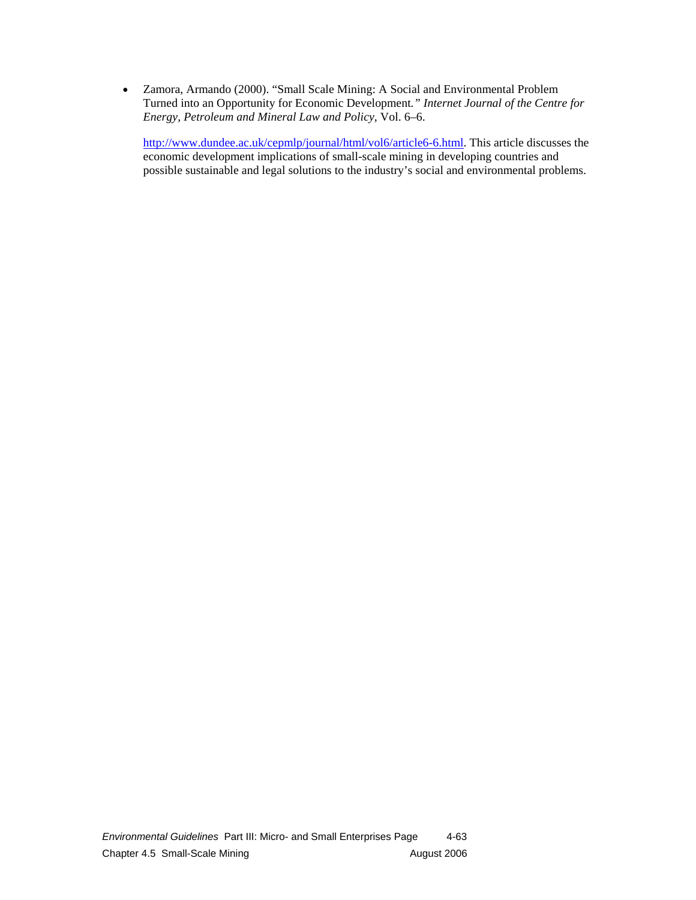- Zamora, Armando (2000). "Small Scale Mining: A Social and Environmental Problem Turned into an Opportunity for Economic Development." *Internet Journal of the Centre for Energy, Petroleum and Mineral Law and Policy*, Vol. 6–6.

  http://www.dundee.ac.uk/cepmlp/journal/html/vol6/article6-6.html. This article discusses the economic development implications of small-scale mining in developing countries and possible sustainable and legal solutions to the industry's social and environmental problems.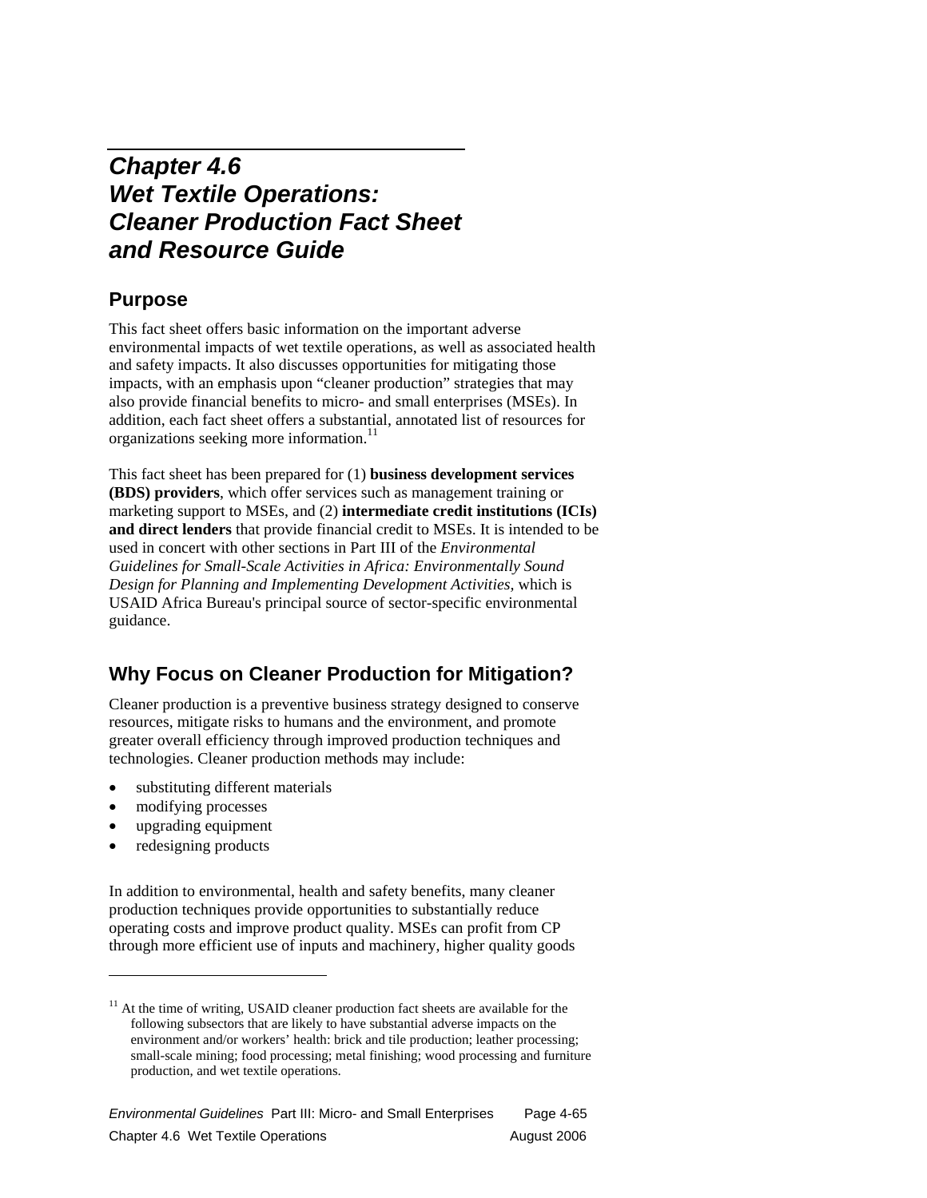# Chapter 4.6 Wet Textile Operations: Cleaner Production Fact Sheet and Resource Guide

## Purpose

This fact sheet offers basic information on the important adverse environmental impacts of wet textile operations, as well as associated health and safety impacts. It also discusses opportunities for mitigating those impacts, with an emphasis upon "cleaner production" strategies that may also provide financial benefits to micro- and small enterprises (MSEs). In addition, each fact sheet offers a substantial, annotated list of resources for organizations seeking more information.[11]

This fact sheet has been prepared for (1) **business development services (BDS) providers**, which offer services such as management training or marketing support to MSEs, and (2) **intermediate credit institutions (ICIs) and direct lenders** that provide financial credit to MSEs. It is intended to be used in concert with other sections in Part III of the *Environmental Guidelines for Small-Scale Activities in Africa: Environmentally Sound Design for Planning and Implementing Development Activities,* which is USAID Africa Bureau's principal source of sector-specific environmental guidance.

## Why Focus on Cleaner Production for Mitigation?

Cleaner production is a preventive business strategy designed to conserve resources, mitigate risks to humans and the environment, and promote greater overall efficiency through improved production techniques and technologies. Cleaner production methods may include:

- substituting different materials
- modifying processes
- upgrading equipment
- redesigning products

In addition to environmental, health and safety benefits, many cleaner production techniques provide opportunities to substantially reduce operating costs and improve product quality. MSEs can profit from CP through more efficient use of inputs and machinery, higher quality goods

---

[11] At the time of writing, USAID cleaner production fact sheets are available for the following subsectors that are likely to have substantial adverse impacts on the environment and/or workers' health: brick and tile production; leather processing; small-scale mining; food processing; metal finishing; wood processing and furniture production, and wet textile operations.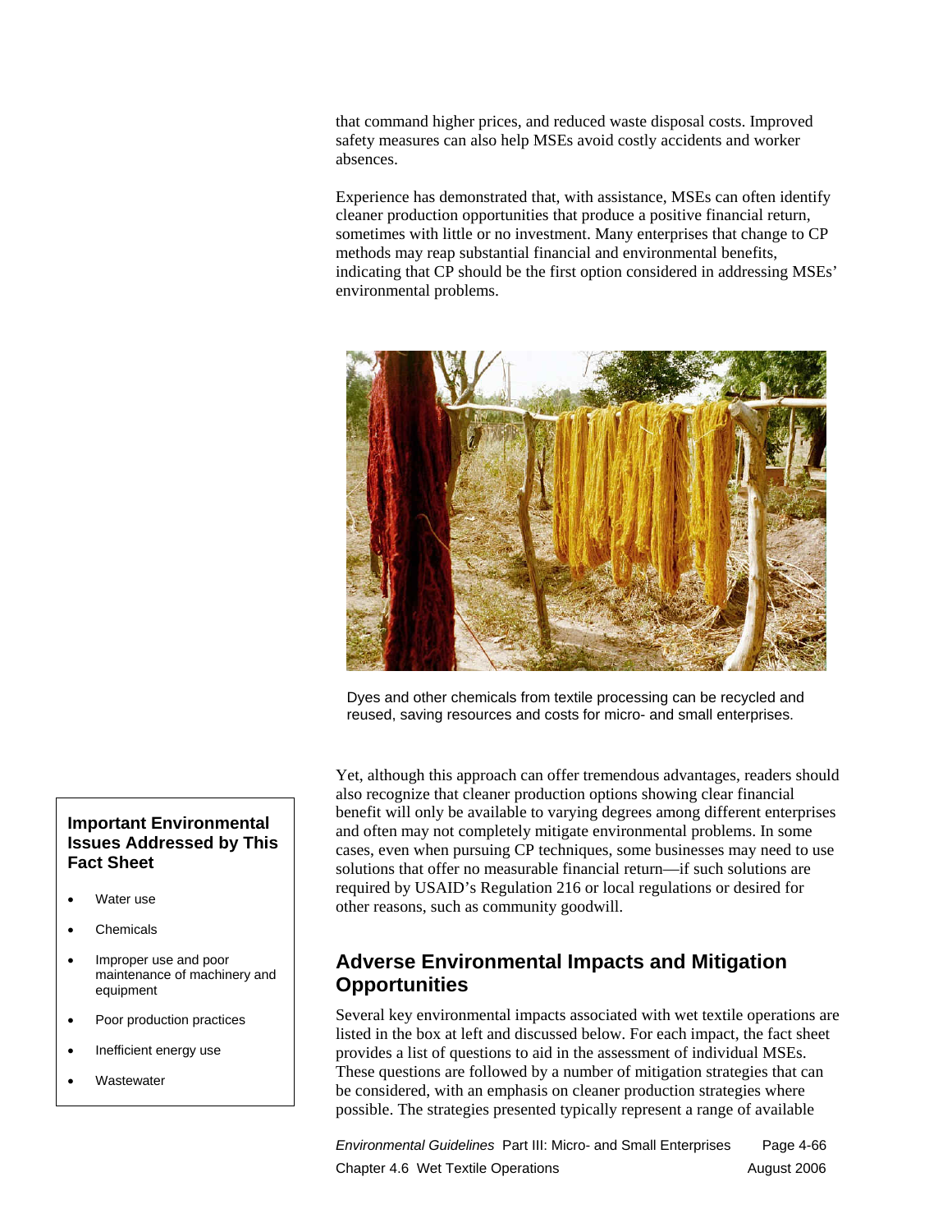that command higher prices, and reduced waste disposal costs. Improved safety measures can also help MSEs avoid costly accidents and worker absences.

Experience has demonstrated that, with assistance, MSEs can often identify cleaner production opportunities that produce a positive financial return, sometimes with little or no investment. Many enterprises that change to CP methods may reap substantial financial and environmental benefits, indicating that CP should be the first option considered in addressing MSEs' environmental problems.

Dyes and other chemicals from textile processing can be recycled and reused, saving resources and costs for micro- and small enterprises.

Yet, although this approach can offer tremendous advantages, readers should also recognize that cleaner production options showing clear financial benefit will only be available to varying degrees among different enterprises and often may not completely mitigate environmental problems. In some cases, even when pursuing CP techniques, some businesses may need to use solutions that offer no measurable financial return—if such solutions are required by USAID's Regulation 216 or local regulations or desired for other reasons, such as community goodwill.

**Important Environmental Issues Addressed by This Fact Sheet**

- Water use
- Chemicals
- Improper use and poor maintenance of machinery and equipment
- Poor production practices
- Inefficient energy use
- Wastewater

## Adverse Environmental Impacts and Mitigation Opportunities

Several key environmental impacts associated with wet textile operations are listed in the box at left and discussed below. For each impact, the fact sheet provides a list of questions to aid in the assessment of individual MSEs. These questions are followed by a number of mitigation strategies that can be considered, with an emphasis on cleaner production strategies where possible. The strategies presented typically represent a range of available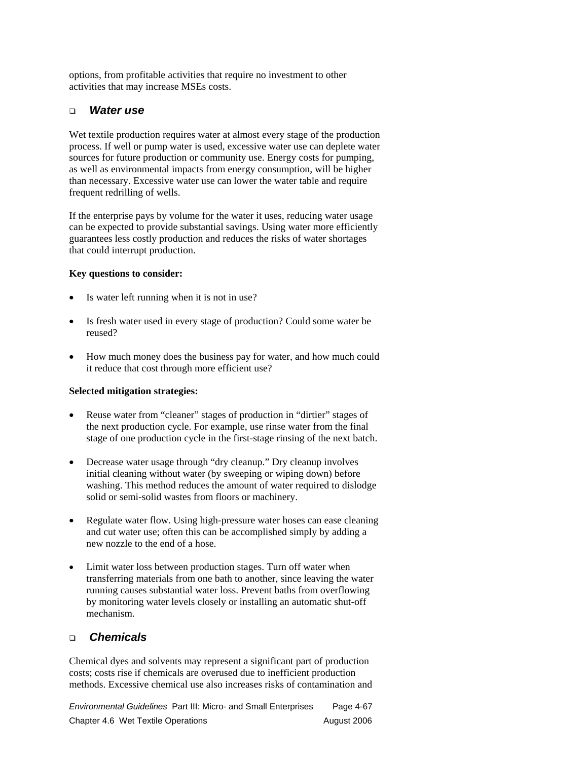options, from profitable activities that require no investment to other activities that may increase MSEs costs.

### *Water use*

Wet textile production requires water at almost every stage of the production process. If well or pump water is used, excessive water use can deplete water sources for future production or community use. Energy costs for pumping, as well as environmental impacts from energy consumption, will be higher than necessary. Excessive water use can lower the water table and require frequent redrilling of wells.

If the enterprise pays by volume for the water it uses, reducing water usage can be expected to provide substantial savings. Using water more efficiently guarantees less costly production and reduces the risks of water shortages that could interrupt production.

**Key questions to consider:**

- Is water left running when it is not in use?
- Is fresh water used in every stage of production? Could some water be reused?
- How much money does the business pay for water, and how much could it reduce that cost through more efficient use?

**Selected mitigation strategies:**

- Reuse water from "cleaner" stages of production in "dirtier" stages of the next production cycle. For example, use rinse water from the final stage of one production cycle in the first-stage rinsing of the next batch.
- Decrease water usage through "dry cleanup." Dry cleanup involves initial cleaning without water (by sweeping or wiping down) before washing. This method reduces the amount of water required to dislodge solid or semi-solid wastes from floors or machinery.
- Regulate water flow. Using high-pressure water hoses can ease cleaning and cut water use; often this can be accomplished simply by adding a new nozzle to the end of a hose.
- Limit water loss between production stages. Turn off water when transferring materials from one bath to another, since leaving the water running causes substantial water loss. Prevent baths from overflowing by monitoring water levels closely or installing an automatic shut-off mechanism.

### *Chemicals*

Chemical dyes and solvents may represent a significant part of production costs; costs rise if chemicals are overused due to inefficient production methods. Excessive chemical use also increases risks of contamination and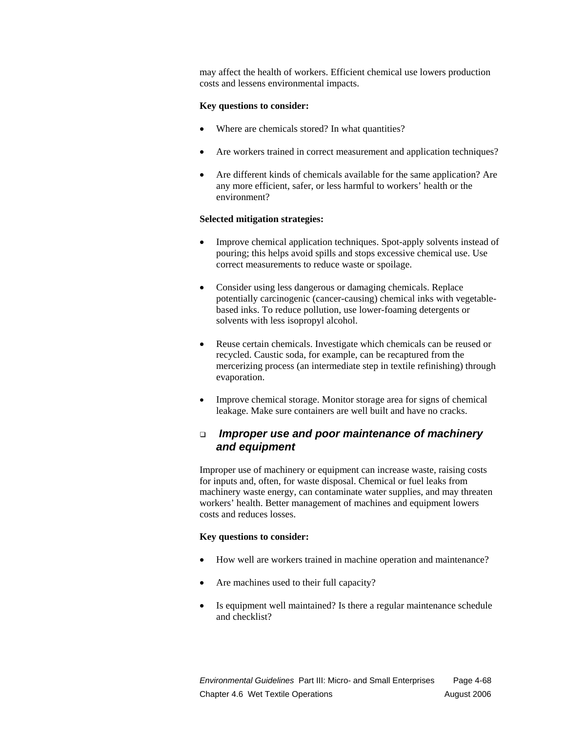may affect the health of workers. Efficient chemical use lowers production costs and lessens environmental impacts.

**Key questions to consider:**

- Where are chemicals stored? In what quantities?
- Are workers trained in correct measurement and application techniques?
- Are different kinds of chemicals available for the same application? Are any more efficient, safer, or less harmful to workers' health or the environment?

**Selected mitigation strategies:**

- Improve chemical application techniques. Spot-apply solvents instead of pouring; this helps avoid spills and stops excessive chemical use. Use correct measurements to reduce waste or spoilage.
- Consider using less dangerous or damaging chemicals. Replace potentially carcinogenic (cancer-causing) chemical inks with vegetable-based inks. To reduce pollution, use lower-foaming detergents or solvents with less isopropyl alcohol.
- Reuse certain chemicals. Investigate which chemicals can be reused or recycled. Caustic soda, for example, can be recaptured from the mercerizing process (an intermediate step in textile refinishing) through evaporation.
- Improve chemical storage. Monitor storage area for signs of chemical leakage. Make sure containers are well built and have no cracks.

### ❑ *Improper use and poor maintenance of machinery and equipment*

Improper use of machinery or equipment can increase waste, raising costs for inputs and, often, for waste disposal. Chemical or fuel leaks from machinery waste energy, can contaminate water supplies, and may threaten workers' health. Better management of machines and equipment lowers costs and reduces losses.

**Key questions to consider:**

- How well are workers trained in machine operation and maintenance?
- Are machines used to their full capacity?
- Is equipment well maintained? Is there a regular maintenance schedule and checklist?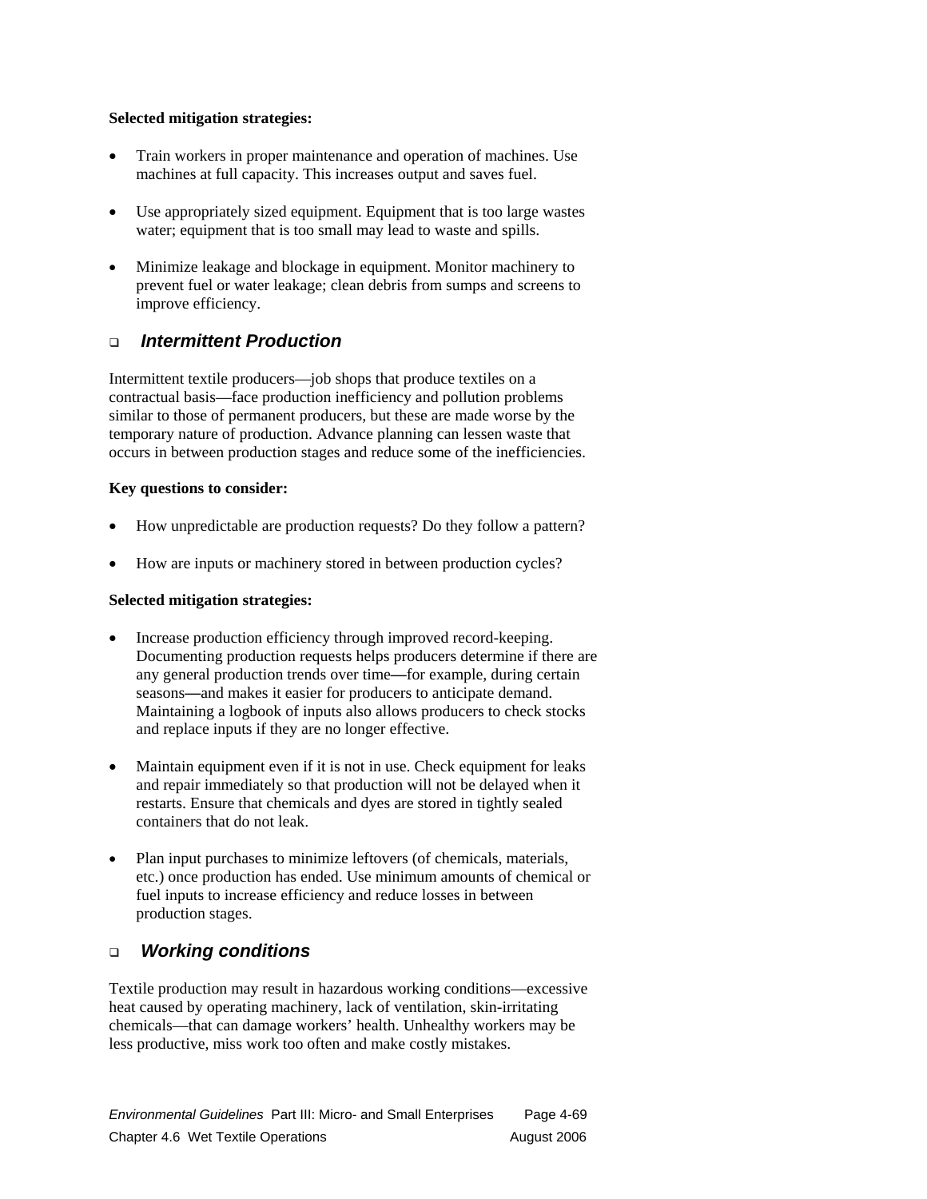**Selected mitigation strategies:**

- Train workers in proper maintenance and operation of machines. Use machines at full capacity. This increases output and saves fuel.
- Use appropriately sized equipment. Equipment that is too large wastes water; equipment that is too small may lead to waste and spills.
- Minimize leakage and blockage in equipment. Monitor machinery to prevent fuel or water leakage; clean debris from sumps and screens to improve efficiency.

### *Intermittent Production*

Intermittent textile producers—job shops that produce textiles on a contractual basis—face production inefficiency and pollution problems similar to those of permanent producers, but these are made worse by the temporary nature of production. Advance planning can lessen waste that occurs in between production stages and reduce some of the inefficiencies.

**Key questions to consider:**

- How unpredictable are production requests? Do they follow a pattern?
- How are inputs or machinery stored in between production cycles?

**Selected mitigation strategies:**

- Increase production efficiency through improved record-keeping. Documenting production requests helps producers determine if there are any general production trends over time—for example, during certain seasons—and makes it easier for producers to anticipate demand. Maintaining a logbook of inputs also allows producers to check stocks and replace inputs if they are no longer effective.
- Maintain equipment even if it is not in use. Check equipment for leaks and repair immediately so that production will not be delayed when it restarts. Ensure that chemicals and dyes are stored in tightly sealed containers that do not leak.
- Plan input purchases to minimize leftovers (of chemicals, materials, etc.) once production has ended. Use minimum amounts of chemical or fuel inputs to increase efficiency and reduce losses in between production stages.

### *Working conditions*

Textile production may result in hazardous working conditions—excessive heat caused by operating machinery, lack of ventilation, skin-irritating chemicals—that can damage workers' health. Unhealthy workers may be less productive, miss work too often and make costly mistakes.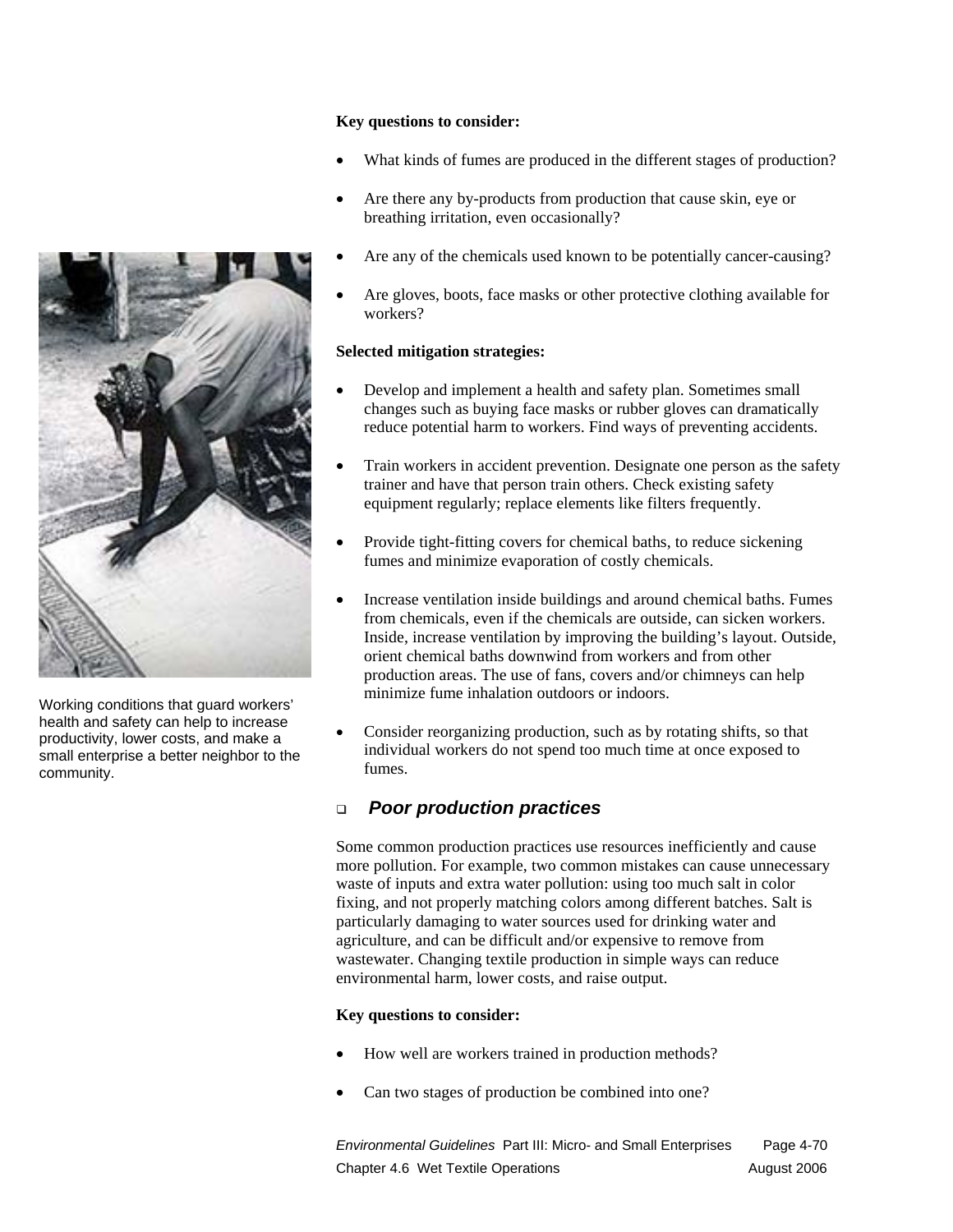**Key questions to consider:**

- What kinds of fumes are produced in the different stages of production?
- Are there any by-products from production that cause skin, eye or breathing irritation, even occasionally?
- Are any of the chemicals used known to be potentially cancer-causing?
- Are gloves, boots, face masks or other protective clothing available for workers?

**Selected mitigation strategies:**

- Develop and implement a health and safety plan. Sometimes small changes such as buying face masks or rubber gloves can dramatically reduce potential harm to workers. Find ways of preventing accidents.
- Train workers in accident prevention. Designate one person as the safety trainer and have that person train others. Check existing safety equipment regularly; replace elements like filters frequently.
- Provide tight-fitting covers for chemical baths, to reduce sickening fumes and minimize evaporation of costly chemicals.
- Increase ventilation inside buildings and around chemical baths. Fumes from chemicals, even if the chemicals are outside, can sicken workers. Inside, increase ventilation by improving the building's layout. Outside, orient chemical baths downwind from workers and from other production areas. The use of fans, covers and/or chimneys can help minimize fume inhalation outdoors or indoors.
- Consider reorganizing production, such as by rotating shifts, so that individual workers do not spend too much time at once exposed to fumes.

Working conditions that guard workers' health and safety can help to increase productivity, lower costs, and make a small enterprise a better neighbor to the community.

### *Poor production practices*

Some common production practices use resources inefficiently and cause more pollution. For example, two common mistakes can cause unnecessary waste of inputs and extra water pollution: using too much salt in color fixing, and not properly matching colors among different batches. Salt is particularly damaging to water sources used for drinking water and agriculture, and can be difficult and/or expensive to remove from wastewater. Changing textile production in simple ways can reduce environmental harm, lower costs, and raise output.

**Key questions to consider:**

- How well are workers trained in production methods?
- Can two stages of production be combined into one?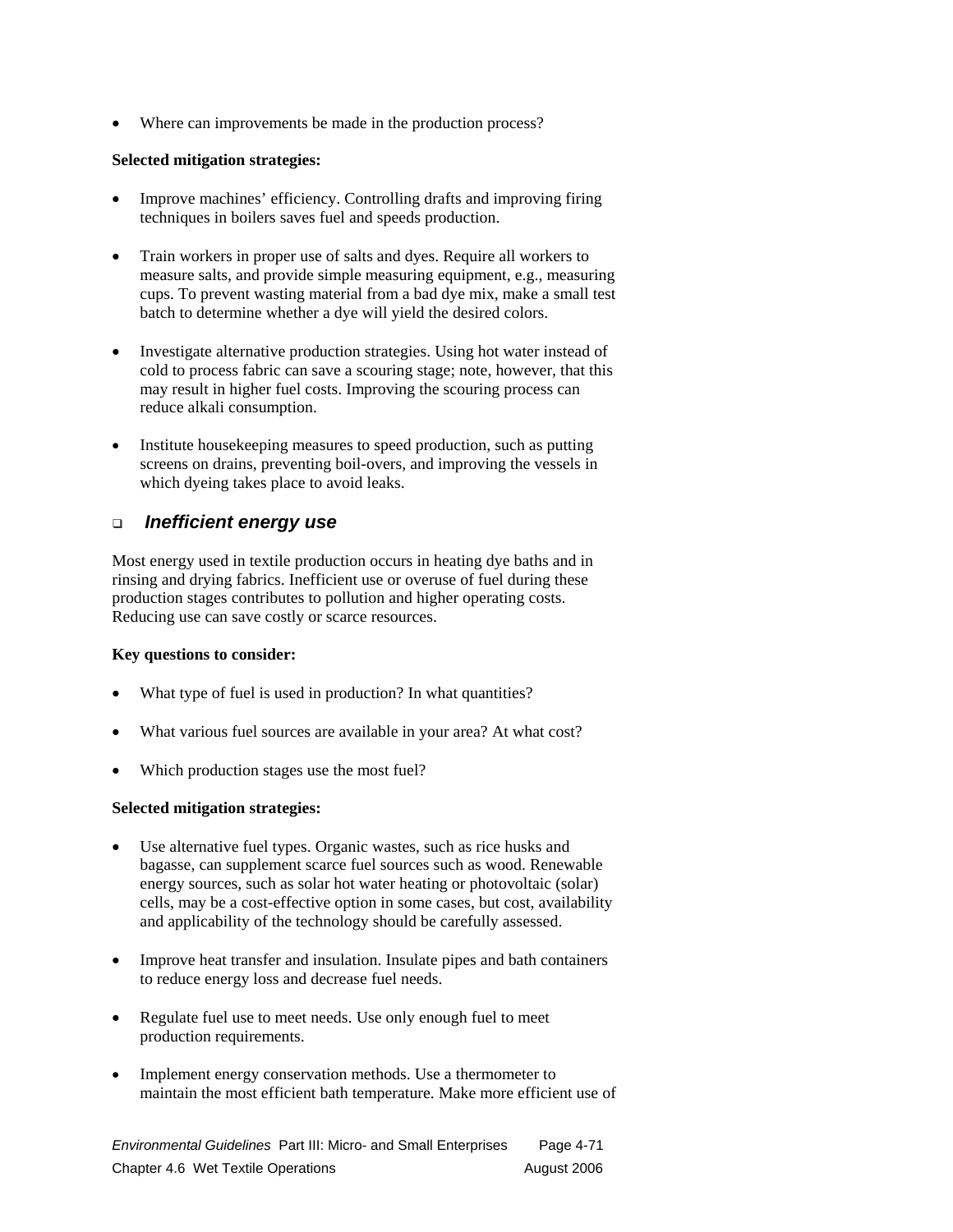- Where can improvements be made in the production process?

**Selected mitigation strategies:**

- Improve machines' efficiency. Controlling drafts and improving firing techniques in boilers saves fuel and speeds production.

- Train workers in proper use of salts and dyes. Require all workers to measure salts, and provide simple measuring equipment, e.g., measuring cups. To prevent wasting material from a bad dye mix, make a small test batch to determine whether a dye will yield the desired colors.

- Investigate alternative production strategies. Using hot water instead of cold to process fabric can save a scouring stage; note, however, that this may result in higher fuel costs. Improving the scouring process can reduce alkali consumption.

- Institute housekeeping measures to speed production, such as putting screens on drains, preventing boil-overs, and improving the vessels in which dyeing takes place to avoid leaks.

### *Inefficient energy use*

Most energy used in textile production occurs in heating dye baths and in rinsing and drying fabrics. Inefficient use or overuse of fuel during these production stages contributes to pollution and higher operating costs. Reducing use can save costly or scarce resources.

**Key questions to consider:**

- What type of fuel is used in production? In what quantities?

- What various fuel sources are available in your area? At what cost?

- Which production stages use the most fuel?

**Selected mitigation strategies:**

- Use alternative fuel types. Organic wastes, such as rice husks and bagasse, can supplement scarce fuel sources such as wood. Renewable energy sources, such as solar hot water heating or photovoltaic (solar) cells, may be a cost-effective option in some cases, but cost, availability and applicability of the technology should be carefully assessed.

- Improve heat transfer and insulation. Insulate pipes and bath containers to reduce energy loss and decrease fuel needs.

- Regulate fuel use to meet needs. Use only enough fuel to meet production requirements.

- Implement energy conservation methods. Use a thermometer to maintain the most efficient bath temperature. Make more efficient use of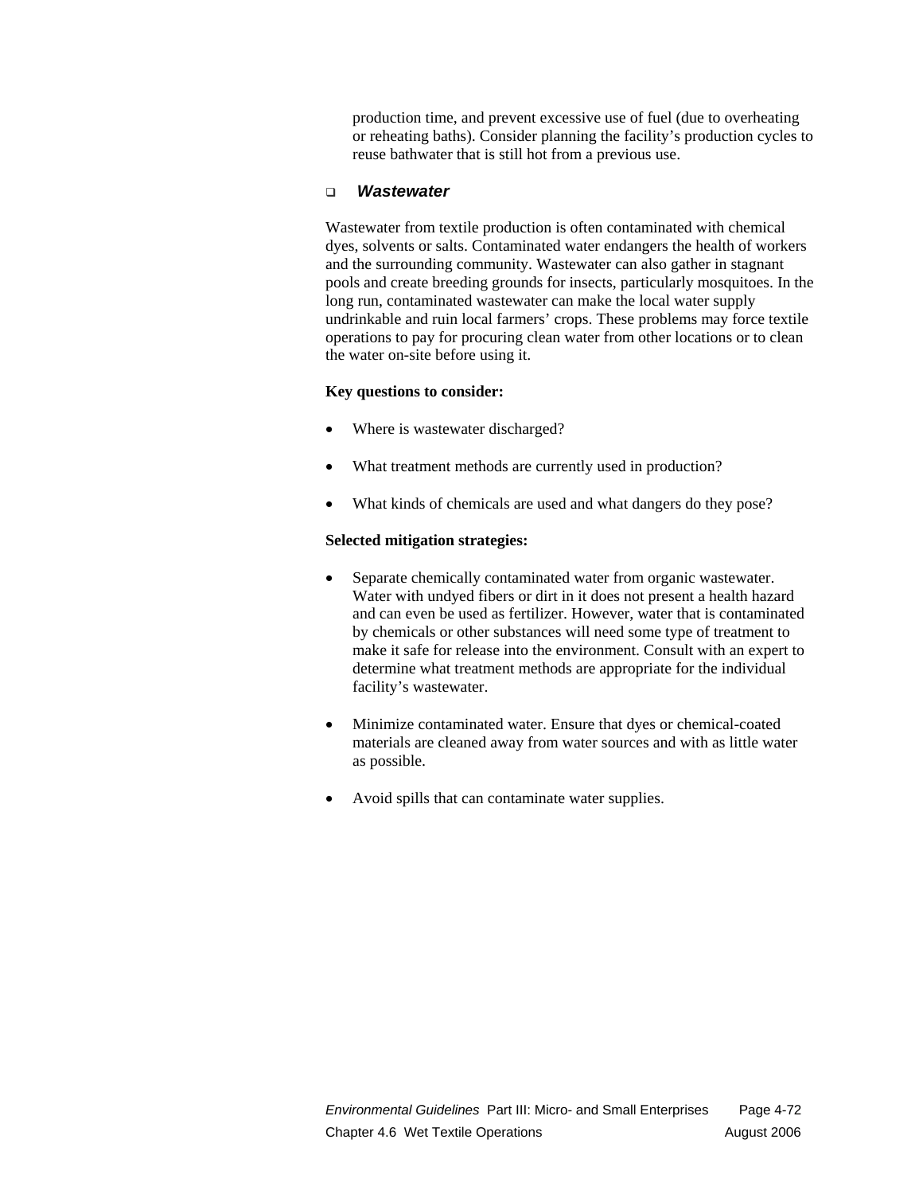production time, and prevent excessive use of fuel (due to overheating or reheating baths). Consider planning the facility's production cycles to reuse bathwater that is still hot from a previous use.

### *Wastewater*

Wastewater from textile production is often contaminated with chemical dyes, solvents or salts. Contaminated water endangers the health of workers and the surrounding community. Wastewater can also gather in stagnant pools and create breeding grounds for insects, particularly mosquitoes. In the long run, contaminated wastewater can make the local water supply undrinkable and ruin local farmers' crops. These problems may force textile operations to pay for procuring clean water from other locations or to clean the water on-site before using it.

**Key questions to consider:**

- Where is wastewater discharged?
- What treatment methods are currently used in production?
- What kinds of chemicals are used and what dangers do they pose?

**Selected mitigation strategies:**

- Separate chemically contaminated water from organic wastewater. Water with undyed fibers or dirt in it does not present a health hazard and can even be used as fertilizer. However, water that is contaminated by chemicals or other substances will need some type of treatment to make it safe for release into the environment. Consult with an expert to determine what treatment methods are appropriate for the individual facility's wastewater.
- Minimize contaminated water. Ensure that dyes or chemical-coated materials are cleaned away from water sources and with as little water as possible.
- Avoid spills that can contaminate water supplies.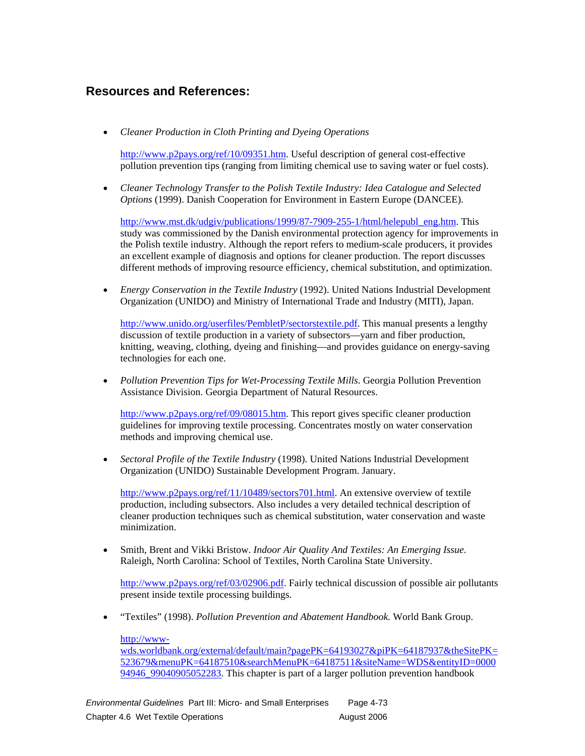## Resources and References:

- *Cleaner Production in Cloth Printing and Dyeing Operations*

  http://www.p2pays.org/ref/10/09351.htm. Useful description of general cost-effective pollution prevention tips (ranging from limiting chemical use to saving water or fuel costs).

- *Cleaner Technology Transfer to the Polish Textile Industry: Idea Catalogue and Selected Options* (1999). Danish Cooperation for Environment in Eastern Europe (DANCEE).

  http://www.mst.dk/udgiv/publications/1999/87-7909-255-1/html/helepubl_eng.htm. This study was commissioned by the Danish environmental protection agency for improvements in the Polish textile industry. Although the report refers to medium-scale producers, it provides an excellent example of diagnosis and options for cleaner production. The report discusses different methods of improving resource efficiency, chemical substitution, and optimization.

- *Energy Conservation in the Textile Industry* (1992). United Nations Industrial Development Organization (UNIDO) and Ministry of International Trade and Industry (MITI), Japan.

  http://www.unido.org/userfiles/PembletP/sectorstextile.pdf. This manual presents a lengthy discussion of textile production in a variety of subsectors—yarn and fiber production, knitting, weaving, clothing, dyeing and finishing—and provides guidance on energy-saving technologies for each one.

- *Pollution Prevention Tips for Wet-Processing Textile Mills*. Georgia Pollution Prevention Assistance Division. Georgia Department of Natural Resources.

  http://www.p2pays.org/ref/09/08015.htm. This report gives specific cleaner production guidelines for improving textile processing. Concentrates mostly on water conservation methods and improving chemical use.

- *Sectoral Profile of the Textile Industry* (1998). United Nations Industrial Development Organization (UNIDO) Sustainable Development Program. January.

  http://www.p2pays.org/ref/11/10489/sectors701.html. An extensive overview of textile production, including subsectors. Also includes a very detailed technical description of cleaner production techniques such as chemical substitution, water conservation and waste minimization.

- Smith, Brent and Vikki Bristow. *Indoor Air Quality And Textiles: An Emerging Issue.* Raleigh, North Carolina: School of Textiles, North Carolina State University.

  http://www.p2pays.org/ref/03/02906.pdf. Fairly technical discussion of possible air pollutants present inside textile processing buildings.

- "Textiles" (1998). *Pollution Prevention and Abatement Handbook.* World Bank Group.

  http://www-wds.worldbank.org/external/default/main?pagePK=64193027&piPK=64187937&theSitePK=523679&menuPK=64187510&searchMenuPK=64187511&siteName=WDS&entityID=000094946_99040905052283. This chapter is part of a larger pollution prevention handbook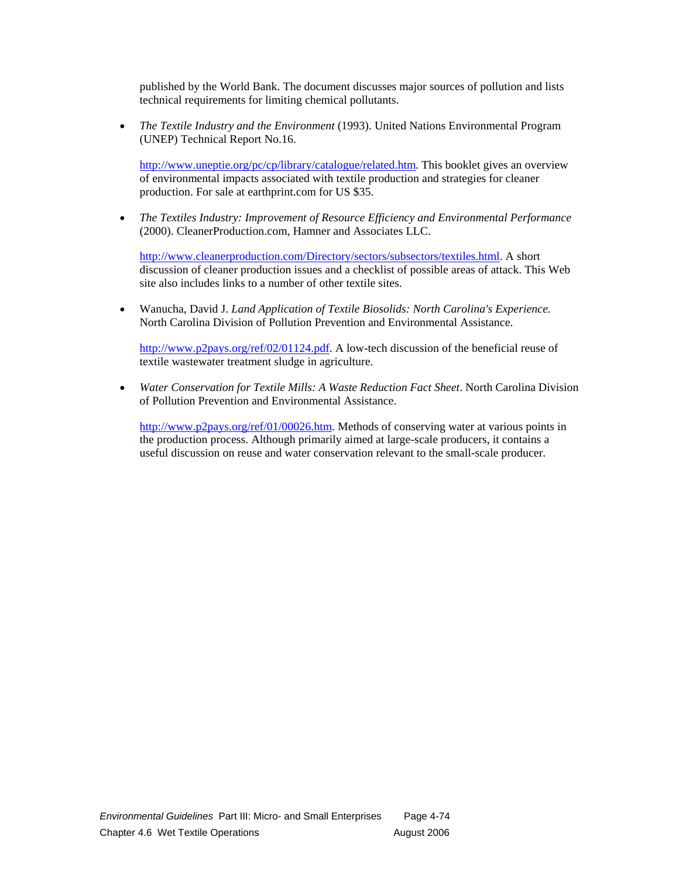published by the World Bank. The document discusses major sources of pollution and lists technical requirements for limiting chemical pollutants.

- *The Textile Industry and the Environment* (1993). United Nations Environmental Program (UNEP) Technical Report No.16.

  http://www.uneptie.org/pc/cp/library/catalogue/related.htm. This booklet gives an overview of environmental impacts associated with textile production and strategies for cleaner production. For sale at earthprint.com for US $35.

- *The Textiles Industry: Improvement of Resource Efficiency and Environmental Performance* (2000). CleanerProduction.com, Hamner and Associates LLC.

  http://www.cleanerproduction.com/Directory/sectors/subsectors/textiles.html. A short discussion of cleaner production issues and a checklist of possible areas of attack. This Web site also includes links to a number of other textile sites.

- Wanucha, David J. *Land Application of Textile Biosolids: North Carolina's Experience.* North Carolina Division of Pollution Prevention and Environmental Assistance.

  http://www.p2pays.org/ref/02/01124.pdf. A low-tech discussion of the beneficial reuse of textile wastewater treatment sludge in agriculture.

- *Water Conservation for Textile Mills: A Waste Reduction Fact Sheet*. North Carolina Division of Pollution Prevention and Environmental Assistance.

  http://www.p2pays.org/ref/01/00026.htm. Methods of conserving water at various points in the production process. Although primarily aimed at large-scale producers, it contains a useful discussion on reuse and water conservation relevant to the small-scale producer.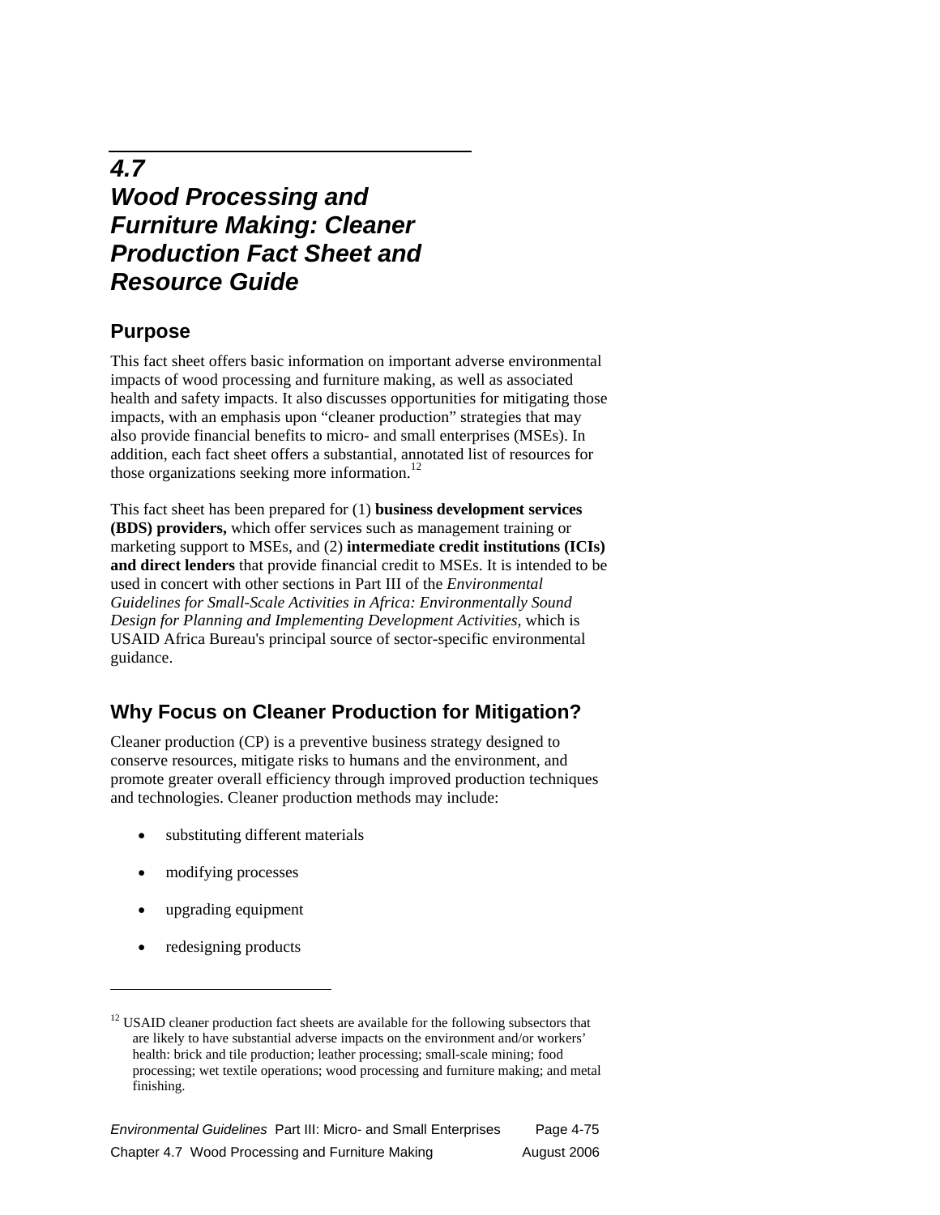# 4.7 Wood Processing and Furniture Making: Cleaner Production Fact Sheet and Resource Guide

## Purpose

This fact sheet offers basic information on important adverse environmental impacts of wood processing and furniture making, as well as associated health and safety impacts. It also discusses opportunities for mitigating those impacts, with an emphasis upon "cleaner production" strategies that may also provide financial benefits to micro- and small enterprises (MSEs). In addition, each fact sheet offers a substantial, annotated list of resources for those organizations seeking more information.[12]

This fact sheet has been prepared for (1) **business development services (BDS) providers,** which offer services such as management training or marketing support to MSEs, and (2) **intermediate credit institutions (ICIs) and direct lenders** that provide financial credit to MSEs. It is intended to be used in concert with other sections in Part III of the *Environmental Guidelines for Small-Scale Activities in Africa: Environmentally Sound Design for Planning and Implementing Development Activities,* which is USAID Africa Bureau's principal source of sector-specific environmental guidance.

## Why Focus on Cleaner Production for Mitigation?

Cleaner production (CP) is a preventive business strategy designed to conserve resources, mitigate risks to humans and the environment, and promote greater overall efficiency through improved production techniques and technologies. Cleaner production methods may include:

- substituting different materials
- modifying processes
- upgrading equipment
- redesigning products

[12] USAID cleaner production fact sheets are available for the following subsectors that are likely to have substantial adverse impacts on the environment and/or workers' health: brick and tile production; leather processing; small-scale mining; food processing; wet textile operations; wood processing and furniture making; and metal finishing.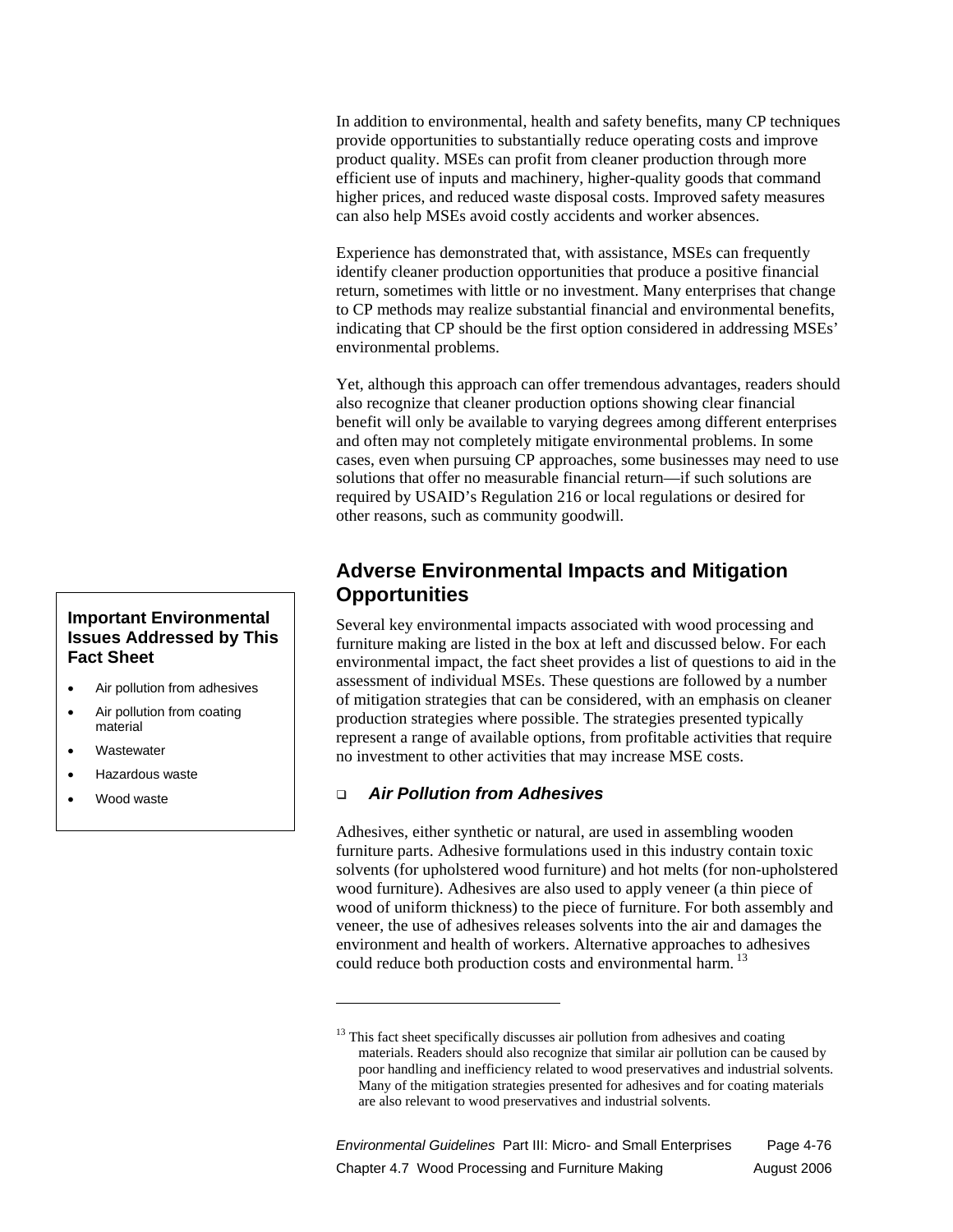In addition to environmental, health and safety benefits, many CP techniques provide opportunities to substantially reduce operating costs and improve product quality. MSEs can profit from cleaner production through more efficient use of inputs and machinery, higher-quality goods that command higher prices, and reduced waste disposal costs. Improved safety measures can also help MSEs avoid costly accidents and worker absences.

Experience has demonstrated that, with assistance, MSEs can frequently identify cleaner production opportunities that produce a positive financial return, sometimes with little or no investment. Many enterprises that change to CP methods may realize substantial financial and environmental benefits, indicating that CP should be the first option considered in addressing MSEs' environmental problems.

Yet, although this approach can offer tremendous advantages, readers should also recognize that cleaner production options showing clear financial benefit will only be available to varying degrees among different enterprises and often may not completely mitigate environmental problems. In some cases, even when pursuing CP approaches, some businesses may need to use solutions that offer no measurable financial return—if such solutions are required by USAID's Regulation 216 or local regulations or desired for other reasons, such as community goodwill.

## Adverse Environmental Impacts and Mitigation Opportunities

Several key environmental impacts associated with wood processing and furniture making are listed in the box at left and discussed below. For each environmental impact, the fact sheet provides a list of questions to aid in the assessment of individual MSEs. These questions are followed by a number of mitigation strategies that can be considered, with an emphasis on cleaner production strategies where possible. The strategies presented typically represent a range of available options, from profitable activities that require no investment to other activities that may increase MSE costs.

**Important Environmental Issues Addressed by This Fact Sheet**

- Air pollution from adhesives
- Air pollution from coating material
- Wastewater
- Hazardous waste
- Wood waste

### ❑ *Air Pollution from Adhesives*

Adhesives, either synthetic or natural, are used in assembling wooden furniture parts. Adhesive formulations used in this industry contain toxic solvents (for upholstered wood furniture) and hot melts (for non-upholstered wood furniture). Adhesives are also used to apply veneer (a thin piece of wood of uniform thickness) to the piece of furniture. For both assembly and veneer, the use of adhesives releases solvents into the air and damages the environment and health of workers. Alternative approaches to adhesives could reduce both production costs and environmental harm.[13]

[13] This fact sheet specifically discusses air pollution from adhesives and coating materials. Readers should also recognize that similar air pollution can be caused by poor handling and inefficiency related to wood preservatives and industrial solvents. Many of the mitigation strategies presented for adhesives and for coating materials are also relevant to wood preservatives and industrial solvents.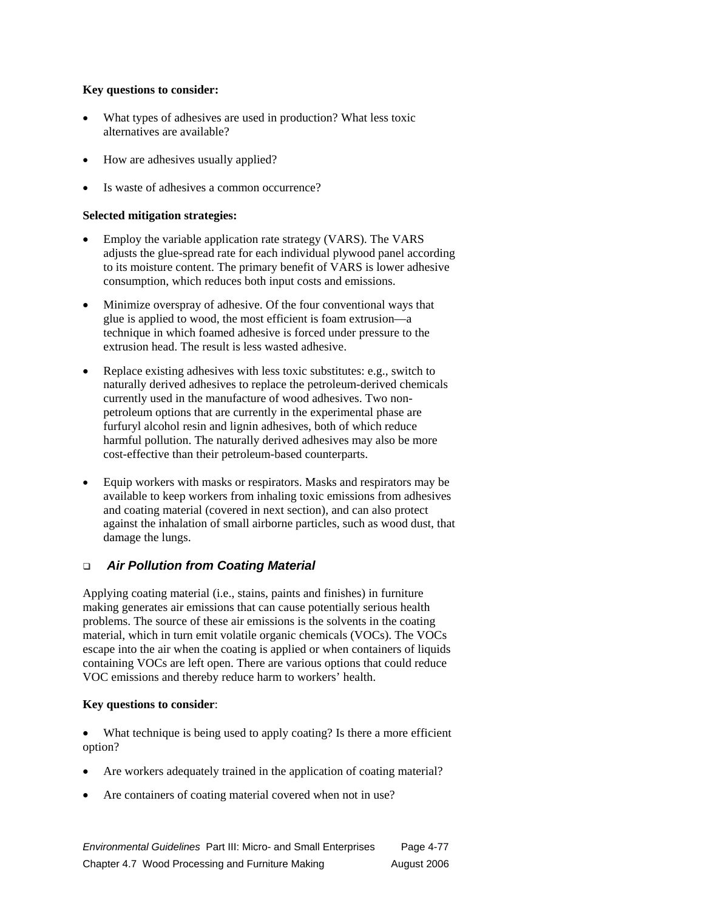**Key questions to consider:**

- What types of adhesives are used in production? What less toxic alternatives are available?
- How are adhesives usually applied?
- Is waste of adhesives a common occurrence?

**Selected mitigation strategies:**

- Employ the variable application rate strategy (VARS). The VARS adjusts the glue-spread rate for each individual plywood panel according to its moisture content. The primary benefit of VARS is lower adhesive consumption, which reduces both input costs and emissions.
- Minimize overspray of adhesive. Of the four conventional ways that glue is applied to wood, the most efficient is foam extrusion—a technique in which foamed adhesive is forced under pressure to the extrusion head. The result is less wasted adhesive.
- Replace existing adhesives with less toxic substitutes: e.g., switch to naturally derived adhesives to replace the petroleum-derived chemicals currently used in the manufacture of wood adhesives. Two non-petroleum options that are currently in the experimental phase are furfuryl alcohol resin and lignin adhesives, both of which reduce harmful pollution. The naturally derived adhesives may also be more cost-effective than their petroleum-based counterparts.
- Equip workers with masks or respirators. Masks and respirators may be available to keep workers from inhaling toxic emissions from adhesives and coating material (covered in next section), and can also protect against the inhalation of small airborne particles, such as wood dust, that damage the lungs.

### ❑ *Air Pollution from Coating Material*

Applying coating material (i.e., stains, paints and finishes) in furniture making generates air emissions that can cause potentially serious health problems. The source of these air emissions is the solvents in the coating material, which in turn emit volatile organic chemicals (VOCs). The VOCs escape into the air when the coating is applied or when containers of liquids containing VOCs are left open. There are various options that could reduce VOC emissions and thereby reduce harm to workers' health.

**Key questions to consider**:

- What technique is being used to apply coating? Is there a more efficient option?
- Are workers adequately trained in the application of coating material?
- Are containers of coating material covered when not in use?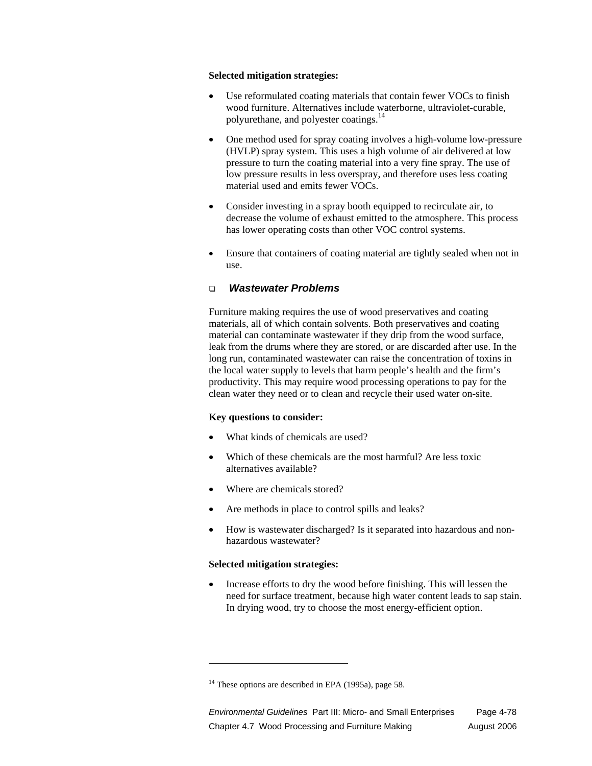**Selected mitigation strategies:**

- Use reformulated coating materials that contain fewer VOCs to finish wood furniture. Alternatives include waterborne, ultraviolet-curable, polyurethane, and polyester coatings.[14]
- One method used for spray coating involves a high-volume low-pressure (HVLP) spray system. This uses a high volume of air delivered at low pressure to turn the coating material into a very fine spray. The use of low pressure results in less overspray, and therefore uses less coating material used and emits fewer VOCs.
- Consider investing in a spray booth equipped to recirculate air, to decrease the volume of exhaust emitted to the atmosphere. This process has lower operating costs than other VOC control systems.
- Ensure that containers of coating material are tightly sealed when not in use.

### ***Wastewater Problems***

Furniture making requires the use of wood preservatives and coating materials, all of which contain solvents. Both preservatives and coating material can contaminate wastewater if they drip from the wood surface, leak from the drums where they are stored, or are discarded after use. In the long run, contaminated wastewater can raise the concentration of toxins in the local water supply to levels that harm people's health and the firm's productivity. This may require wood processing operations to pay for the clean water they need or to clean and recycle their used water on-site.

**Key questions to consider:**

- What kinds of chemicals are used?
- Which of these chemicals are the most harmful? Are less toxic alternatives available?
- Where are chemicals stored?
- Are methods in place to control spills and leaks?
- How is wastewater discharged? Is it separated into hazardous and non-hazardous wastewater?

**Selected mitigation strategies:**

- Increase efforts to dry the wood before finishing. This will lessen the need for surface treatment, because high water content leads to sap stain. In drying wood, try to choose the most energy-efficient option.

---

[14] These options are described in EPA (1995a), page 58.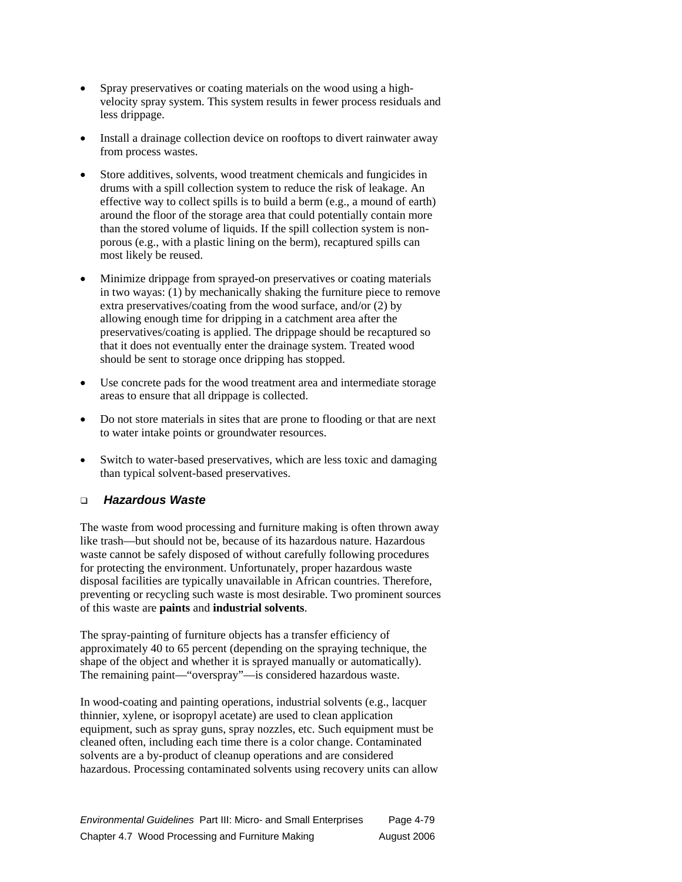- Spray preservatives or coating materials on the wood using a high-velocity spray system. This system results in fewer process residuals and less drippage.
- Install a drainage collection device on rooftops to divert rainwater away from process wastes.
- Store additives, solvents, wood treatment chemicals and fungicides in drums with a spill collection system to reduce the risk of leakage. An effective way to collect spills is to build a berm (e.g., a mound of earth) around the floor of the storage area that could potentially contain more than the stored volume of liquids. If the spill collection system is non-porous (e.g., with a plastic lining on the berm), recaptured spills can most likely be reused.
- Minimize drippage from sprayed-on preservatives or coating materials in two wayas: (1) by mechanically shaking the furniture piece to remove extra preservatives/coating from the wood surface, and/or (2) by allowing enough time for dripping in a catchment area after the preservatives/coating is applied. The drippage should be recaptured so that it does not eventually enter the drainage system. Treated wood should be sent to storage once dripping has stopped.
- Use concrete pads for the wood treatment area and intermediate storage areas to ensure that all drippage is collected.
- Do not store materials in sites that are prone to flooding or that are next to water intake points or groundwater resources.
- Switch to water-based preservatives, which are less toxic and damaging than typical solvent-based preservatives.

### *Hazardous Waste*

The waste from wood processing and furniture making is often thrown away like trash—but should not be, because of its hazardous nature. Hazardous waste cannot be safely disposed of without carefully following procedures for protecting the environment. Unfortunately, proper hazardous waste disposal facilities are typically unavailable in African countries. Therefore, preventing or recycling such waste is most desirable. Two prominent sources of this waste are **paints** and **industrial solvents**.

The spray-painting of furniture objects has a transfer efficiency of approximately 40 to 65 percent (depending on the spraying technique, the shape of the object and whether it is sprayed manually or automatically). The remaining paint—"overspray"—is considered hazardous waste.

In wood-coating and painting operations, industrial solvents (e.g., lacquer thinnier, xylene, or isopropyl acetate) are used to clean application equipment, such as spray guns, spray nozzles, etc. Such equipment must be cleaned often, including each time there is a color change. Contaminated solvents are a by-product of cleanup operations and are considered hazardous. Processing contaminated solvents using recovery units can allow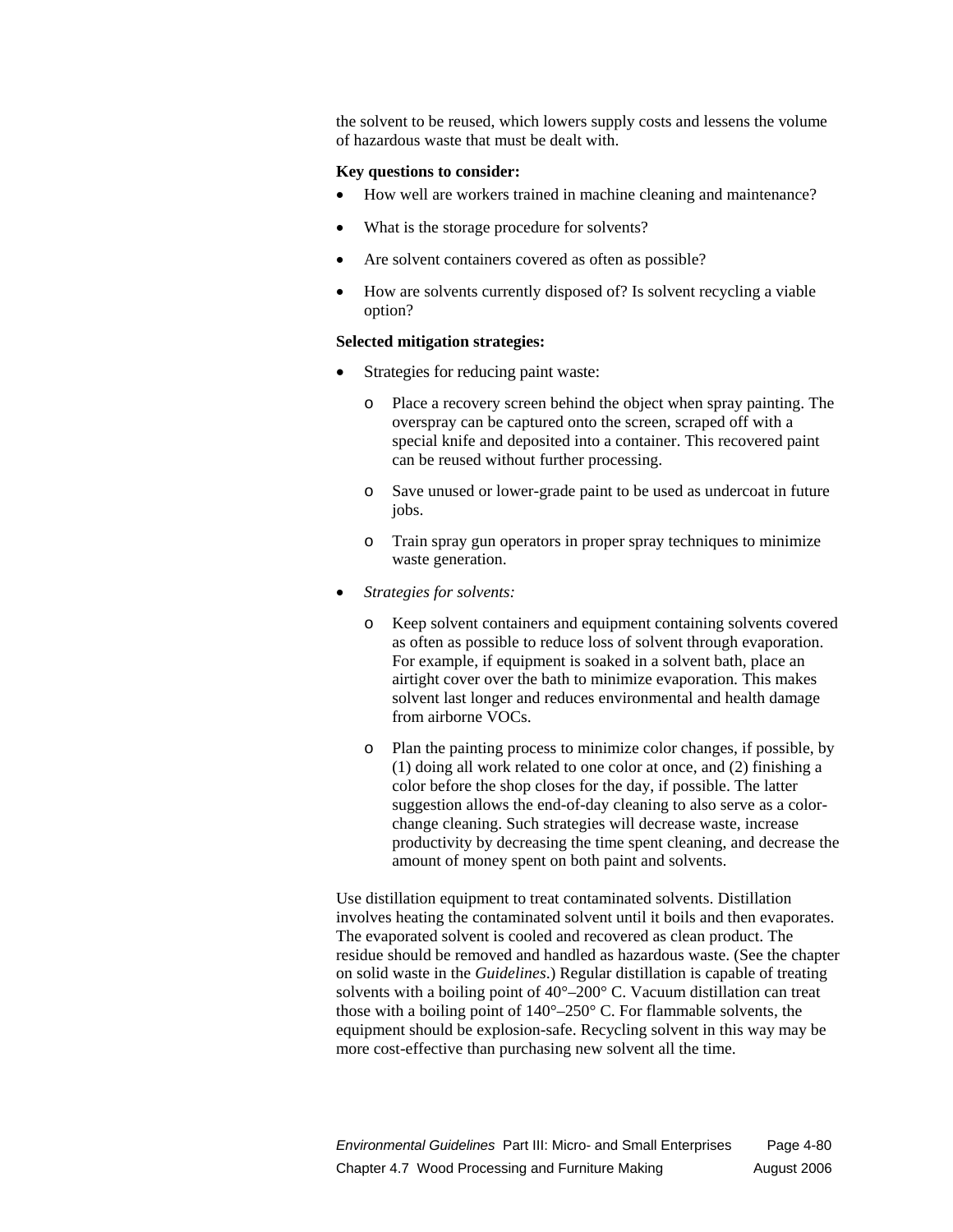the solvent to be reused, which lowers supply costs and lessens the volume of hazardous waste that must be dealt with.

**Key questions to consider:**

- How well are workers trained in machine cleaning and maintenance?
- What is the storage procedure for solvents?
- Are solvent containers covered as often as possible?
- How are solvents currently disposed of? Is solvent recycling a viable option?

**Selected mitigation strategies:**

- Strategies for reducing paint waste:
    - Place a recovery screen behind the object when spray painting. The overspray can be captured onto the screen, scraped off with a special knife and deposited into a container. This recovered paint can be reused without further processing.
    - Save unused or lower-grade paint to be used as undercoat in future jobs.
    - Train spray gun operators in proper spray techniques to minimize waste generation.
- *Strategies for solvents:*
    - Keep solvent containers and equipment containing solvents covered as often as possible to reduce loss of solvent through evaporation. For example, if equipment is soaked in a solvent bath, place an airtight cover over the bath to minimize evaporation. This makes solvent last longer and reduces environmental and health damage from airborne VOCs.
    - Plan the painting process to minimize color changes, if possible, by (1) doing all work related to one color at once, and (2) finishing a color before the shop closes for the day, if possible. The latter suggestion allows the end-of-day cleaning to also serve as a color-change cleaning. Such strategies will decrease waste, increase productivity by decreasing the time spent cleaning, and decrease the amount of money spent on both paint and solvents.

Use distillation equipment to treat contaminated solvents. Distillation involves heating the contaminated solvent until it boils and then evaporates. The evaporated solvent is cooled and recovered as clean product. The residue should be removed and handled as hazardous waste. (See the chapter on solid waste in the *Guidelines*.) Regular distillation is capable of treating solvents with a boiling point of 40°–200° C. Vacuum distillation can treat those with a boiling point of 140°–250° C. For flammable solvents, the equipment should be explosion-safe. Recycling solvent in this way may be more cost-effective than purchasing new solvent all the time.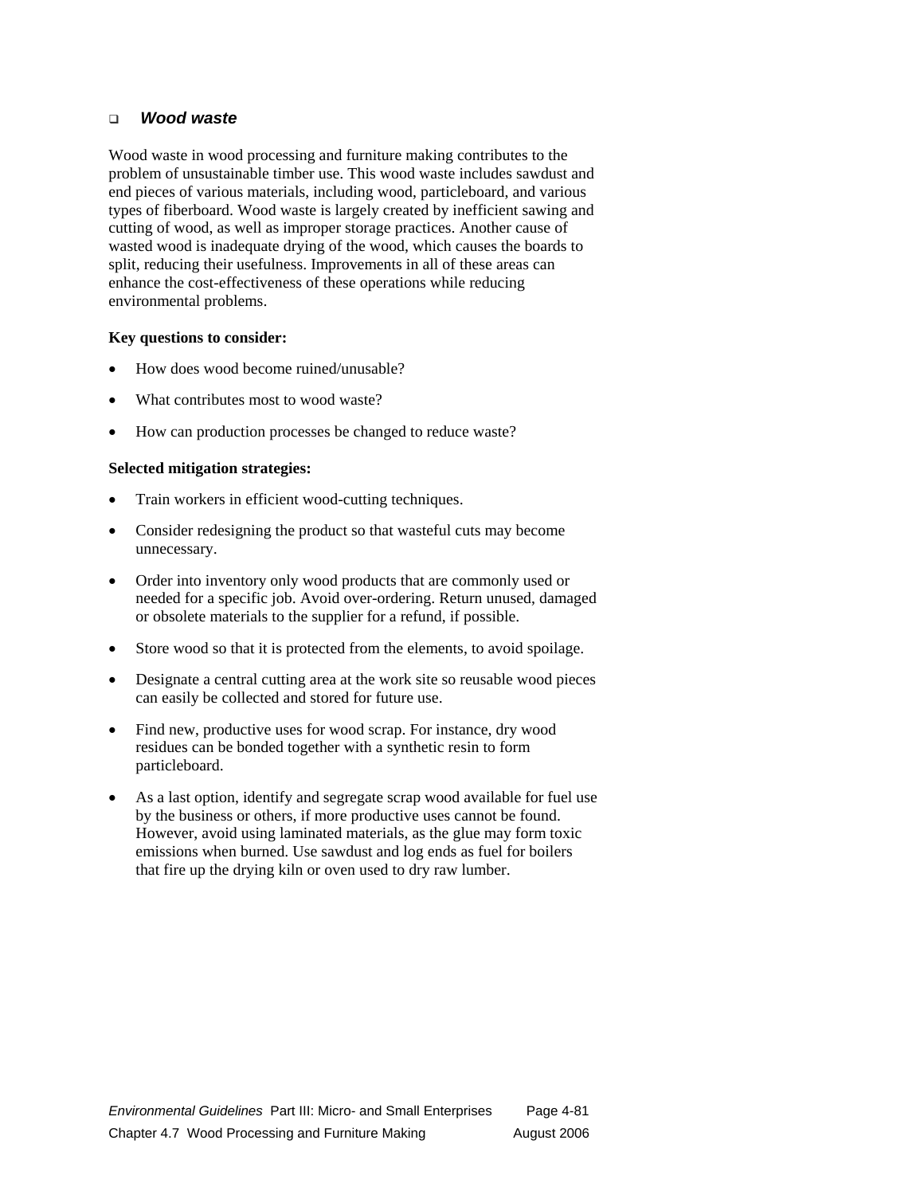### *Wood waste*

Wood waste in wood processing and furniture making contributes to the problem of unsustainable timber use. This wood waste includes sawdust and end pieces of various materials, including wood, particleboard, and various types of fiberboard. Wood waste is largely created by inefficient sawing and cutting of wood, as well as improper storage practices. Another cause of wasted wood is inadequate drying of the wood, which causes the boards to split, reducing their usefulness. Improvements in all of these areas can enhance the cost-effectiveness of these operations while reducing environmental problems.

**Key questions to consider:**

- How does wood become ruined/unusable?
- What contributes most to wood waste?
- How can production processes be changed to reduce waste?

**Selected mitigation strategies:**

- Train workers in efficient wood-cutting techniques.
- Consider redesigning the product so that wasteful cuts may become unnecessary.
- Order into inventory only wood products that are commonly used or needed for a specific job. Avoid over-ordering. Return unused, damaged or obsolete materials to the supplier for a refund, if possible.
- Store wood so that it is protected from the elements, to avoid spoilage.
- Designate a central cutting area at the work site so reusable wood pieces can easily be collected and stored for future use.
- Find new, productive uses for wood scrap. For instance, dry wood residues can be bonded together with a synthetic resin to form particleboard.
- As a last option, identify and segregate scrap wood available for fuel use by the business or others, if more productive uses cannot be found. However, avoid using laminated materials, as the glue may form toxic emissions when burned. Use sawdust and log ends as fuel for boilers that fire up the drying kiln or oven used to dry raw lumber.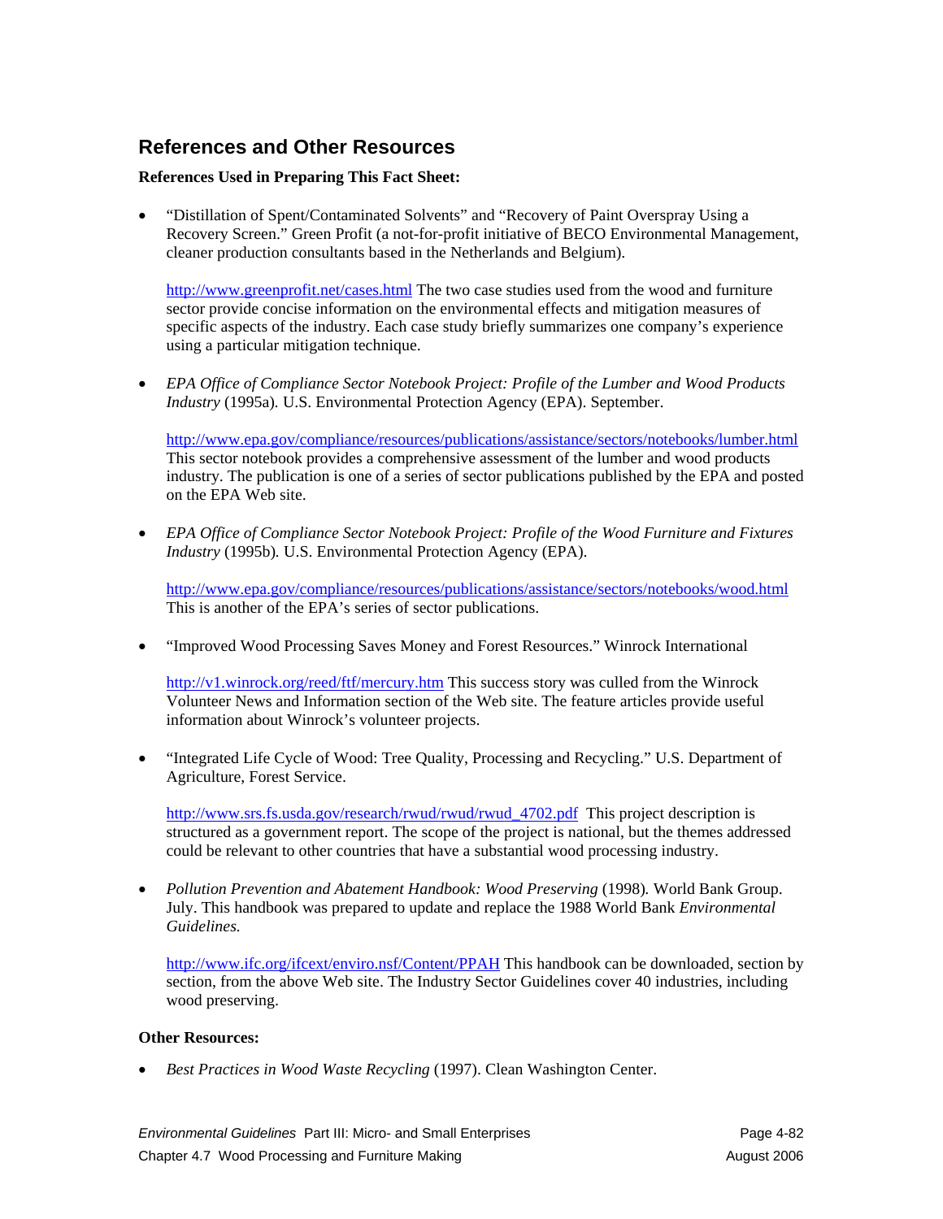## References and Other Resources

**References Used in Preparing This Fact Sheet:**

- "Distillation of Spent/Contaminated Solvents" and "Recovery of Paint Overspray Using a Recovery Screen." Green Profit (a not-for-profit initiative of BECO Environmental Management, cleaner production consultants based in the Netherlands and Belgium).

  http://www.greenprofit.net/cases.html The two case studies used from the wood and furniture sector provide concise information on the environmental effects and mitigation measures of specific aspects of the industry. Each case study briefly summarizes one company's experience using a particular mitigation technique.

- *EPA Office of Compliance Sector Notebook Project: Profile of the Lumber and Wood Products Industry* (1995a). U.S. Environmental Protection Agency (EPA). September.

  http://www.epa.gov/compliance/resources/publications/assistance/sectors/notebooks/lumber.html This sector notebook provides a comprehensive assessment of the lumber and wood products industry. The publication is one of a series of sector publications published by the EPA and posted on the EPA Web site.

- *EPA Office of Compliance Sector Notebook Project: Profile of the Wood Furniture and Fixtures Industry* (1995b). U.S. Environmental Protection Agency (EPA).

  http://www.epa.gov/compliance/resources/publications/assistance/sectors/notebooks/wood.html This is another of the EPA's series of sector publications.

- "Improved Wood Processing Saves Money and Forest Resources." Winrock International

  http://v1.winrock.org/reed/ftf/mercury.htm This success story was culled from the Winrock Volunteer News and Information section of the Web site. The feature articles provide useful information about Winrock's volunteer projects.

- "Integrated Life Cycle of Wood: Tree Quality, Processing and Recycling." U.S. Department of Agriculture, Forest Service.

  http://www.srs.fs.usda.gov/research/rwud/rwud/rwud_4702.pdf This project description is structured as a government report. The scope of the project is national, but the themes addressed could be relevant to other countries that have a substantial wood processing industry.

- *Pollution Prevention and Abatement Handbook: Wood Preserving* (1998). World Bank Group. July. This handbook was prepared to update and replace the 1988 World Bank *Environmental Guidelines.*

  http://www.ifc.org/ifcext/enviro.nsf/Content/PPAH This handbook can be downloaded, section by section, from the above Web site. The Industry Sector Guidelines cover 40 industries, including wood preserving.

**Other Resources:**

- *Best Practices in Wood Waste Recycling* (1997). Clean Washington Center.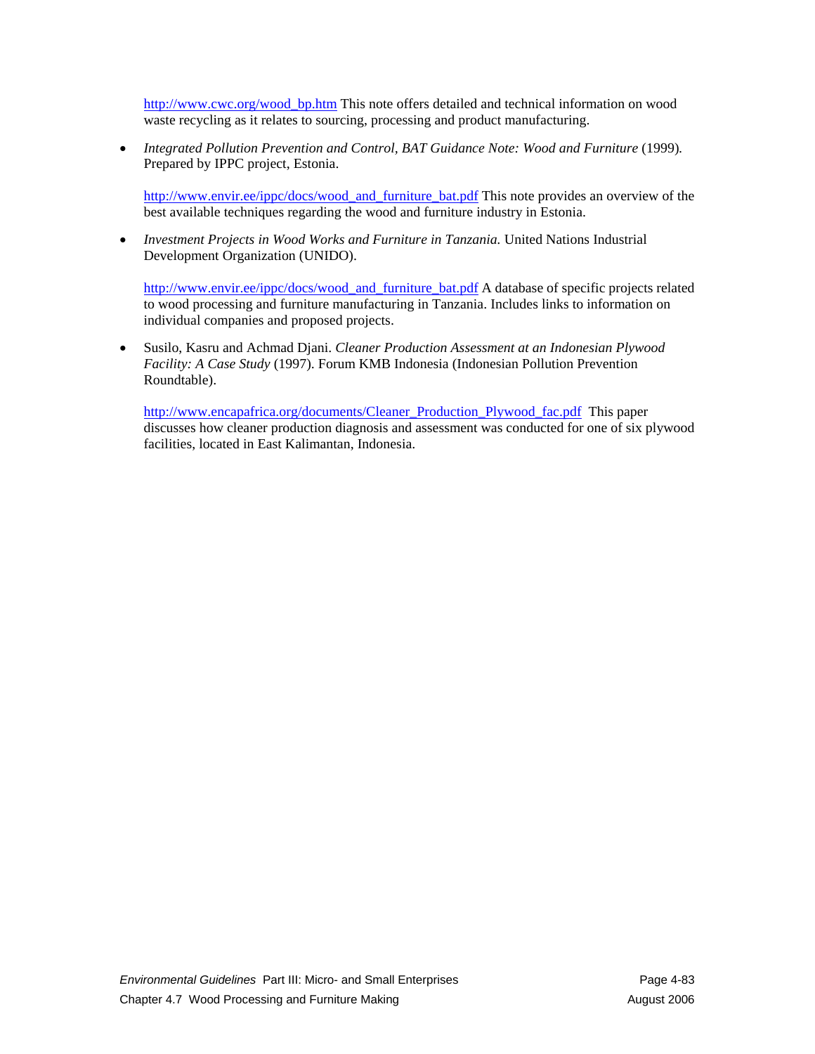http://www.cwc.org/wood_bp.htm This note offers detailed and technical information on wood waste recycling as it relates to sourcing, processing and product manufacturing.

- *Integrated Pollution Prevention and Control, BAT Guidance Note: Wood and Furniture* (1999). Prepared by IPPC project, Estonia.

  http://www.envir.ee/ippc/docs/wood_and_furniture_bat.pdf This note provides an overview of the best available techniques regarding the wood and furniture industry in Estonia.

- *Investment Projects in Wood Works and Furniture in Tanzania.* United Nations Industrial Development Organization (UNIDO).

  http://www.envir.ee/ippc/docs/wood_and_furniture_bat.pdf A database of specific projects related to wood processing and furniture manufacturing in Tanzania. Includes links to information on individual companies and proposed projects.

- Susilo, Kasru and Achmad Djani. *Cleaner Production Assessment at an Indonesian Plywood Facility: A Case Study* (1997). Forum KMB Indonesia (Indonesian Pollution Prevention Roundtable).

  http://www.encapafrica.org/documents/Cleaner_Production_Plywood_fac.pdf This paper discusses how cleaner production diagnosis and assessment was conducted for one of six plywood facilities, located in East Kalimantan, Indonesia.